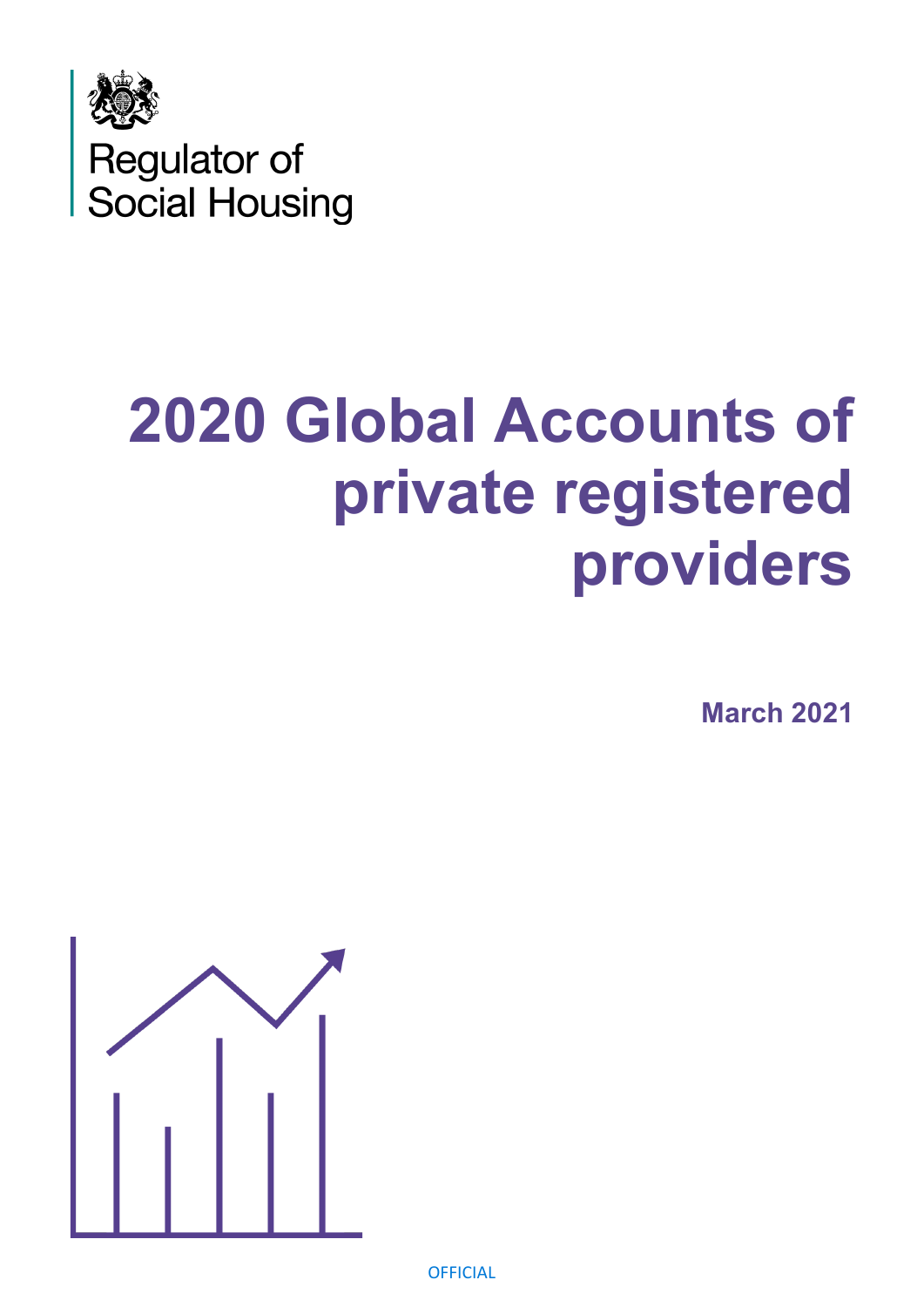Regulator of Social Housing

# 2020 Global Accounts of private registered providers

**March 2021**

OFFICIAL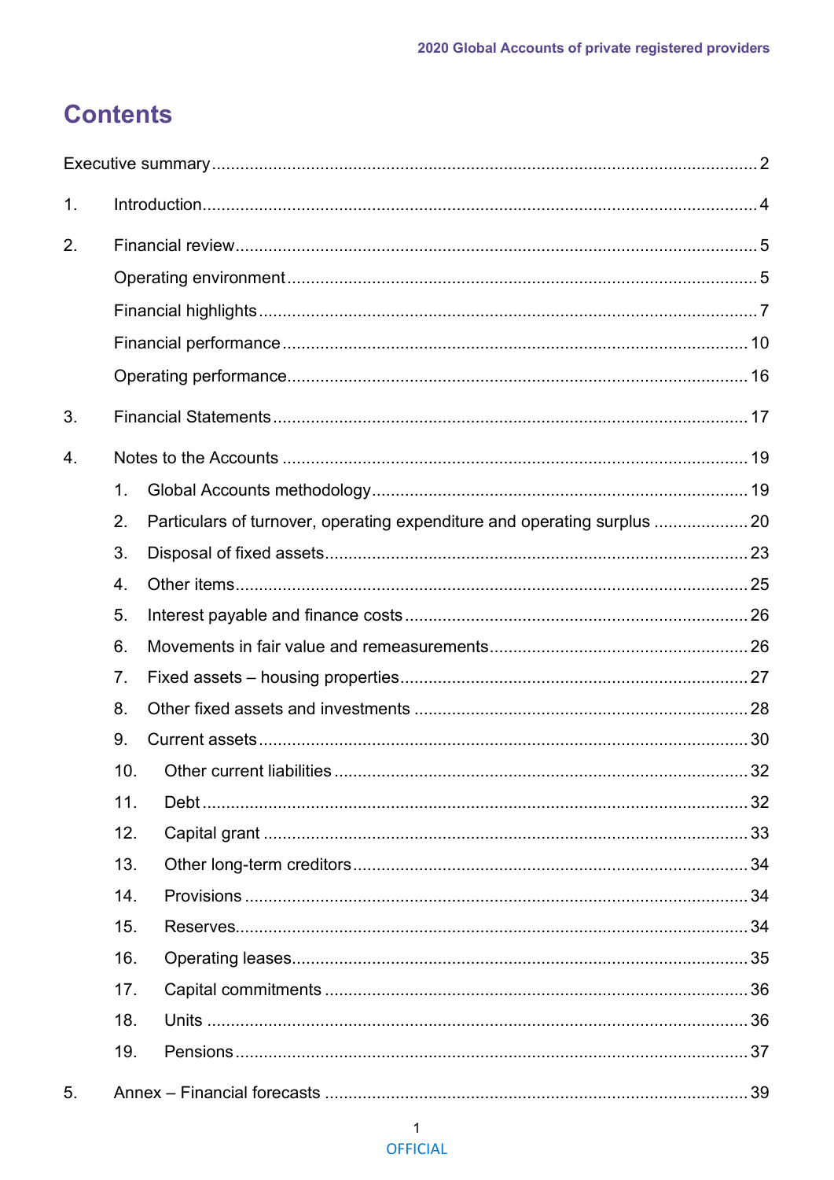# Contents

Executive summary .................................................................................................. 2

1. Introduction .................................................................................................... 4

2. Financial review ............................................................................................. 5
   - Operating environment ................................................................................... 5
   - Financial highlights ......................................................................................... 7
   - Financial performance .................................................................................. 10
   - Operating performance .................................................................................. 16

3. Financial Statements .................................................................................... 17

4. Notes to the Accounts .................................................................................. 19
   1. Global Accounts methodology ................................................................ 19
   2. Particulars of turnover, operating expenditure and operating surplus .................... 20
   3. Disposal of fixed assets ............................................................................ 23
   4. Other items ............................................................................................ 25
   5. Interest payable and finance costs ............................................................ 26
   6. Movements in fair value and remeasurements ............................................ 26
   7. Fixed assets – housing properties .............................................................. 27
   8. Other fixed assets and investments ........................................................... 28
   9. Current assets ......................................................................................... 30
   10. Other current liabilities ............................................................................ 32
   11. Debt ..................................................................................................... 32
   12. Capital grant ......................................................................................... 33
   13. Other long-term creditors ........................................................................ 34
   14. Provisions ............................................................................................. 34
   15. Reserves ............................................................................................... 34
   16. Operating leases ..................................................................................... 35
   17. Capital commitments .............................................................................. 36
   18. Units ..................................................................................................... 36
   19. Pensions ............................................................................................... 37

5. Annex – Financial forecasts ......................................................................... 39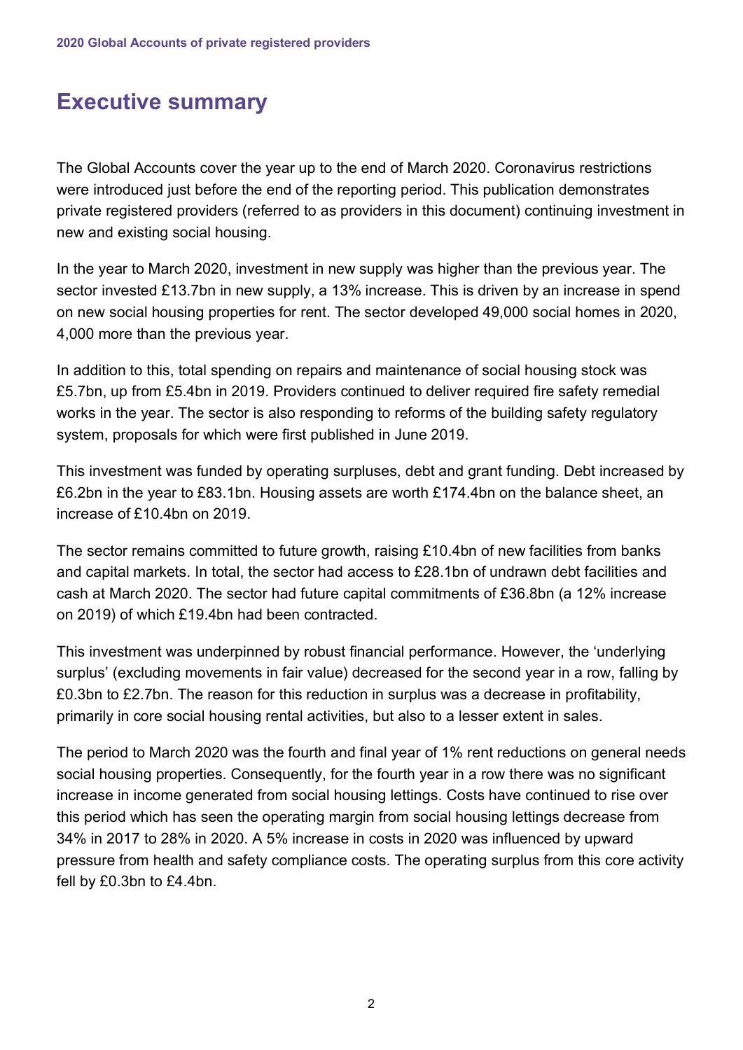# Executive summary

The Global Accounts cover the year up to the end of March 2020. Coronavirus restrictions were introduced just before the end of the reporting period. This publication demonstrates private registered providers (referred to as providers in this document) continuing investment in new and existing social housing.

In the year to March 2020, investment in new supply was higher than the previous year. The sector invested £13.7bn in new supply, a 13% increase. This is driven by an increase in spend on new social housing properties for rent. The sector developed 49,000 social homes in 2020, 4,000 more than the previous year.

In addition to this, total spending on repairs and maintenance of social housing stock was £5.7bn, up from £5.4bn in 2019. Providers continued to deliver required fire safety remedial works in the year. The sector is also responding to reforms of the building safety regulatory system, proposals for which were first published in June 2019.

This investment was funded by operating surpluses, debt and grant funding. Debt increased by £6.2bn in the year to £83.1bn. Housing assets are worth £174.4bn on the balance sheet, an increase of £10.4bn on 2019.

The sector remains committed to future growth, raising £10.4bn of new facilities from banks and capital markets. In total, the sector had access to £28.1bn of undrawn debt facilities and cash at March 2020. The sector had future capital commitments of £36.8bn (a 12% increase on 2019) of which £19.4bn had been contracted.

This investment was underpinned by robust financial performance. However, the 'underlying surplus' (excluding movements in fair value) decreased for the second year in a row, falling by £0.3bn to £2.7bn. The reason for this reduction in surplus was a decrease in profitability, primarily in core social housing rental activities, but also to a lesser extent in sales.

The period to March 2020 was the fourth and final year of 1% rent reductions on general needs social housing properties. Consequently, for the fourth year in a row there was no significant increase in income generated from social housing lettings. Costs have continued to rise over this period which has seen the operating margin from social housing lettings decrease from 34% in 2017 to 28% in 2020. A 5% increase in costs in 2020 was influenced by upward pressure from health and safety compliance costs. The operating surplus from this core activity fell by £0.3bn to £4.4bn.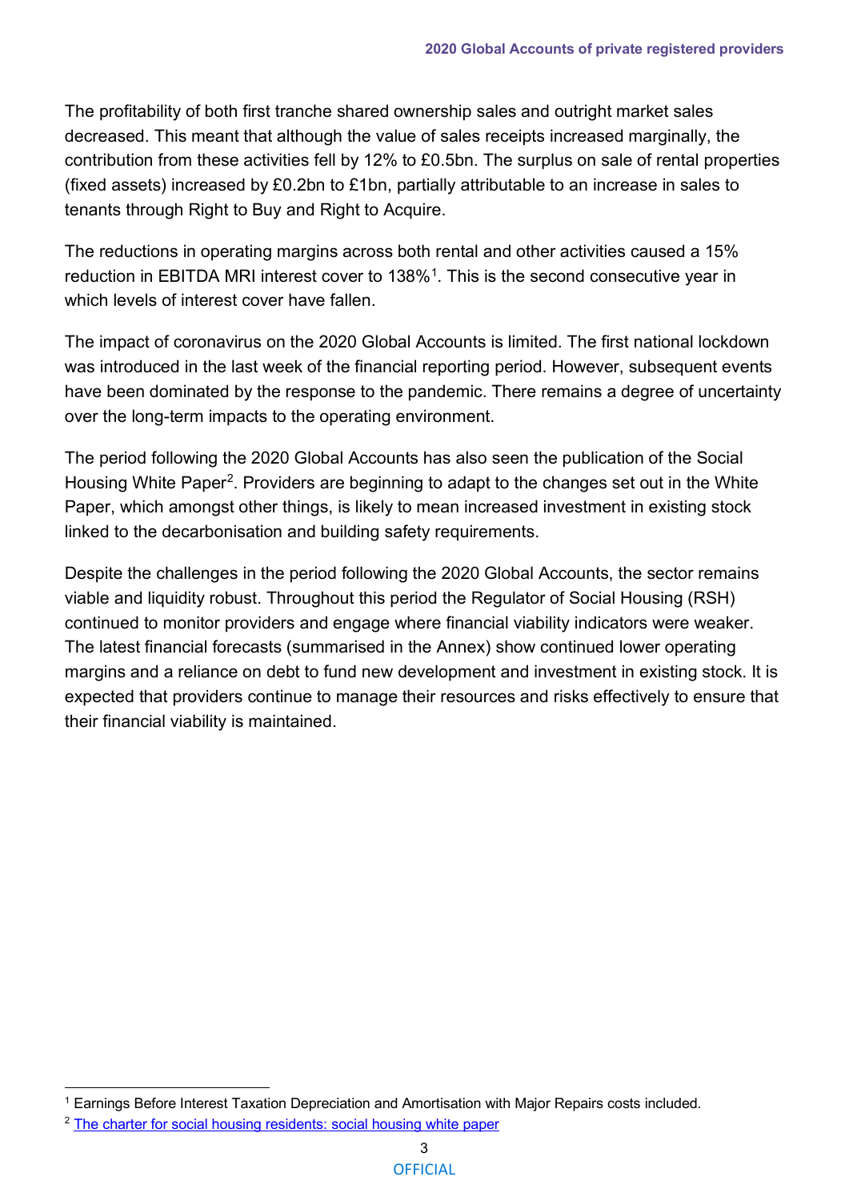The profitability of both first tranche shared ownership sales and outright market sales decreased. This meant that although the value of sales receipts increased marginally, the contribution from these activities fell by 12% to £0.5bn. The surplus on sale of rental properties (fixed assets) increased by £0.2bn to £1bn, partially attributable to an increase in sales to tenants through Right to Buy and Right to Acquire.

The reductions in operating margins across both rental and other activities caused a 15% reduction in EBITDA MRI interest cover to 138%[1]. This is the second consecutive year in which levels of interest cover have fallen.

The impact of coronavirus on the 2020 Global Accounts is limited. The first national lockdown was introduced in the last week of the financial reporting period. However, subsequent events have been dominated by the response to the pandemic. There remains a degree of uncertainty over the long-term impacts to the operating environment.

The period following the 2020 Global Accounts has also seen the publication of the Social Housing White Paper[2]. Providers are beginning to adapt to the changes set out in the White Paper, which amongst other things, is likely to mean increased investment in existing stock linked to the decarbonisation and building safety requirements.

Despite the challenges in the period following the 2020 Global Accounts, the sector remains viable and liquidity robust. Throughout this period the Regulator of Social Housing (RSH) continued to monitor providers and engage where financial viability indicators were weaker. The latest financial forecasts (summarised in the Annex) show continued lower operating margins and a reliance on debt to fund new development and investment in existing stock. It is expected that providers continue to manage their resources and risks effectively to ensure that their financial viability is maintained.

---

[1] Earnings Before Interest Taxation Depreciation and Amortisation with Major Repairs costs included.

[2] The charter for social housing residents: social housing white paper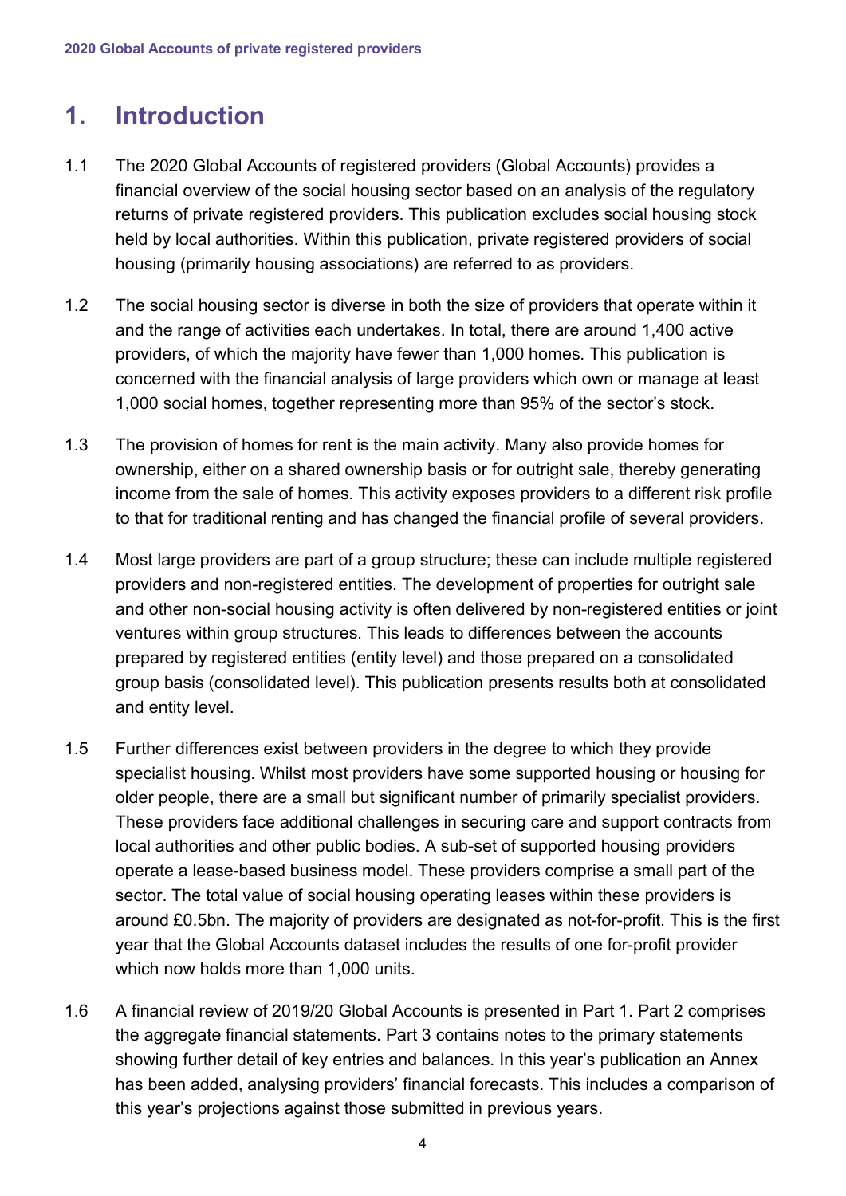# 1. Introduction

1.1 The 2020 Global Accounts of registered providers (Global Accounts) provides a financial overview of the social housing sector based on an analysis of the regulatory returns of private registered providers. This publication excludes social housing stock held by local authorities. Within this publication, private registered providers of social housing (primarily housing associations) are referred to as providers.

1.2 The social housing sector is diverse in both the size of providers that operate within it and the range of activities each undertakes. In total, there are around 1,400 active providers, of which the majority have fewer than 1,000 homes. This publication is concerned with the financial analysis of large providers which own or manage at least 1,000 social homes, together representing more than 95% of the sector's stock.

1.3 The provision of homes for rent is the main activity. Many also provide homes for ownership, either on a shared ownership basis or for outright sale, thereby generating income from the sale of homes. This activity exposes providers to a different risk profile to that for traditional renting and has changed the financial profile of several providers.

1.4 Most large providers are part of a group structure; these can include multiple registered providers and non-registered entities. The development of properties for outright sale and other non-social housing activity is often delivered by non-registered entities or joint ventures within group structures. This leads to differences between the accounts prepared by registered entities (entity level) and those prepared on a consolidated group basis (consolidated level). This publication presents results both at consolidated and entity level.

1.5 Further differences exist between providers in the degree to which they provide specialist housing. Whilst most providers have some supported housing or housing for older people, there are a small but significant number of primarily specialist providers. These providers face additional challenges in securing care and support contracts from local authorities and other public bodies. A sub-set of supported housing providers operate a lease-based business model. These providers comprise a small part of the sector. The total value of social housing operating leases within these providers is around £0.5bn. The majority of providers are designated as not-for-profit. This is the first year that the Global Accounts dataset includes the results of one for-profit provider which now holds more than 1,000 units.

1.6 A financial review of 2019/20 Global Accounts is presented in Part 1. Part 2 comprises the aggregate financial statements. Part 3 contains notes to the primary statements showing further detail of key entries and balances. In this year's publication an Annex has been added, analysing providers' financial forecasts. This includes a comparison of this year's projections against those submitted in previous years.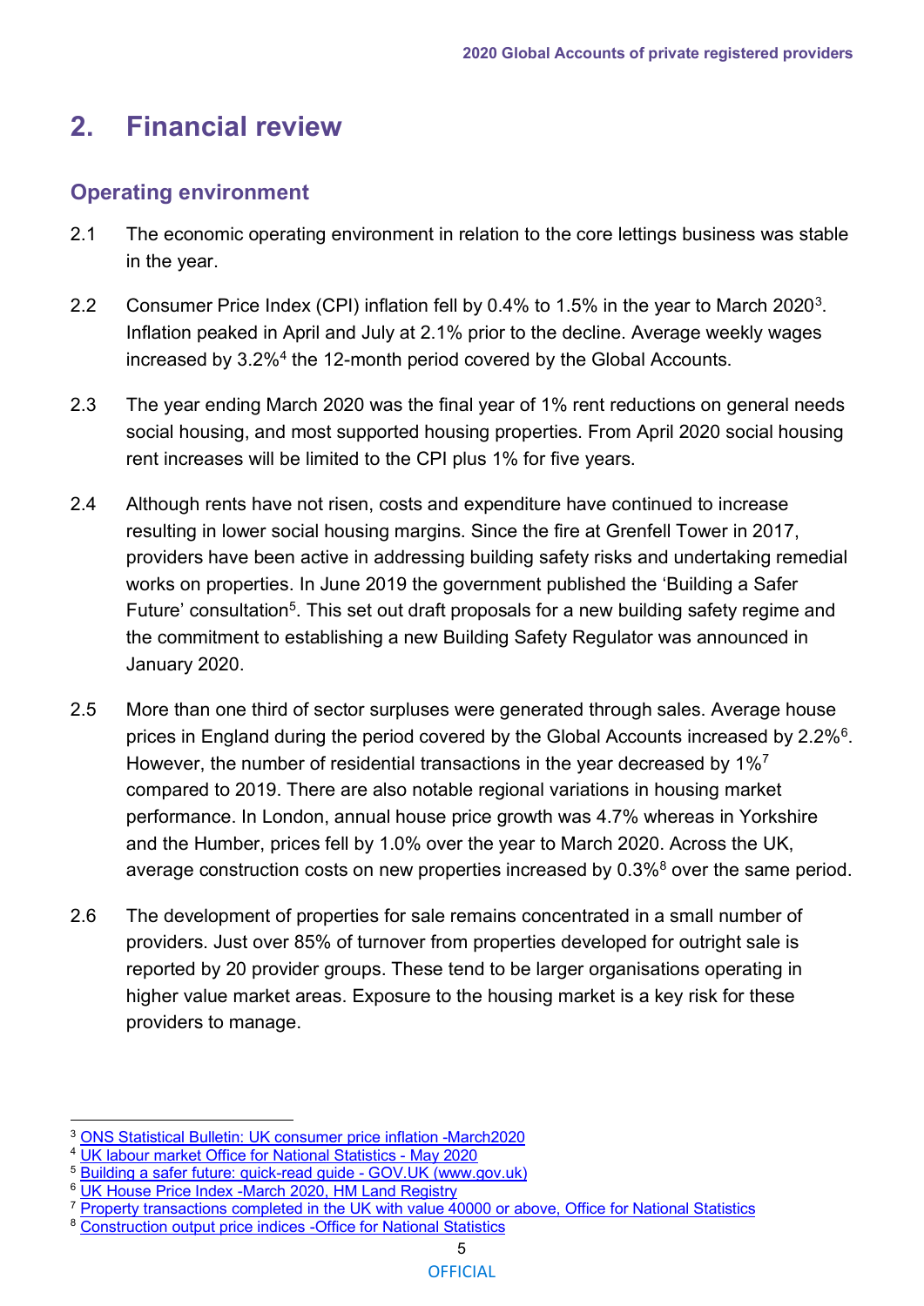# 2. Financial review

## Operating environment

2.1 The economic operating environment in relation to the core lettings business was stable in the year.

2.2 Consumer Price Index (CPI) inflation fell by 0.4% to 1.5% in the year to March 2020[3]. Inflation peaked in April and July at 2.1% prior to the decline. Average weekly wages increased by 3.2%[4] the 12-month period covered by the Global Accounts.

2.3 The year ending March 2020 was the final year of 1% rent reductions on general needs social housing, and most supported housing properties. From April 2020 social housing rent increases will be limited to the CPI plus 1% for five years.

2.4 Although rents have not risen, costs and expenditure have continued to increase resulting in lower social housing margins. Since the fire at Grenfell Tower in 2017, providers have been active in addressing building safety risks and undertaking remedial works on properties. In June 2019 the government published the 'Building a Safer Future' consultation[5]. This set out draft proposals for a new building safety regime and the commitment to establishing a new Building Safety Regulator was announced in January 2020.

2.5 More than one third of sector surpluses were generated through sales. Average house prices in England during the period covered by the Global Accounts increased by 2.2%[6]. However, the number of residential transactions in the year decreased by 1%[7] compared to 2019. There are also notable regional variations in housing market performance. In London, annual house price growth was 4.7% whereas in Yorkshire and the Humber, prices fell by 1.0% over the year to March 2020. Across the UK, average construction costs on new properties increased by 0.3%[8] over the same period.

2.6 The development of properties for sale remains concentrated in a small number of providers. Just over 85% of turnover from properties developed for outright sale is reported by 20 provider groups. These tend to be larger organisations operating in higher value market areas. Exposure to the housing market is a key risk for these providers to manage.

---

[3] ONS Statistical Bulletin: UK consumer price inflation -March2020
[4] UK labour market Office for National Statistics - May 2020
[5] Building a safer future: quick-read guide - GOV.UK (www.gov.uk)
[6] UK House Price Index -March 2020, HM Land Registry
[7] Property transactions completed in the UK with value 40000 or above, Office for National Statistics
[8] Construction output price indices -Office for National Statistics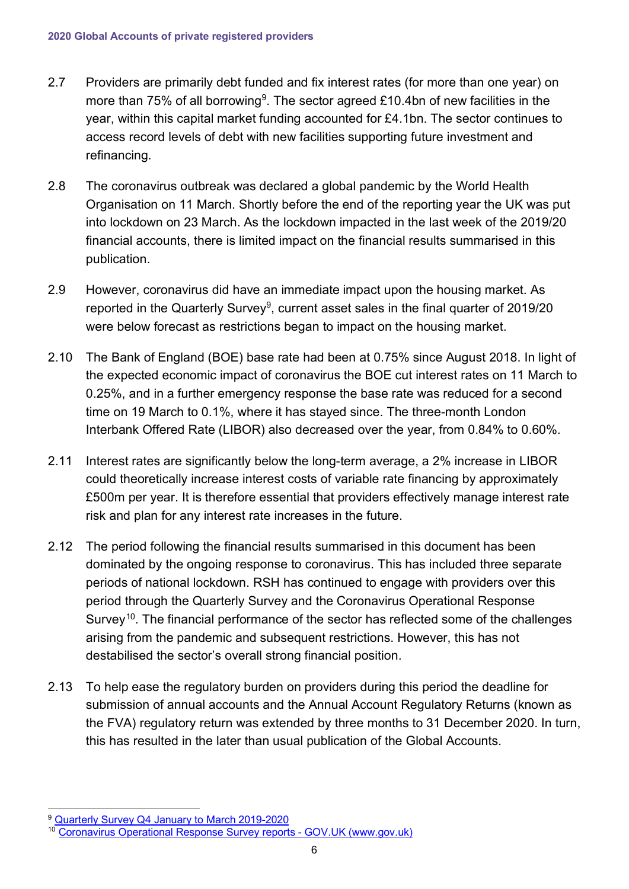2.7 Providers are primarily debt funded and fix interest rates (for more than one year) on more than 75% of all borrowing[9]. The sector agreed £10.4bn of new facilities in the year, within this capital market funding accounted for £4.1bn. The sector continues to access record levels of debt with new facilities supporting future investment and refinancing.

2.8 The coronavirus outbreak was declared a global pandemic by the World Health Organisation on 11 March. Shortly before the end of the reporting year the UK was put into lockdown on 23 March. As the lockdown impacted in the last week of the 2019/20 financial accounts, there is limited impact on the financial results summarised in this publication.

2.9 However, coronavirus did have an immediate impact upon the housing market. As reported in the Quarterly Survey[9], current asset sales in the final quarter of 2019/20 were below forecast as restrictions began to impact on the housing market.

2.10 The Bank of England (BOE) base rate had been at 0.75% since August 2018. In light of the expected economic impact of coronavirus the BOE cut interest rates on 11 March to 0.25%, and in a further emergency response the base rate was reduced for a second time on 19 March to 0.1%, where it has stayed since. The three-month London Interbank Offered Rate (LIBOR) also decreased over the year, from 0.84% to 0.60%.

2.11 Interest rates are significantly below the long-term average, a 2% increase in LIBOR could theoretically increase interest costs of variable rate financing by approximately £500m per year. It is therefore essential that providers effectively manage interest rate risk and plan for any interest rate increases in the future.

2.12 The period following the financial results summarised in this document has been dominated by the ongoing response to coronavirus. This has included three separate periods of national lockdown. RSH has continued to engage with providers over this period through the Quarterly Survey and the Coronavirus Operational Response Survey[10]. The financial performance of the sector has reflected some of the challenges arising from the pandemic and subsequent restrictions. However, this has not destabilised the sector's overall strong financial position.

2.13 To help ease the regulatory burden on providers during this period the deadline for submission of annual accounts and the Annual Account Regulatory Returns (known as the FVA) regulatory return was extended by three months to 31 December 2020. In turn, this has resulted in the later than usual publication of the Global Accounts.

[9] Quarterly Survey Q4 January to March 2019-2020

[10] Coronavirus Operational Response Survey reports - GOV.UK (www.gov.uk)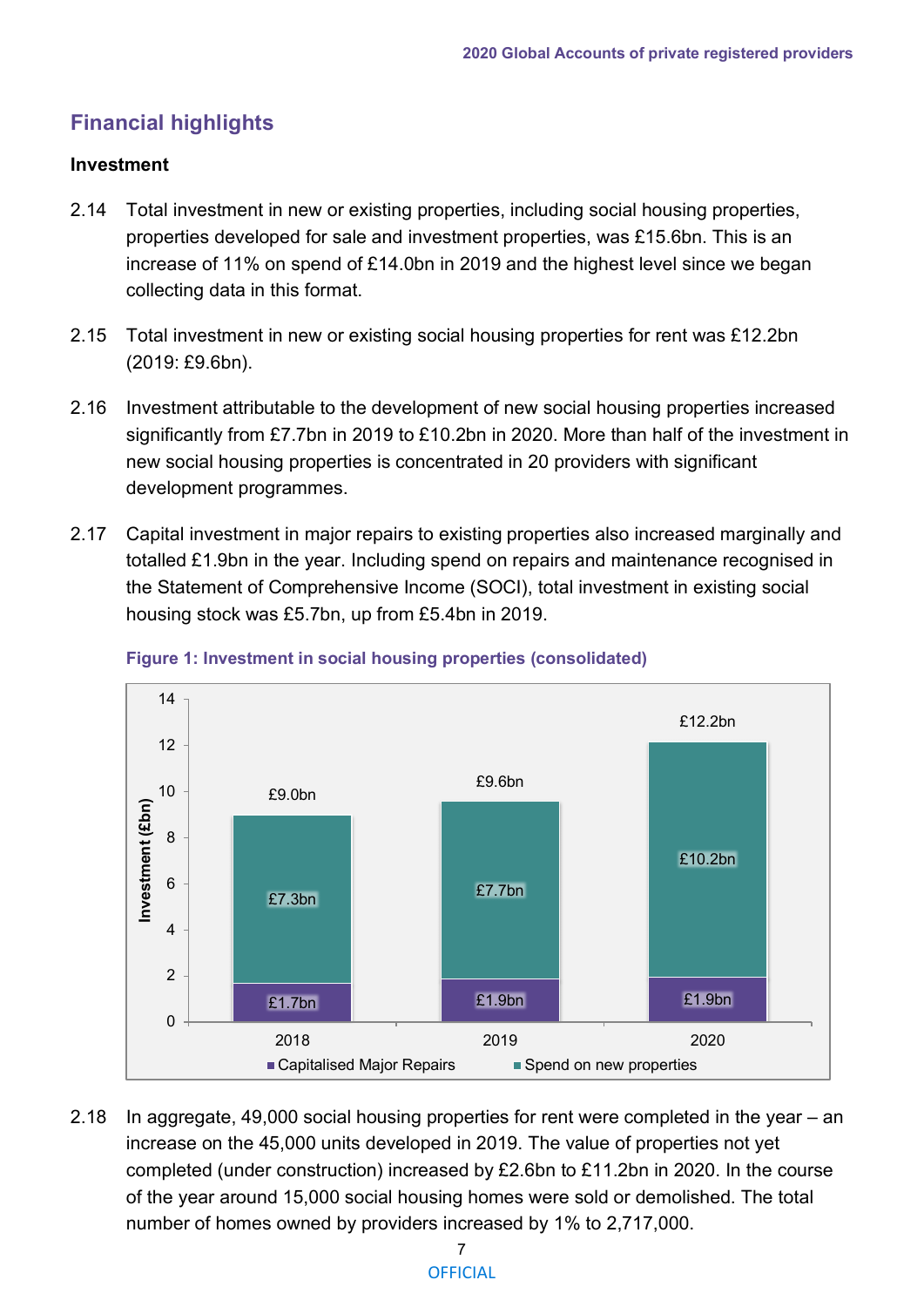## Financial highlights

### Investment

2.14 Total investment in new or existing properties, including social housing properties, properties developed for sale and investment properties, was £15.6bn. This is an increase of 11% on spend of £14.0bn in 2019 and the highest level since we began collecting data in this format.

2.15 Total investment in new or existing social housing properties for rent was £12.2bn (2019: £9.6bn).

2.16 Investment attributable to the development of new social housing properties increased significantly from £7.7bn in 2019 to £10.2bn in 2020. More than half of the investment in new social housing properties is concentrated in 20 providers with significant development programmes.

2.17 Capital investment in major repairs to existing properties also increased marginally and totalled £1.9bn in the year. Including spend on repairs and maintenance recognised in the Statement of Comprehensive Income (SOCI), total investment in existing social housing stock was £5.7bn, up from £5.4bn in 2019.

**Figure 1: Investment in social housing properties (consolidated)**

| Year | Capitalised Major Repairs | Spend on new properties | Total |
|---|---|---|---|
| 2018 | £1.7bn | £7.3bn | £9.0bn |
| 2019 | £1.9bn | £7.7bn | £9.6bn |
| 2020 | £1.9bn | £10.2bn | £12.2bn |

2.18 In aggregate, 49,000 social housing properties for rent were completed in the year – an increase on the 45,000 units developed in 2019. The value of properties not yet completed (under construction) increased by £2.6bn to £11.2bn in 2020. In the course of the year around 15,000 social housing homes were sold or demolished. The total number of homes owned by providers increased by 1% to 2,717,000.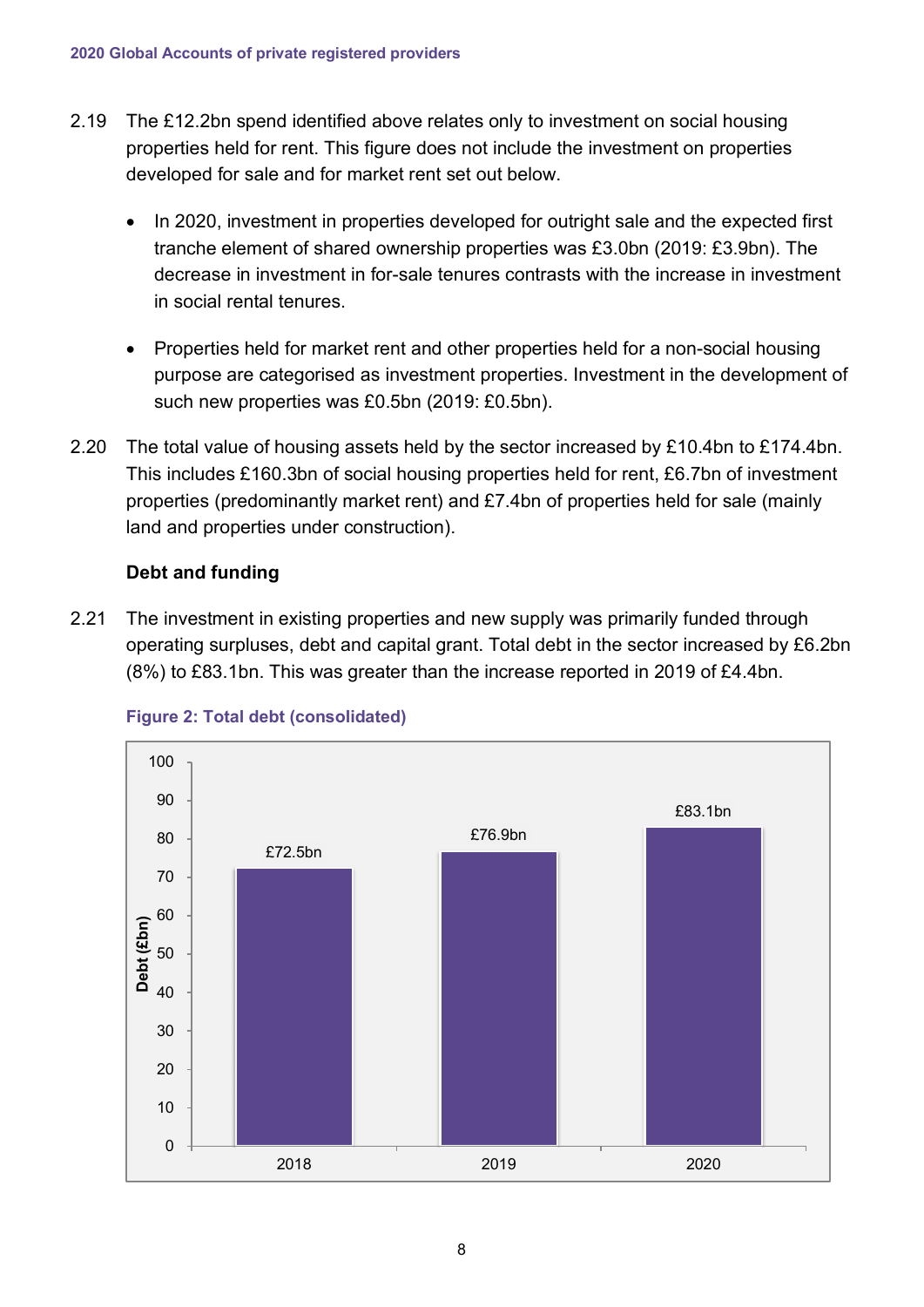2.19 The £12.2bn spend identified above relates only to investment on social housing properties held for rent. This figure does not include the investment on properties developed for sale and for market rent set out below.

- In 2020, investment in properties developed for outright sale and the expected first tranche element of shared ownership properties was £3.0bn (2019: £3.9bn). The decrease in investment in for-sale tenures contrasts with the increase in investment in social rental tenures.

- Properties held for market rent and other properties held for a non-social housing purpose are categorised as investment properties. Investment in the development of such new properties was £0.5bn (2019: £0.5bn).

2.20 The total value of housing assets held by the sector increased by £10.4bn to £174.4bn. This includes £160.3bn of social housing properties held for rent, £6.7bn of investment properties (predominantly market rent) and £7.4bn of properties held for sale (mainly land and properties under construction).

### Debt and funding

2.21 The investment in existing properties and new supply was primarily funded through operating surpluses, debt and capital grant. Total debt in the sector increased by £6.2bn (8%) to £83.1bn. This was greater than the increase reported in 2019 of £4.4bn.

**Figure 2: Total debt (consolidated)**

| Year | Debt (£bn) |
|---|---|
| 2018 | £72.5bn |
| 2019 | £76.9bn |
| 2020 | £83.1bn |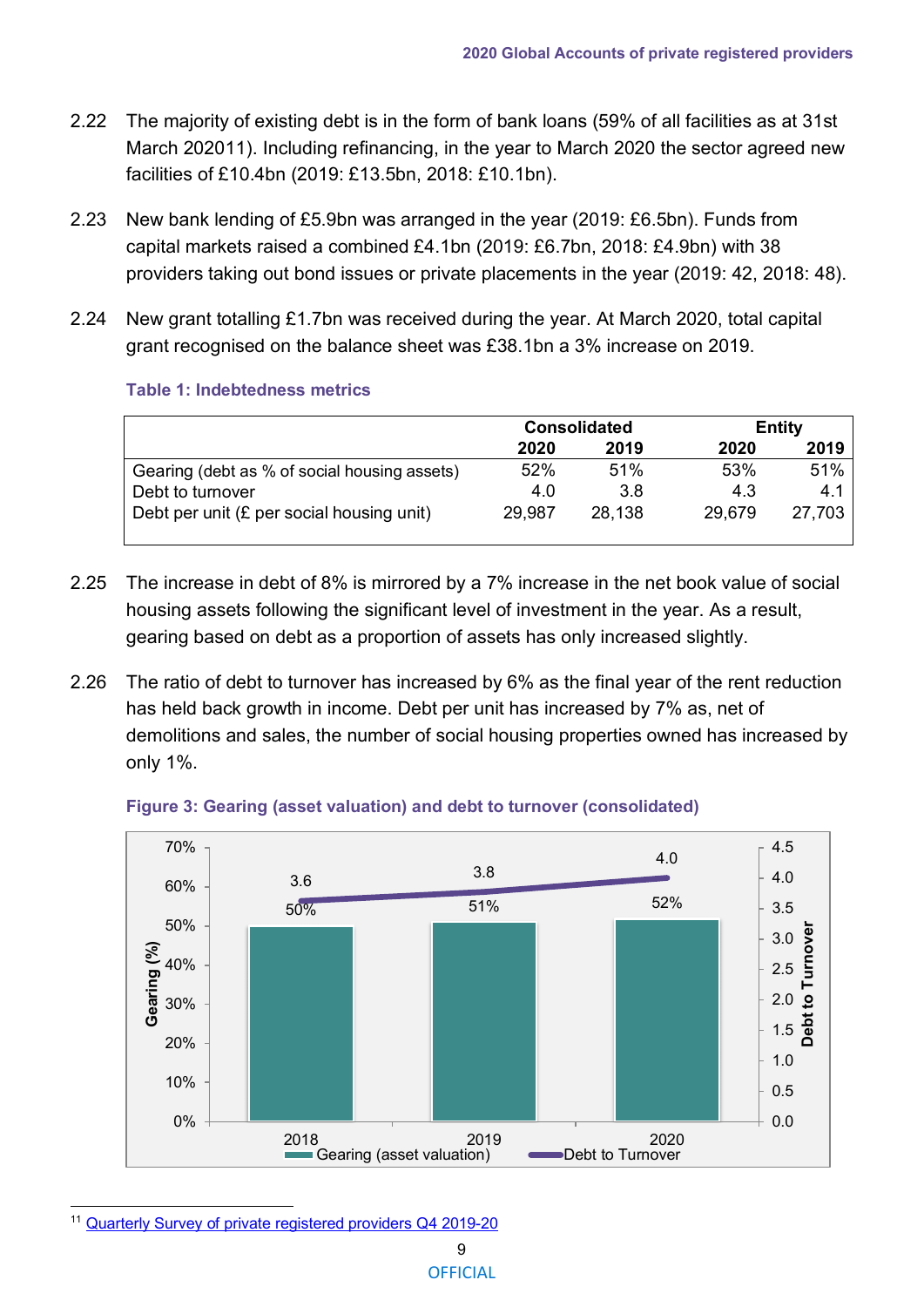2.22 The majority of existing debt is in the form of bank loans (59% of all facilities as at 31st March 2020[11]). Including refinancing, in the year to March 2020 the sector agreed new facilities of £10.4bn (2019: £13.5bn, 2018: £10.1bn).

2.23 New bank lending of £5.9bn was arranged in the year (2019: £6.5bn). Funds from capital markets raised a combined £4.1bn (2019: £6.7bn, 2018: £4.9bn) with 38 providers taking out bond issues or private placements in the year (2019: 42, 2018: 48).

2.24 New grant totalling £1.7bn was received during the year. At March 2020, total capital grant recognised on the balance sheet was £38.1bn a 3% increase on 2019.

**Table 1: Indebtedness metrics**

| | Consolidated | | Entity | |
|---|---|---|---|---|
| | 2020 | 2019 | 2020 | 2019 |
| Gearing (debt as % of social housing assets) | 52% | 51% | 53% | 51% |
| Debt to turnover | 4.0 | 3.8 | 4.3 | 4.1 |
| Debt per unit (£ per social housing unit) | 29,987 | 28,138 | 29,679 | 27,703 |

2.25 The increase in debt of 8% is mirrored by a 7% increase in the net book value of social housing assets following the significant level of investment in the year. As a result, gearing based on debt as a proportion of assets has only increased slightly.

2.26 The ratio of debt to turnover has increased by 6% as the final year of the rent reduction has held back growth in income. Debt per unit has increased by 7% as, net of demolitions and sales, the number of social housing properties owned has increased by only 1%.

**Figure 3: Gearing (asset valuation) and debt to turnover (consolidated)**

| Year | Gearing (asset valuation) | Debt to Turnover |
|---|---|---|
| 2018 | 50% | 3.6 |
| 2019 | 51% | 3.8 |
| 2020 | 52% | 4.0 |

[11] Quarterly Survey of private registered providers Q4 2019-20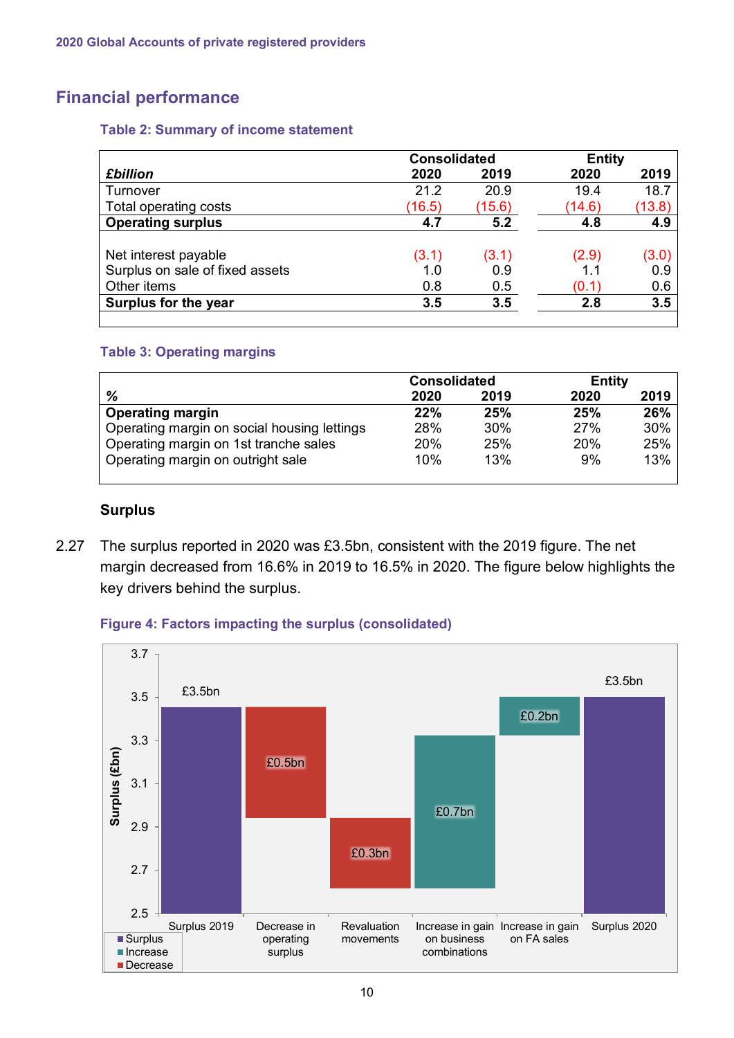## Financial performance

### Table 2: Summary of income statement

| £billion | Consolidated 2020 | Consolidated 2019 | Entity 2020 | Entity 2019 |
|---|---|---|---|---|
| Turnover | 21.2 | 20.9 | 19.4 | 18.7 |
| Total operating costs | (16.5) | (15.6) | (14.6) | (13.8) |
| **Operating surplus** | **4.7** | **5.2** | **4.8** | **4.9** |
| Net interest payable | (3.1) | (3.1) | (2.9) | (3.0) |
| Surplus on sale of fixed assets | 1.0 | 0.9 | 1.1 | 0.9 |
| Other items | 0.8 | 0.5 | (0.1) | 0.6 |
| **Surplus for the year** | **3.5** | **3.5** | **2.8** | **3.5** |

### Table 3: Operating margins

| % | Consolidated 2020 | Consolidated 2019 | Entity 2020 | Entity 2019 |
|---|---|---|---|---|
| **Operating margin** | **22%** | **25%** | **25%** | **26%** |
| Operating margin on social housing lettings | 28% | 30% | 27% | 30% |
| Operating margin on 1st tranche sales | 20% | 25% | 20% | 25% |
| Operating margin on outright sale | 10% | 13% | 9% | 13% |

### Surplus

2.27 The surplus reported in 2020 was £3.5bn, consistent with the 2019 figure. The net margin decreased from 16.6% in 2019 to 16.5% in 2020. The figure below highlights the key drivers behind the surplus.

**Figure 4: Factors impacting the surplus (consolidated)**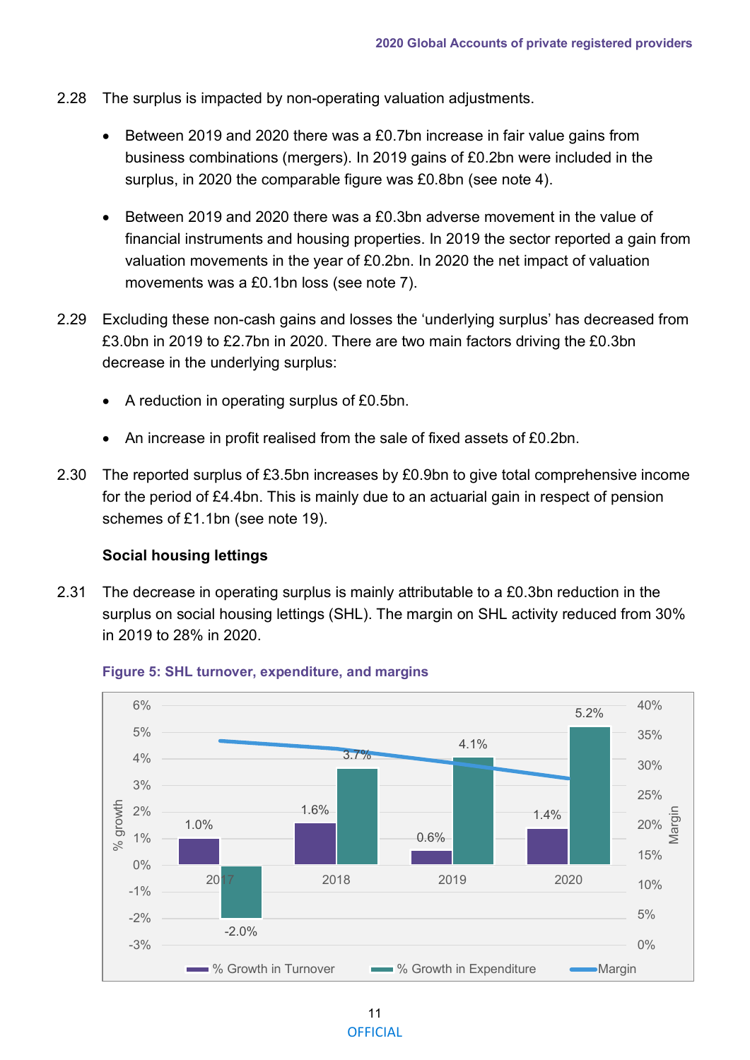2.28 The surplus is impacted by non-operating valuation adjustments.

- Between 2019 and 2020 there was a £0.7bn increase in fair value gains from business combinations (mergers). In 2019 gains of £0.2bn were included in the surplus, in 2020 the comparable figure was £0.8bn (see note 4).
- Between 2019 and 2020 there was a £0.3bn adverse movement in the value of financial instruments and housing properties. In 2019 the sector reported a gain from valuation movements in the year of £0.2bn. In 2020 the net impact of valuation movements was a £0.1bn loss (see note 7).

2.29 Excluding these non-cash gains and losses the 'underlying surplus' has decreased from £3.0bn in 2019 to £2.7bn in 2020. There are two main factors driving the £0.3bn decrease in the underlying surplus:

- A reduction in operating surplus of £0.5bn.
- An increase in profit realised from the sale of fixed assets of £0.2bn.

2.30 The reported surplus of £3.5bn increases by £0.9bn to give total comprehensive income for the period of £4.4bn. This is mainly due to an actuarial gain in respect of pension schemes of £1.1bn (see note 19).

### Social housing lettings

2.31 The decrease in operating surplus is mainly attributable to a £0.3bn reduction in the surplus on social housing lettings (SHL). The margin on SHL activity reduced from 30% in 2019 to 28% in 2020.

**Figure 5: SHL turnover, expenditure, and margins**

| Year | % Growth in Turnover | % Growth in Expenditure |
|---|---|---|
| 2017 | 1.0% | -2.0% |
| 2018 | 1.6% | 3.7% |
| 2019 | 0.6% | 4.1% |
| 2020 | 1.4% | 5.2% |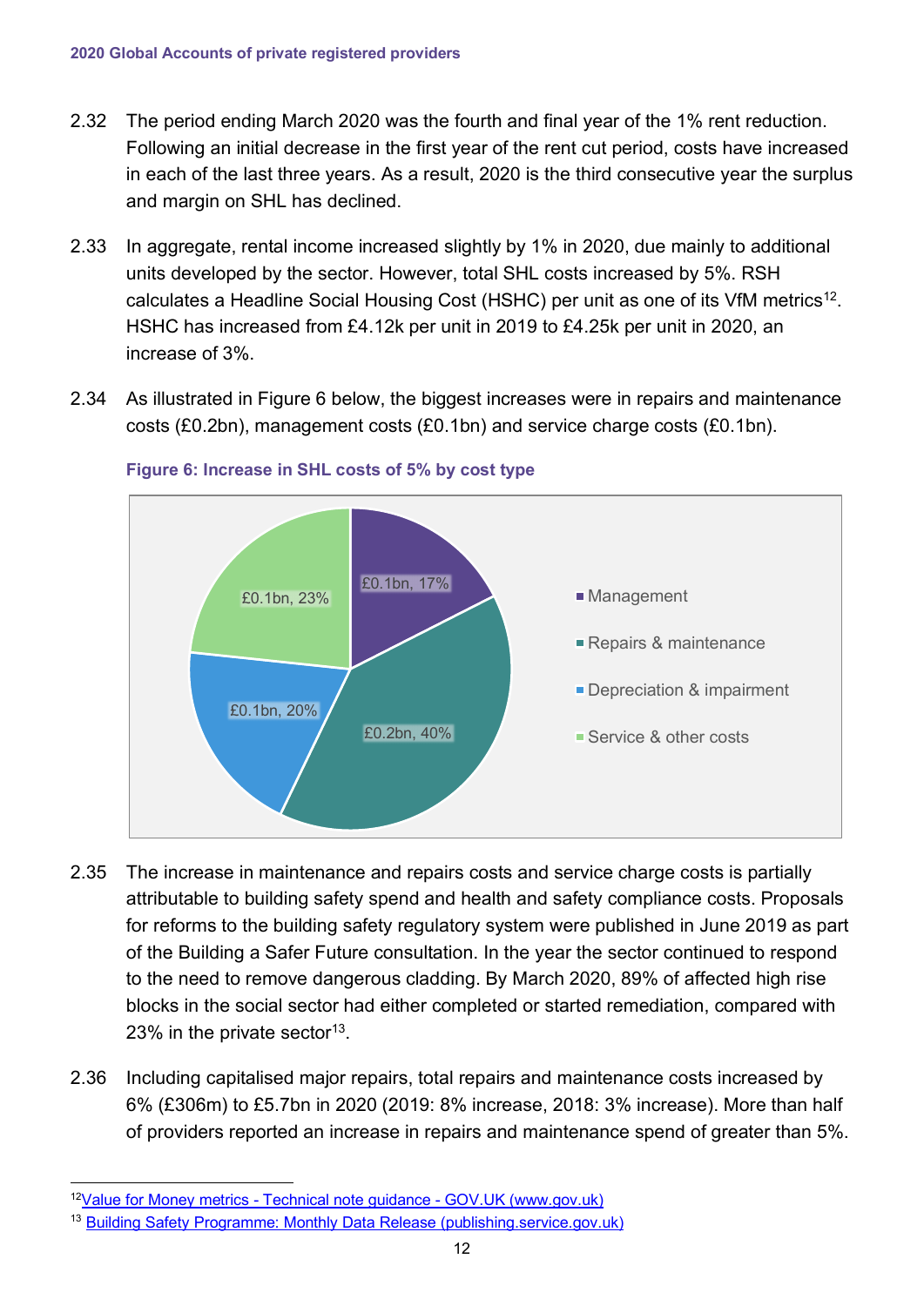2.32 The period ending March 2020 was the fourth and final year of the 1% rent reduction. Following an initial decrease in the first year of the rent cut period, costs have increased in each of the last three years. As a result, 2020 is the third consecutive year the surplus and margin on SHL has declined.

2.33 In aggregate, rental income increased slightly by 1% in 2020, due mainly to additional units developed by the sector. However, total SHL costs increased by 5%. RSH calculates a Headline Social Housing Cost (HSHC) per unit as one of its VfM metrics[12]. HSHC has increased from £4.12k per unit in 2019 to £4.25k per unit in 2020, an increase of 3%.

2.34 As illustrated in Figure 6 below, the biggest increases were in repairs and maintenance costs (£0.2bn), management costs (£0.1bn) and service charge costs (£0.1bn).

**Figure 6: Increase in SHL costs of 5% by cost type**

| Cost type | Increase | Share |
|---|---|---|
| Management | £0.1bn | 17% |
| Repairs & maintenance | £0.2bn | 40% |
| Depreciation & impairment | £0.1bn | 20% |
| Service & other costs | £0.1bn | 23% |

2.35 The increase in maintenance and repairs costs and service charge costs is partially attributable to building safety spend and health and safety compliance costs. Proposals for reforms to the building safety regulatory system were published in June 2019 as part of the Building a Safer Future consultation. In the year the sector continued to respond to the need to remove dangerous cladding. By March 2020, 89% of affected high rise blocks in the social sector had either completed or started remediation, compared with 23% in the private sector[13].

2.36 Including capitalised major repairs, total repairs and maintenance costs increased by 6% (£306m) to £5.7bn in 2020 (2019: 8% increase, 2018: 3% increase). More than half of providers reported an increase in repairs and maintenance spend of greater than 5%.

[12] Value for Money metrics - Technical note guidance - GOV.UK (www.gov.uk)

[13] Building Safety Programme: Monthly Data Release (publishing.service.gov.uk)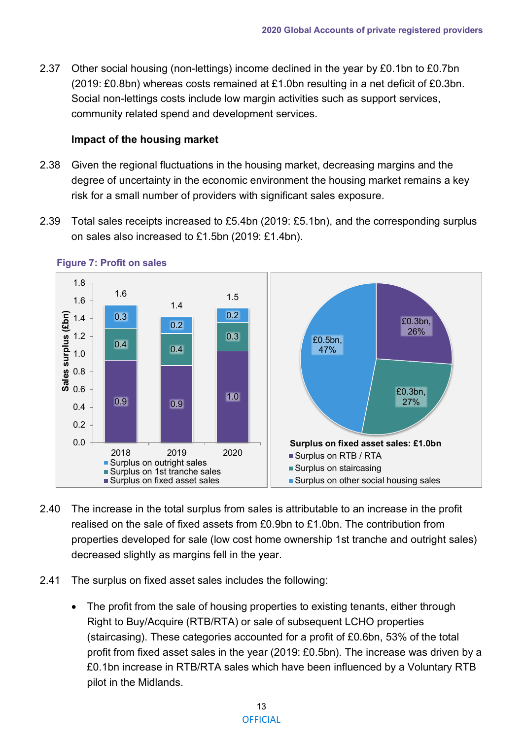2.37 Other social housing (non-lettings) income declined in the year by £0.1bn to £0.7bn (2019: £0.8bn) whereas costs remained at £1.0bn resulting in a net deficit of £0.3bn. Social non-lettings costs include low margin activities such as support services, community related spend and development services.

**Impact of the housing market**

2.38 Given the regional fluctuations in the housing market, decreasing margins and the degree of uncertainty in the economic environment the housing market remains a key risk for a small number of providers with significant sales exposure.

2.39 Total sales receipts increased to £5.4bn (2019: £5.1bn), and the corresponding surplus on sales also increased to £1.5bn (2019: £1.4bn).

**Figure 7: Profit on sales**

| Sales surplus (£bn) | 2018 | 2019 | 2020 |
|---|---|---|---|
| Surplus on outright sales | 0.3 | 0.2 | 0.2 |
| Surplus on 1st tranche sales | 0.4 | 0.4 | 0.3 |
| Surplus on fixed asset sales | 0.9 | 0.9 | 1.0 |
| Total | 1.6 | 1.4 | 1.5 |

Surplus on fixed asset sales: £1.0bn

| Category | Value | Share |
|---|---|---|
| Surplus on RTB / RTA | £0.3bn | 26% |
| Surplus on staircasing | £0.3bn | 27% |
| Surplus on other social housing sales | £0.5bn | 47% |

2.40 The increase in the total surplus from sales is attributable to an increase in the profit realised on the sale of fixed assets from £0.9bn to £1.0bn. The contribution from properties developed for sale (low cost home ownership 1st tranche and outright sales) decreased slightly as margins fell in the year.

2.41 The surplus on fixed asset sales includes the following:

- The profit from the sale of housing properties to existing tenants, either through Right to Buy/Acquire (RTB/RTA) or sale of subsequent LCHO properties (staircasing). These categories accounted for a profit of £0.6bn, 53% of the total profit from fixed asset sales in the year (2019: £0.5bn). The increase was driven by a £0.1bn increase in RTB/RTA sales which have been influenced by a Voluntary RTB pilot in the Midlands.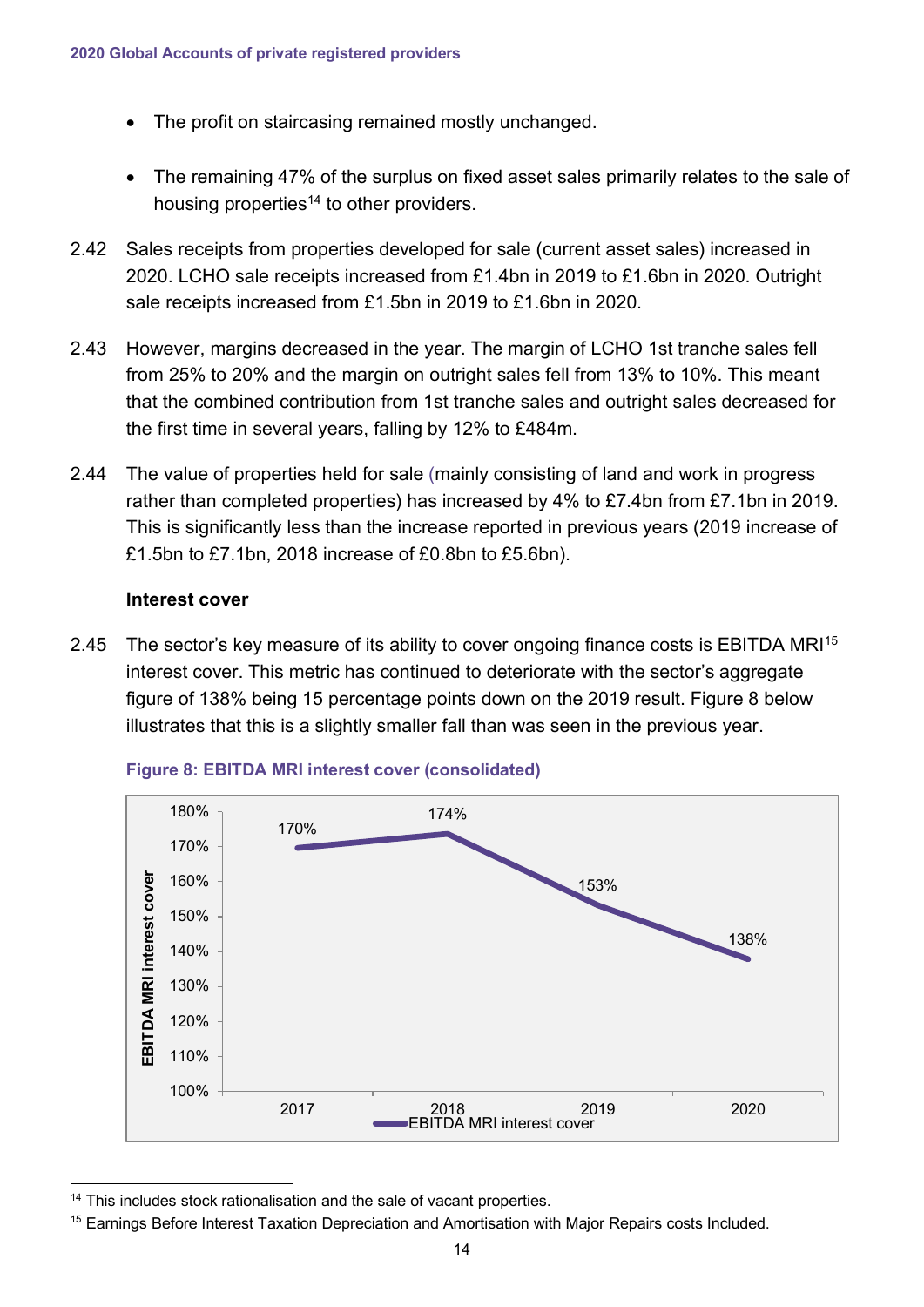- The profit on staircasing remained mostly unchanged.

- The remaining 47% of the surplus on fixed asset sales primarily relates to the sale of housing properties[14] to other providers.

2.42 Sales receipts from properties developed for sale (current asset sales) increased in 2020. LCHO sale receipts increased from £1.4bn in 2019 to £1.6bn in 2020. Outright sale receipts increased from £1.5bn in 2019 to £1.6bn in 2020.

2.43 However, margins decreased in the year. The margin of LCHO 1st tranche sales fell from 25% to 20% and the margin on outright sales fell from 13% to 10%. This meant that the combined contribution from 1st tranche sales and outright sales decreased for the first time in several years, falling by 12% to £484m.

2.44 The value of properties held for sale (mainly consisting of land and work in progress rather than completed properties) has increased by 4% to £7.4bn from £7.1bn in 2019. This is significantly less than the increase reported in previous years (2019 increase of £1.5bn to £7.1bn, 2018 increase of £0.8bn to £5.6bn).

### Interest cover

2.45 The sector's key measure of its ability to cover ongoing finance costs is EBITDA MRI[15] interest cover. This metric has continued to deteriorate with the sector's aggregate figure of 138% being 15 percentage points down on the 2019 result. Figure 8 below illustrates that this is a slightly smaller fall than was seen in the previous year.

**Figure 8: EBITDA MRI interest cover (consolidated)**

| Year | EBITDA MRI interest cover |
|---|---|
| 2017 | 170% |
| 2018 | 174% |
| 2019 | 153% |
| 2020 | 138% |

[14] This includes stock rationalisation and the sale of vacant properties.

[15] Earnings Before Interest Taxation Depreciation and Amortisation with Major Repairs costs Included.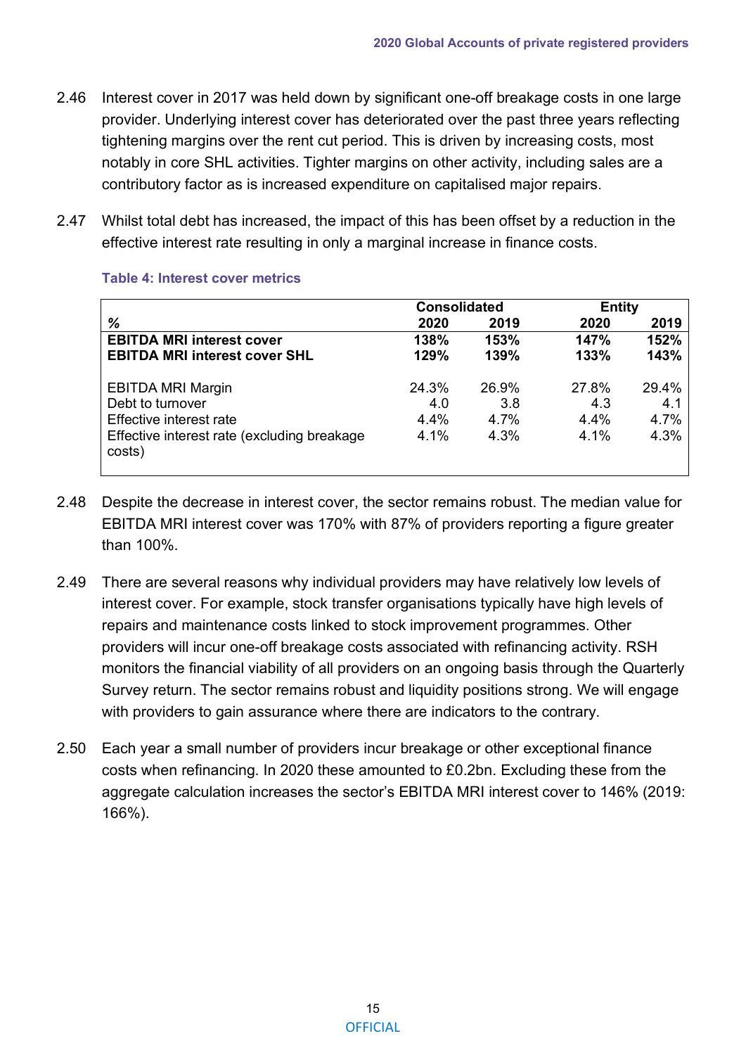2.46 Interest cover in 2017 was held down by significant one-off breakage costs in one large provider. Underlying interest cover has deteriorated over the past three years reflecting tightening margins over the rent cut period. This is driven by increasing costs, most notably in core SHL activities. Tighter margins on other activity, including sales are a contributory factor as is increased expenditure on capitalised major repairs.

2.47 Whilst total debt has increased, the impact of this has been offset by a reduction in the effective interest rate resulting in only a marginal increase in finance costs.

**Table 4: Interest cover metrics**

| % | Consolidated 2020 | Consolidated 2019 | Entity 2020 | Entity 2019 |
|---|---|---|---|---|
| **EBITDA MRI interest cover** | **138%** | **153%** | **147%** | **152%** |
| **EBITDA MRI interest cover SHL** | **129%** | **139%** | **133%** | **143%** |
| EBITDA MRI Margin | 24.3% | 26.9% | 27.8% | 29.4% |
| Debt to turnover | 4.0 | 3.8 | 4.3 | 4.1 |
| Effective interest rate | 4.4% | 4.7% | 4.4% | 4.7% |
| Effective interest rate (excluding breakage costs) | 4.1% | 4.3% | 4.1% | 4.3% |

2.48 Despite the decrease in interest cover, the sector remains robust. The median value for EBITDA MRI interest cover was 170% with 87% of providers reporting a figure greater than 100%.

2.49 There are several reasons why individual providers may have relatively low levels of interest cover. For example, stock transfer organisations typically have high levels of repairs and maintenance costs linked to stock improvement programmes. Other providers will incur one-off breakage costs associated with refinancing activity. RSH monitors the financial viability of all providers on an ongoing basis through the Quarterly Survey return. The sector remains robust and liquidity positions strong. We will engage with providers to gain assurance where there are indicators to the contrary.

2.50 Each year a small number of providers incur breakage or other exceptional finance costs when refinancing. In 2020 these amounted to £0.2bn. Excluding these from the aggregate calculation increases the sector's EBITDA MRI interest cover to 146% (2019: 166%).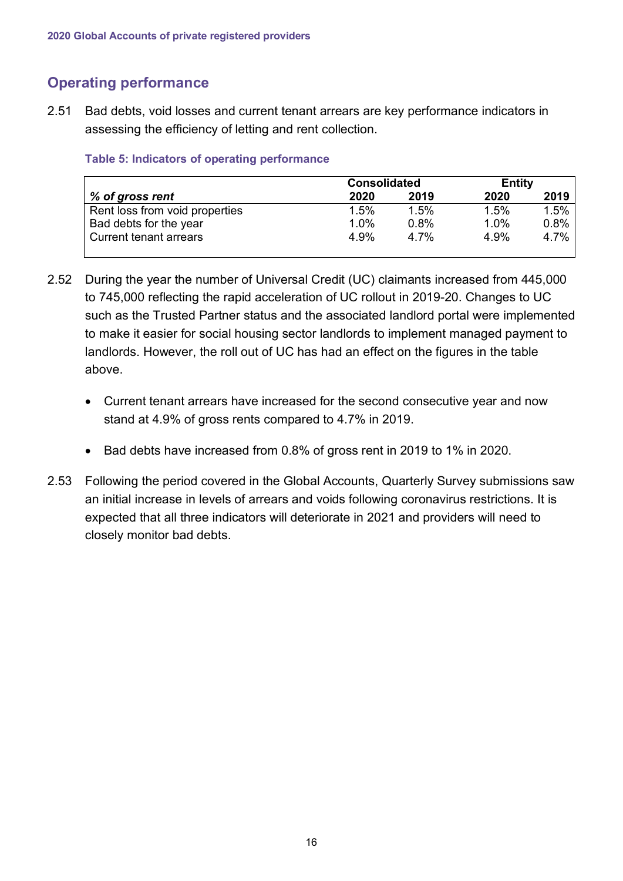## Operating performance

2.51 Bad debts, void losses and current tenant arrears are key performance indicators in assessing the efficiency of letting and rent collection.

**Table 5: Indicators of operating performance**

| | Consolidated | | Entity | |
|---|---|---|---|---|
| ***% of gross rent*** | **2020** | **2019** | **2020** | **2019** |
| Rent loss from void properties | 1.5% | 1.5% | 1.5% | 1.5% |
| Bad debts for the year | 1.0% | 0.8% | 1.0% | 0.8% |
| Current tenant arrears | 4.9% | 4.7% | 4.9% | 4.7% |

2.52 During the year the number of Universal Credit (UC) claimants increased from 445,000 to 745,000 reflecting the rapid acceleration of UC rollout in 2019-20. Changes to UC such as the Trusted Partner status and the associated landlord portal were implemented to make it easier for social housing sector landlords to implement managed payment to landlords. However, the roll out of UC has had an effect on the figures in the table above.

- Current tenant arrears have increased for the second consecutive year and now stand at 4.9% of gross rents compared to 4.7% in 2019.
- Bad debts have increased from 0.8% of gross rent in 2019 to 1% in 2020.

2.53 Following the period covered in the Global Accounts, Quarterly Survey submissions saw an initial increase in levels of arrears and voids following coronavirus restrictions. It is expected that all three indicators will deteriorate in 2021 and providers will need to closely monitor bad debts.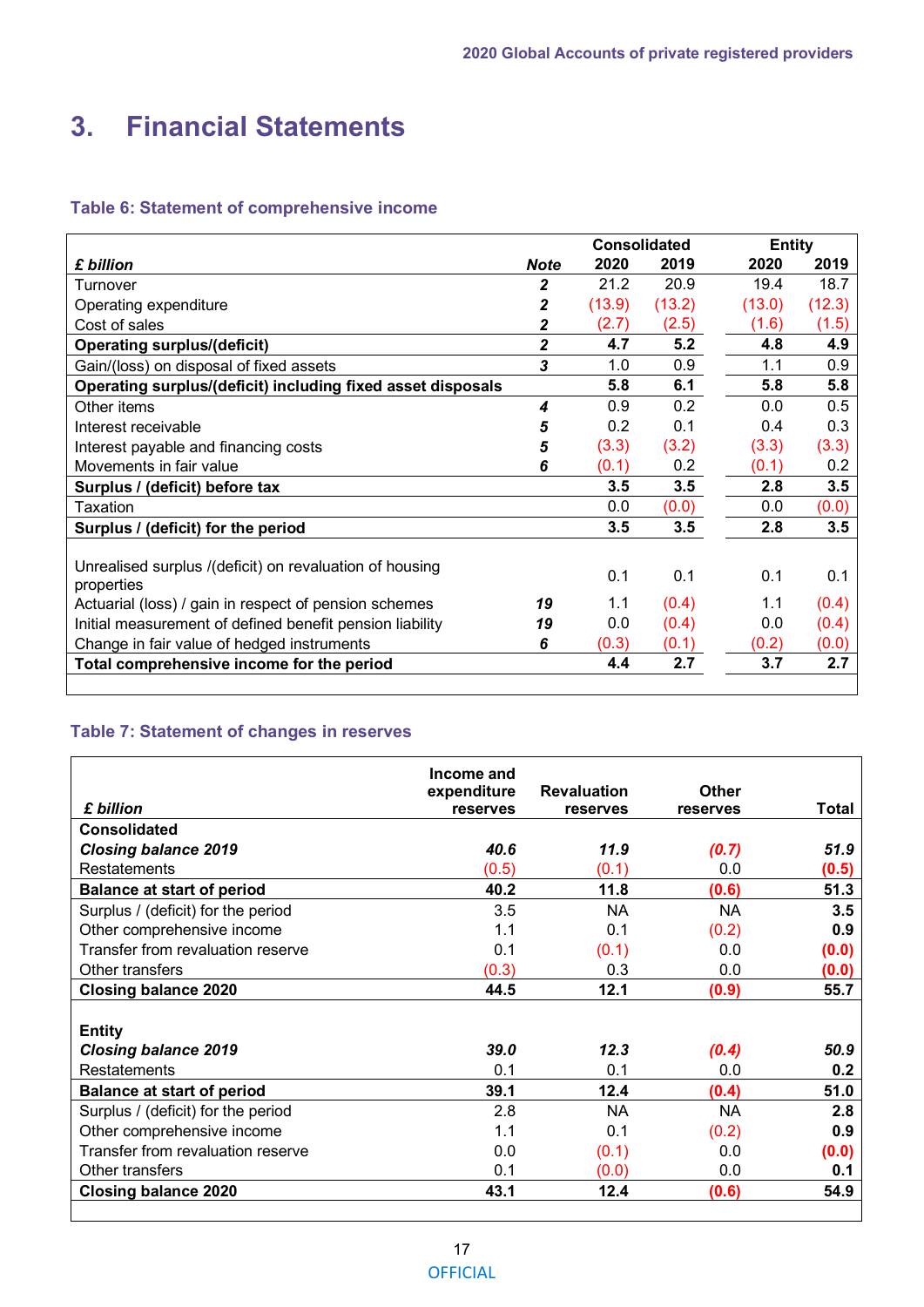# 3. Financial Statements

### Table 6: Statement of comprehensive income

| *£ billion* | *Note* | Consolidated 2020 | Consolidated 2019 | Entity 2020 | Entity 2019 |
|---|---|---|---|---|---|
| Turnover | *2* | 21.2 | 20.9 | 19.4 | 18.7 |
| Operating expenditure | *2* | (13.9) | (13.2) | (13.0) | (12.3) |
| Cost of sales | *2* | (2.7) | (2.5) | (1.6) | (1.5) |
| **Operating surplus/(deficit)** | *2* | **4.7** | **5.2** | **4.8** | **4.9** |
| Gain/(loss) on disposal of fixed assets | *3* | 1.0 | 0.9 | 1.1 | 0.9 |
| **Operating surplus/(deficit) including fixed asset disposals** | | **5.8** | **6.1** | **5.8** | **5.8** |
| Other items | *4* | 0.9 | 0.2 | 0.0 | 0.5 |
| Interest receivable | *5* | 0.2 | 0.1 | 0.4 | 0.3 |
| Interest payable and financing costs | *5* | (3.3) | (3.2) | (3.3) | (3.3) |
| Movements in fair value | *6* | (0.1) | 0.2 | (0.1) | 0.2 |
| **Surplus / (deficit) before tax** | | **3.5** | **3.5** | **2.8** | **3.5** |
| Taxation | | 0.0 | (0.0) | 0.0 | (0.0) |
| **Surplus / (deficit) for the period** | | **3.5** | **3.5** | **2.8** | **3.5** |
| Unrealised surplus /(deficit) on revaluation of housing properties | | 0.1 | 0.1 | 0.1 | 0.1 |
| Actuarial (loss) / gain in respect of pension schemes | *19* | 1.1 | (0.4) | 1.1 | (0.4) |
| Initial measurement of defined benefit pension liability | *19* | 0.0 | (0.4) | 0.0 | (0.4) |
| Change in fair value of hedged instruments | *6* | (0.3) | (0.1) | (0.2) | (0.0) |
| **Total comprehensive income for the period** | | **4.4** | **2.7** | **3.7** | **2.7** |

### Table 7: Statement of changes in reserves

| *£ billion* | Income and expenditure reserves | Revaluation reserves | Other reserves | Total |
|---|---|---|---|---|
| **Consolidated** | | | | |
| ***Closing balance 2019*** | ***40.6*** | ***11.9*** | ***(0.7)*** | ***51.9*** |
| Restatements | (0.5) | (0.1) | 0.0 | **(0.5)** |
| **Balance at start of period** | **40.2** | **11.8** | **(0.6)** | **51.3** |
| Surplus / (deficit) for the period | 3.5 | NA | NA | **3.5** |
| Other comprehensive income | 1.1 | 0.1 | (0.2) | **0.9** |
| Transfer from revaluation reserve | 0.1 | (0.1) | 0.0 | **(0.0)** |
| Other transfers | (0.3) | 0.3 | 0.0 | **(0.0)** |
| **Closing balance 2020** | **44.5** | **12.1** | **(0.9)** | **55.7** |
| **Entity** | | | | |
| ***Closing balance 2019*** | ***39.0*** | ***12.3*** | ***(0.4)*** | ***50.9*** |
| Restatements | 0.1 | 0.1 | 0.0 | **0.2** |
| **Balance at start of period** | **39.1** | **12.4** | **(0.4)** | **51.0** |
| Surplus / (deficit) for the period | 2.8 | NA | NA | **2.8** |
| Other comprehensive income | 1.1 | 0.1 | (0.2) | **0.9** |
| Transfer from revaluation reserve | 0.0 | (0.1) | 0.0 | **(0.0)** |
| Other transfers | 0.1 | (0.0) | 0.0 | **0.1** |
| **Closing balance 2020** | **43.1** | **12.4** | **(0.6)** | **54.9** |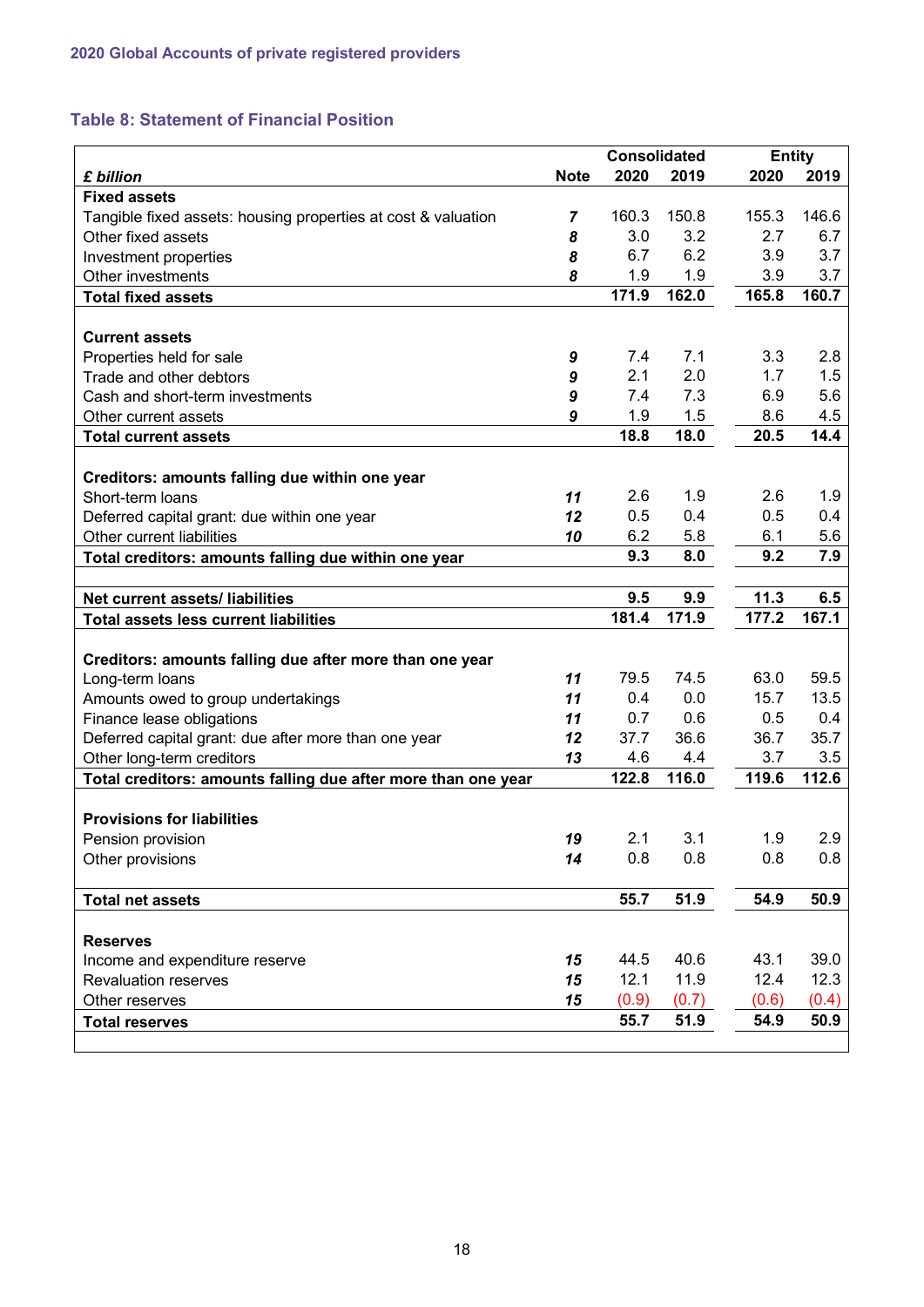### Table 8: Statement of Financial Position

| *£ billion* | Note | Consolidated 2020 | Consolidated 2019 | Entity 2020 | Entity 2019 |
|---|---|---|---|---|---|
| **Fixed assets** | | | | | |
| Tangible fixed assets: housing properties at cost & valuation | 7 | 160.3 | 150.8 | 155.3 | 146.6 |
| Other fixed assets | 8 | 3.0 | 3.2 | 2.7 | 6.7 |
| Investment properties | 8 | 6.7 | 6.2 | 3.9 | 3.7 |
| Other investments | 8 | 1.9 | 1.9 | 3.9 | 3.7 |
| **Total fixed assets** | | **171.9** | **162.0** | **165.8** | **160.7** |
| **Current assets** | | | | | |
| Properties held for sale | 9 | 7.4 | 7.1 | 3.3 | 2.8 |
| Trade and other debtors | 9 | 2.1 | 2.0 | 1.7 | 1.5 |
| Cash and short-term investments | 9 | 7.4 | 7.3 | 6.9 | 5.6 |
| Other current assets | 9 | 1.9 | 1.5 | 8.6 | 4.5 |
| **Total current assets** | | **18.8** | **18.0** | **20.5** | **14.4** |
| **Creditors: amounts falling due within one year** | | | | | |
| Short-term loans | 11 | 2.6 | 1.9 | 2.6 | 1.9 |
| Deferred capital grant: due within one year | 12 | 0.5 | 0.4 | 0.5 | 0.4 |
| Other current liabilities | 10 | 6.2 | 5.8 | 6.1 | 5.6 |
| **Total creditors: amounts falling due within one year** | | **9.3** | **8.0** | **9.2** | **7.9** |
| **Net current assets/ liabilities** | | **9.5** | **9.9** | **11.3** | **6.5** |
| **Total assets less current liabilities** | | **181.4** | **171.9** | **177.2** | **167.1** |
| **Creditors: amounts falling due after more than one year** | | | | | |
| Long-term loans | 11 | 79.5 | 74.5 | 63.0 | 59.5 |
| Amounts owed to group undertakings | 11 | 0.4 | 0.0 | 15.7 | 13.5 |
| Finance lease obligations | 11 | 0.7 | 0.6 | 0.5 | 0.4 |
| Deferred capital grant: due after more than one year | 12 | 37.7 | 36.6 | 36.7 | 35.7 |
| Other long-term creditors | 13 | 4.6 | 4.4 | 3.7 | 3.5 |
| **Total creditors: amounts falling due after more than one year** | | **122.8** | **116.0** | **119.6** | **112.6** |
| **Provisions for liabilities** | | | | | |
| Pension provision | 19 | 2.1 | 3.1 | 1.9 | 2.9 |
| Other provisions | 14 | 0.8 | 0.8 | 0.8 | 0.8 |
| **Total net assets** | | **55.7** | **51.9** | **54.9** | **50.9** |
| **Reserves** | | | | | |
| Income and expenditure reserve | 15 | 44.5 | 40.6 | 43.1 | 39.0 |
| Revaluation reserves | 15 | 12.1 | 11.9 | 12.4 | 12.3 |
| Other reserves | 15 | (0.9) | (0.7) | (0.6) | (0.4) |
| **Total reserves** | | **55.7** | **51.9** | **54.9** | **50.9** |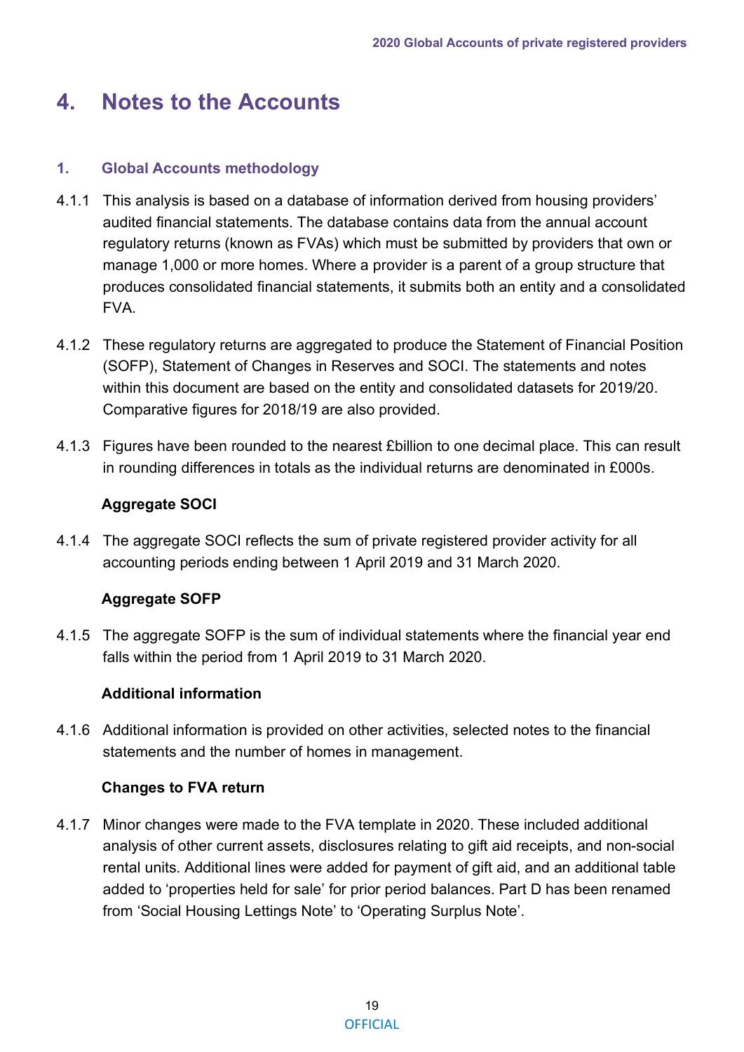# 4. Notes to the Accounts

## 1. Global Accounts methodology

4.1.1 This analysis is based on a database of information derived from housing providers' audited financial statements. The database contains data from the annual account regulatory returns (known as FVAs) which must be submitted by providers that own or manage 1,000 or more homes. Where a provider is a parent of a group structure that produces consolidated financial statements, it submits both an entity and a consolidated FVA.

4.1.2 These regulatory returns are aggregated to produce the Statement of Financial Position (SOFP), Statement of Changes in Reserves and SOCI. The statements and notes within this document are based on the entity and consolidated datasets for 2019/20. Comparative figures for 2018/19 are also provided.

4.1.3 Figures have been rounded to the nearest £billion to one decimal place. This can result in rounding differences in totals as the individual returns are denominated in £000s.

### Aggregate SOCI

4.1.4 The aggregate SOCI reflects the sum of private registered provider activity for all accounting periods ending between 1 April 2019 and 31 March 2020.

### Aggregate SOFP

4.1.5 The aggregate SOFP is the sum of individual statements where the financial year end falls within the period from 1 April 2019 to 31 March 2020.

### Additional information

4.1.6 Additional information is provided on other activities, selected notes to the financial statements and the number of homes in management.

### Changes to FVA return

4.1.7 Minor changes were made to the FVA template in 2020. These included additional analysis of other current assets, disclosures relating to gift aid receipts, and non-social rental units. Additional lines were added for payment of gift aid, and an additional table added to 'properties held for sale' for prior period balances. Part D has been renamed from 'Social Housing Lettings Note' to 'Operating Surplus Note'.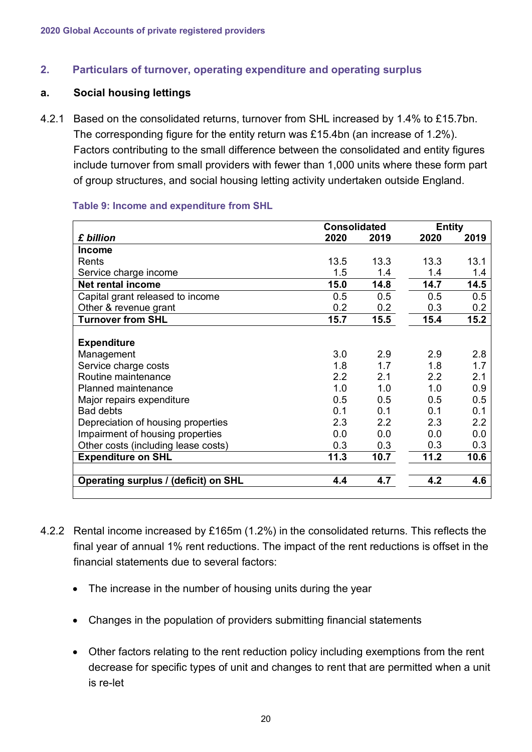## 2. Particulars of turnover, operating expenditure and operating surplus

### a. Social housing lettings

4.2.1 Based on the consolidated returns, turnover from SHL increased by 1.4% to £15.7bn. The corresponding figure for the entity return was £15.4bn (an increase of 1.2%). Factors contributing to the small difference between the consolidated and entity figures include turnover from small providers with fewer than 1,000 units where these form part of group structures, and social housing letting activity undertaken outside England.

**Table 9: Income and expenditure from SHL**

| *£ billion* | Consolidated 2020 | Consolidated 2019 | Entity 2020 | Entity 2019 |
|---|---|---|---|---|
| **Income** | | | | |
| Rents | 13.5 | 13.3 | 13.3 | 13.1 |
| Service charge income | 1.5 | 1.4 | 1.4 | 1.4 |
| **Net rental income** | **15.0** | **14.8** | **14.7** | **14.5** |
| Capital grant released to income | 0.5 | 0.5 | 0.5 | 0.5 |
| Other & revenue grant | 0.2 | 0.2 | 0.3 | 0.2 |
| **Turnover from SHL** | **15.7** | **15.5** | **15.4** | **15.2** |
| | | | | |
| **Expenditure** | | | | |
| Management | 3.0 | 2.9 | 2.9 | 2.8 |
| Service charge costs | 1.8 | 1.7 | 1.8 | 1.7 |
| Routine maintenance | 2.2 | 2.1 | 2.2 | 2.1 |
| Planned maintenance | 1.0 | 1.0 | 1.0 | 0.9 |
| Major repairs expenditure | 0.5 | 0.5 | 0.5 | 0.5 |
| Bad debts | 0.1 | 0.1 | 0.1 | 0.1 |
| Depreciation of housing properties | 2.3 | 2.2 | 2.3 | 2.2 |
| Impairment of housing properties | 0.0 | 0.0 | 0.0 | 0.0 |
| Other costs (including lease costs) | 0.3 | 0.3 | 0.3 | 0.3 |
| **Expenditure on SHL** | **11.3** | **10.7** | **11.2** | **10.6** |
| | | | | |
| **Operating surplus / (deficit) on SHL** | **4.4** | **4.7** | **4.2** | **4.6** |

4.2.2 Rental income increased by £165m (1.2%) in the consolidated returns. This reflects the final year of annual 1% rent reductions. The impact of the rent reductions is offset in the financial statements due to several factors:

- The increase in the number of housing units during the year
- Changes in the population of providers submitting financial statements
- Other factors relating to the rent reduction policy including exemptions from the rent decrease for specific types of unit and changes to rent that are permitted when a unit is re-let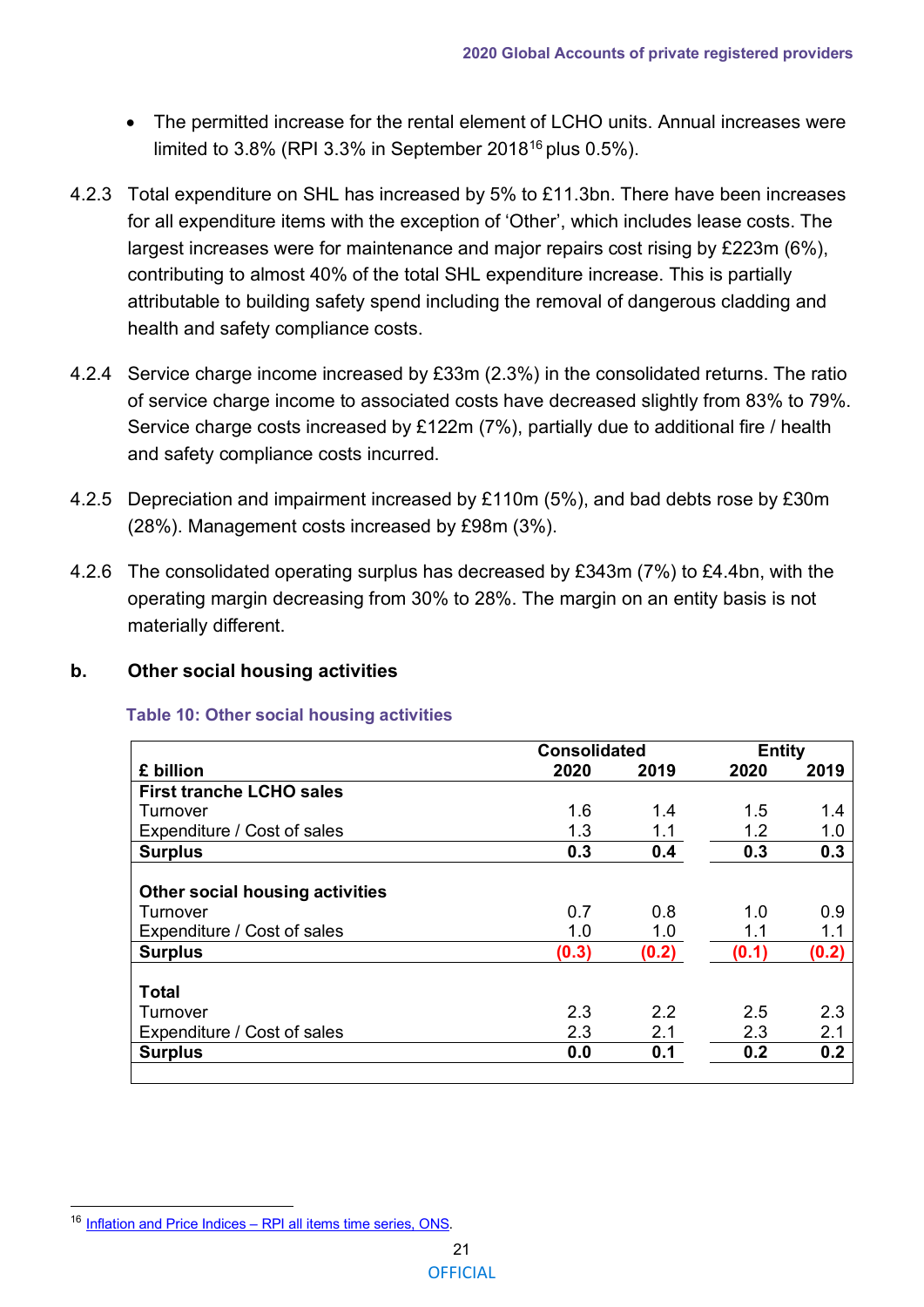- The permitted increase for the rental element of LCHO units. Annual increases were limited to 3.8% (RPI 3.3% in September 2018[16] plus 0.5%).

4.2.3 Total expenditure on SHL has increased by 5% to £11.3bn. There have been increases for all expenditure items with the exception of 'Other', which includes lease costs. The largest increases were for maintenance and major repairs cost rising by £223m (6%), contributing to almost 40% of the total SHL expenditure increase. This is partially attributable to building safety spend including the removal of dangerous cladding and health and safety compliance costs.

4.2.4 Service charge income increased by £33m (2.3%) in the consolidated returns. The ratio of service charge income to associated costs have decreased slightly from 83% to 79%. Service charge costs increased by £122m (7%), partially due to additional fire / health and safety compliance costs incurred.

4.2.5 Depreciation and impairment increased by £110m (5%), and bad debts rose by £30m (28%). Management costs increased by £98m (3%).

4.2.6 The consolidated operating surplus has decreased by £343m (7%) to £4.4bn, with the operating margin decreasing from 30% to 28%. The margin on an entity basis is not materially different.

## b. Other social housing activities

**Table 10: Other social housing activities**

| | Consolidated | | Entity | |
|---|---|---|---|---|
| **£ billion** | **2020** | **2019** | **2020** | **2019** |
| **First tranche LCHO sales** | | | | |
| Turnover | 1.6 | 1.4 | 1.5 | 1.4 |
| Expenditure / Cost of sales | 1.3 | 1.1 | 1.2 | 1.0 |
| **Surplus** | **0.3** | **0.4** | **0.3** | **0.3** |
| **Other social housing activities** | | | | |
| Turnover | 0.7 | 0.8 | 1.0 | 0.9 |
| Expenditure / Cost of sales | 1.0 | 1.0 | 1.1 | 1.1 |
| **Surplus** | **(0.3)** | **(0.2)** | **(0.1)** | **(0.2)** |
| **Total** | | | | |
| Turnover | 2.3 | 2.2 | 2.5 | 2.3 |
| Expenditure / Cost of sales | 2.3 | 2.1 | 2.3 | 2.1 |
| **Surplus** | **0.0** | **0.1** | **0.2** | **0.2** |

[16] Inflation and Price Indices – RPI all items time series, ONS.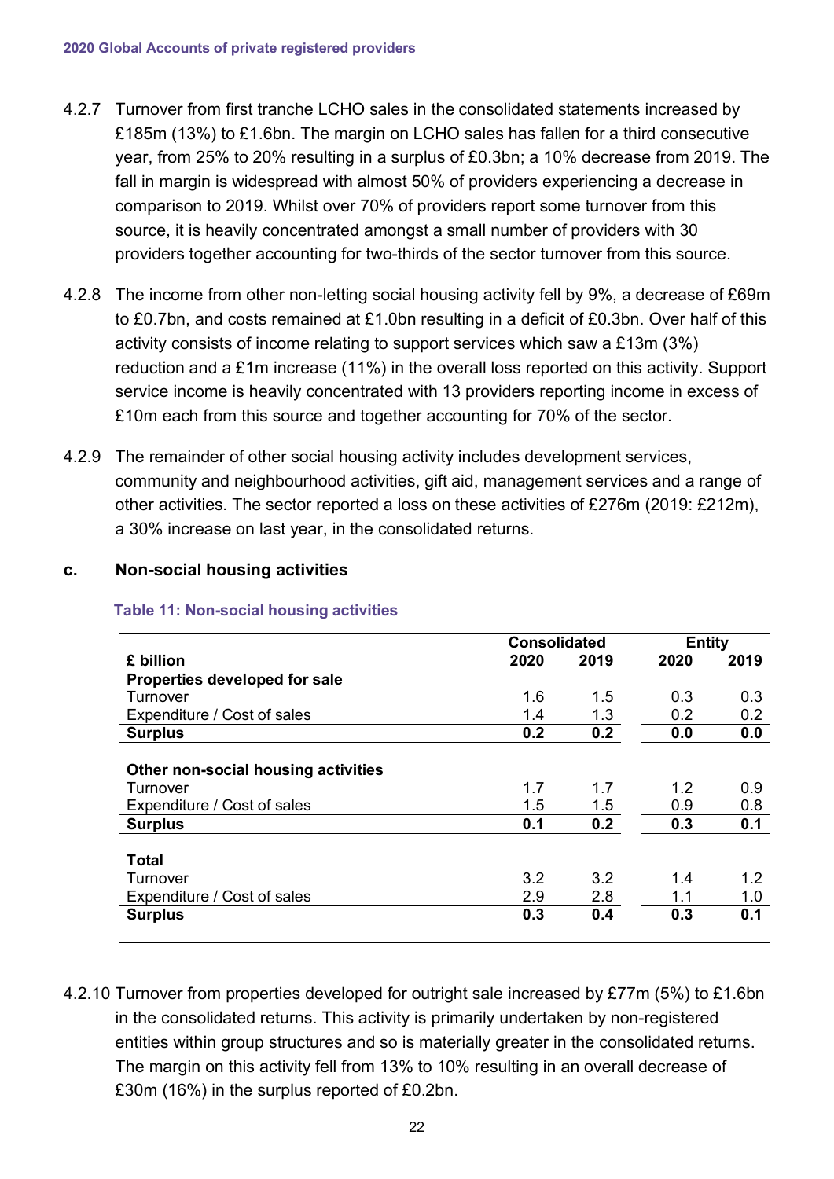4.2.7 Turnover from first tranche LCHO sales in the consolidated statements increased by £185m (13%) to £1.6bn. The margin on LCHO sales has fallen for a third consecutive year, from 25% to 20% resulting in a surplus of £0.3bn; a 10% decrease from 2019. The fall in margin is widespread with almost 50% of providers experiencing a decrease in comparison to 2019. Whilst over 70% of providers report some turnover from this source, it is heavily concentrated amongst a small number of providers with 30 providers together accounting for two-thirds of the sector turnover from this source.

4.2.8 The income from other non-letting social housing activity fell by 9%, a decrease of £69m to £0.7bn, and costs remained at £1.0bn resulting in a deficit of £0.3bn. Over half of this activity consists of income relating to support services which saw a £13m (3%) reduction and a £1m increase (11%) in the overall loss reported on this activity. Support service income is heavily concentrated with 13 providers reporting income in excess of £10m each from this source and together accounting for 70% of the sector.

4.2.9 The remainder of other social housing activity includes development services, community and neighbourhood activities, gift aid, management services and a range of other activities. The sector reported a loss on these activities of £276m (2019: £212m), a 30% increase on last year, in the consolidated returns.

### c. Non-social housing activities

**Table 11: Non-social housing activities**

| | Consolidated | | Entity | |
|---|---|---|---|---|
| **£ billion** | **2020** | **2019** | **2020** | **2019** |
| **Properties developed for sale** | | | | |
| Turnover | 1.6 | 1.5 | 0.3 | 0.3 |
| Expenditure / Cost of sales | 1.4 | 1.3 | 0.2 | 0.2 |
| **Surplus** | **0.2** | **0.2** | **0.0** | **0.0** |
| **Other non-social housing activities** | | | | |
| Turnover | 1.7 | 1.7 | 1.2 | 0.9 |
| Expenditure / Cost of sales | 1.5 | 1.5 | 0.9 | 0.8 |
| **Surplus** | **0.1** | **0.2** | **0.3** | **0.1** |
| **Total** | | | | |
| Turnover | 3.2 | 3.2 | 1.4 | 1.2 |
| Expenditure / Cost of sales | 2.9 | 2.8 | 1.1 | 1.0 |
| **Surplus** | **0.3** | **0.4** | **0.3** | **0.1** |

4.2.10 Turnover from properties developed for outright sale increased by £77m (5%) to £1.6bn in the consolidated returns. This activity is primarily undertaken by non-registered entities within group structures and so is materially greater in the consolidated returns. The margin on this activity fell from 13% to 10% resulting in an overall decrease of £30m (16%) in the surplus reported of £0.2bn.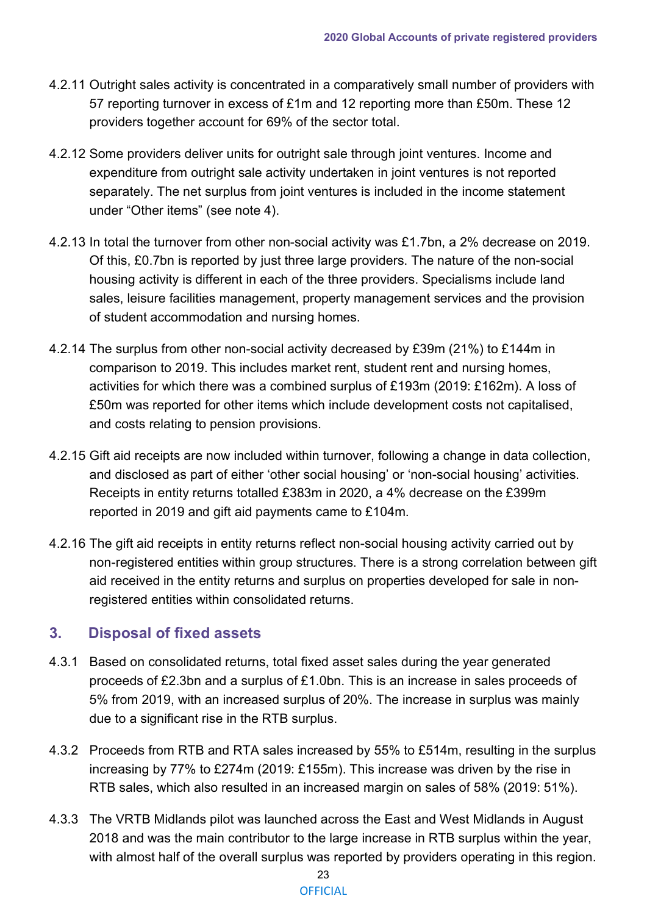4.2.11 Outright sales activity is concentrated in a comparatively small number of providers with 57 reporting turnover in excess of £1m and 12 reporting more than £50m. These 12 providers together account for 69% of the sector total.

4.2.12 Some providers deliver units for outright sale through joint ventures. Income and expenditure from outright sale activity undertaken in joint ventures is not reported separately. The net surplus from joint ventures is included in the income statement under "Other items" (see note 4).

4.2.13 In total the turnover from other non-social activity was £1.7bn, a 2% decrease on 2019. Of this, £0.7bn is reported by just three large providers. The nature of the non-social housing activity is different in each of the three providers. Specialisms include land sales, leisure facilities management, property management services and the provision of student accommodation and nursing homes.

4.2.14 The surplus from other non-social activity decreased by £39m (21%) to £144m in comparison to 2019. This includes market rent, student rent and nursing homes, activities for which there was a combined surplus of £193m (2019: £162m). A loss of £50m was reported for other items which include development costs not capitalised, and costs relating to pension provisions.

4.2.15 Gift aid receipts are now included within turnover, following a change in data collection, and disclosed as part of either 'other social housing' or 'non-social housing' activities. Receipts in entity returns totalled £383m in 2020, a 4% decrease on the £399m reported in 2019 and gift aid payments came to £104m.

4.2.16 The gift aid receipts in entity returns reflect non-social housing activity carried out by non-registered entities within group structures. There is a strong correlation between gift aid received in the entity returns and surplus on properties developed for sale in non-registered entities within consolidated returns.

## 3. Disposal of fixed assets

4.3.1 Based on consolidated returns, total fixed asset sales during the year generated proceeds of £2.3bn and a surplus of £1.0bn. This is an increase in sales proceeds of 5% from 2019, with an increased surplus of 20%. The increase in surplus was mainly due to a significant rise in the RTB surplus.

4.3.2 Proceeds from RTB and RTA sales increased by 55% to £514m, resulting in the surplus increasing by 77% to £274m (2019: £155m). This increase was driven by the rise in RTB sales, which also resulted in an increased margin on sales of 58% (2019: 51%).

4.3.3 The VRTB Midlands pilot was launched across the East and West Midlands in August 2018 and was the main contributor to the large increase in RTB surplus within the year, with almost half of the overall surplus was reported by providers operating in this region.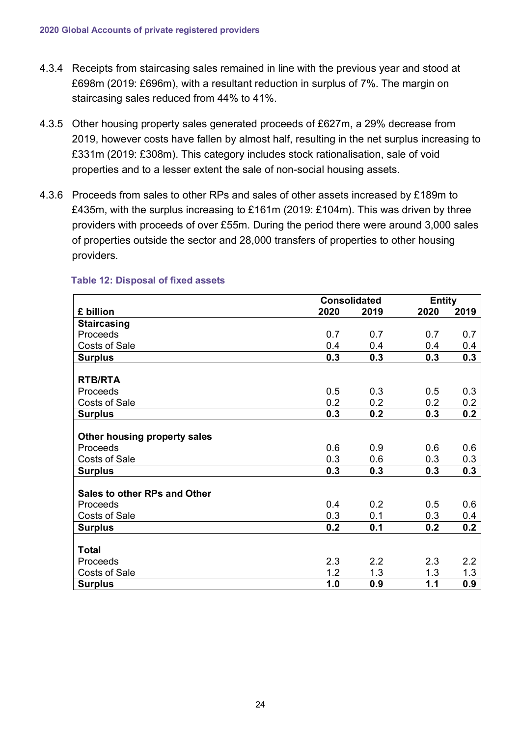4.3.4 Receipts from staircasing sales remained in line with the previous year and stood at £698m (2019: £696m), with a resultant reduction in surplus of 7%. The margin on staircasing sales reduced from 44% to 41%.

4.3.5 Other housing property sales generated proceeds of £627m, a 29% decrease from 2019, however costs have fallen by almost half, resulting in the net surplus increasing to £331m (2019: £308m). This category includes stock rationalisation, sale of void properties and to a lesser extent the sale of non-social housing assets.

4.3.6 Proceeds from sales to other RPs and sales of other assets increased by £189m to £435m, with the surplus increasing to £161m (2019: £104m). This was driven by three providers with proceeds of over £55m. During the period there were around 3,000 sales of properties outside the sector and 28,000 transfers of properties to other housing providers.

**Table 12: Disposal of fixed assets**

| | Consolidated | | Entity | |
|---|---|---|---|---|
| **£ billion** | **2020** | **2019** | **2020** | **2019** |
| **Staircasing** | | | | |
| Proceeds | 0.7 | 0.7 | 0.7 | 0.7 |
| Costs of Sale | 0.4 | 0.4 | 0.4 | 0.4 |
| **Surplus** | **0.3** | **0.3** | **0.3** | **0.3** |
| **RTB/RTA** | | | | |
| Proceeds | 0.5 | 0.3 | 0.5 | 0.3 |
| Costs of Sale | 0.2 | 0.2 | 0.2 | 0.2 |
| **Surplus** | **0.3** | **0.2** | **0.3** | **0.2** |
| **Other housing property sales** | | | | |
| Proceeds | 0.6 | 0.9 | 0.6 | 0.6 |
| Costs of Sale | 0.3 | 0.6 | 0.3 | 0.3 |
| **Surplus** | **0.3** | **0.3** | **0.3** | **0.3** |
| **Sales to other RPs and Other** | | | | |
| Proceeds | 0.4 | 0.2 | 0.5 | 0.6 |
| Costs of Sale | 0.3 | 0.1 | 0.3 | 0.4 |
| **Surplus** | **0.2** | **0.1** | **0.2** | **0.2** |
| **Total** | | | | |
| Proceeds | 2.3 | 2.2 | 2.3 | 2.2 |
| Costs of Sale | 1.2 | 1.3 | 1.3 | 1.3 |
| **Surplus** | **1.0** | **0.9** | **1.1** | **0.9** |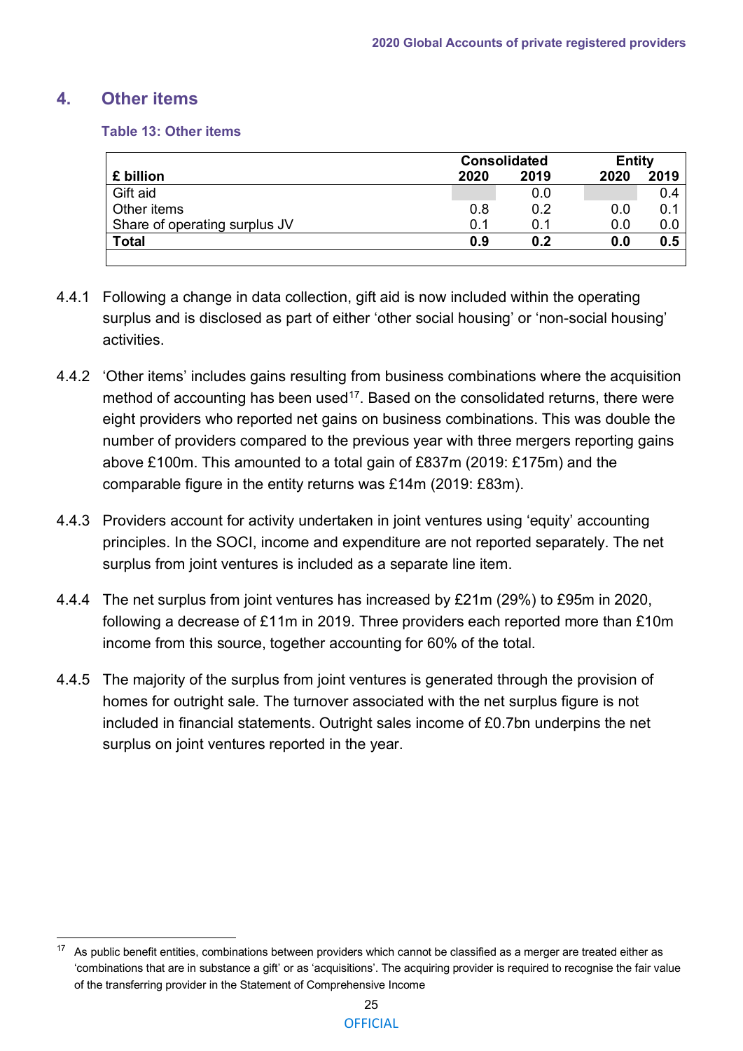## 4. Other items

### Table 13: Other items

| £ billion | Consolidated | | Entity | |
|---|---|---|---|---|
| | 2020 | 2019 | 2020 | 2019 |
| Gift aid | | 0.0 | | 0.4 |
| Other items | 0.8 | 0.2 | 0.0 | 0.1 |
| Share of operating surplus JV | 0.1 | 0.1 | 0.0 | 0.0 |
| **Total** | **0.9** | **0.2** | **0.0** | **0.5** |

4.4.1 Following a change in data collection, gift aid is now included within the operating surplus and is disclosed as part of either 'other social housing' or 'non-social housing' activities.

4.4.2 'Other items' includes gains resulting from business combinations where the acquisition method of accounting has been used[17]. Based on the consolidated returns, there were eight providers who reported net gains on business combinations. This was double the number of providers compared to the previous year with three mergers reporting gains above £100m. This amounted to a total gain of £837m (2019: £175m) and the comparable figure in the entity returns was £14m (2019: £83m).

4.4.3 Providers account for activity undertaken in joint ventures using 'equity' accounting principles. In the SOCI, income and expenditure are not reported separately. The net surplus from joint ventures is included as a separate line item.

4.4.4 The net surplus from joint ventures has increased by £21m (29%) to £95m in 2020, following a decrease of £11m in 2019. Three providers each reported more than £10m income from this source, together accounting for 60% of the total.

4.4.5 The majority of the surplus from joint ventures is generated through the provision of homes for outright sale. The turnover associated with the net surplus figure is not included in financial statements. Outright sales income of £0.7bn underpins the net surplus on joint ventures reported in the year.

[17] As public benefit entities, combinations between providers which cannot be classified as a merger are treated either as 'combinations that are in substance a gift' or as 'acquisitions'. The acquiring provider is required to recognise the fair value of the transferring provider in the Statement of Comprehensive Income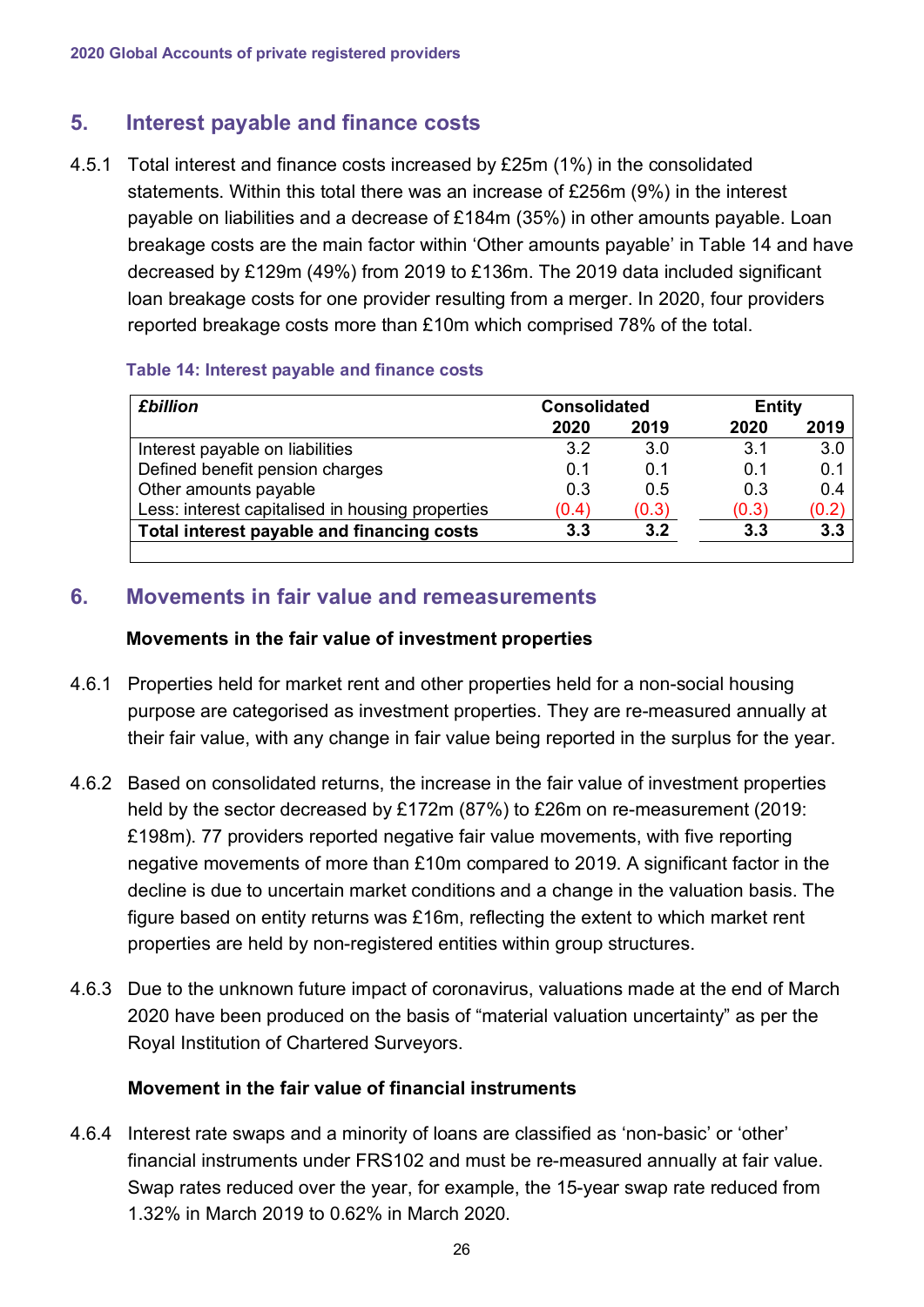## 5. Interest payable and finance costs

4.5.1 Total interest and finance costs increased by £25m (1%) in the consolidated statements. Within this total there was an increase of £256m (9%) in the interest payable on liabilities and a decrease of £184m (35%) in other amounts payable. Loan breakage costs are the main factor within 'Other amounts payable' in Table 14 and have decreased by £129m (49%) from 2019 to £136m. The 2019 data included significant loan breakage costs for one provider resulting from a merger. In 2020, four providers reported breakage costs more than £10m which comprised 78% of the total.

**Table 14: Interest payable and finance costs**

| *£billion* | Consolidated | | Entity | |
|---|---|---|---|---|
| | **2020** | **2019** | **2020** | **2019** |
| Interest payable on liabilities | 3.2 | 3.0 | 3.1 | 3.0 |
| Defined benefit pension charges | 0.1 | 0.1 | 0.1 | 0.1 |
| Other amounts payable | 0.3 | 0.5 | 0.3 | 0.4 |
| Less: interest capitalised in housing properties | (0.4) | (0.3) | (0.3) | (0.2) |
| **Total interest payable and financing costs** | **3.3** | **3.2** | **3.3** | **3.3** |

## 6. Movements in fair value and remeasurements

**Movements in the fair value of investment properties**

4.6.1 Properties held for market rent and other properties held for a non-social housing purpose are categorised as investment properties. They are re-measured annually at their fair value, with any change in fair value being reported in the surplus for the year.

4.6.2 Based on consolidated returns, the increase in the fair value of investment properties held by the sector decreased by £172m (87%) to £26m on re-measurement (2019: £198m). 77 providers reported negative fair value movements, with five reporting negative movements of more than £10m compared to 2019. A significant factor in the decline is due to uncertain market conditions and a change in the valuation basis. The figure based on entity returns was £16m, reflecting the extent to which market rent properties are held by non-registered entities within group structures.

4.6.3 Due to the unknown future impact of coronavirus, valuations made at the end of March 2020 have been produced on the basis of "material valuation uncertainty" as per the Royal Institution of Chartered Surveyors.

**Movement in the fair value of financial instruments**

4.6.4 Interest rate swaps and a minority of loans are classified as 'non-basic' or 'other' financial instruments under FRS102 and must be re-measured annually at fair value. Swap rates reduced over the year, for example, the 15-year swap rate reduced from 1.32% in March 2019 to 0.62% in March 2020.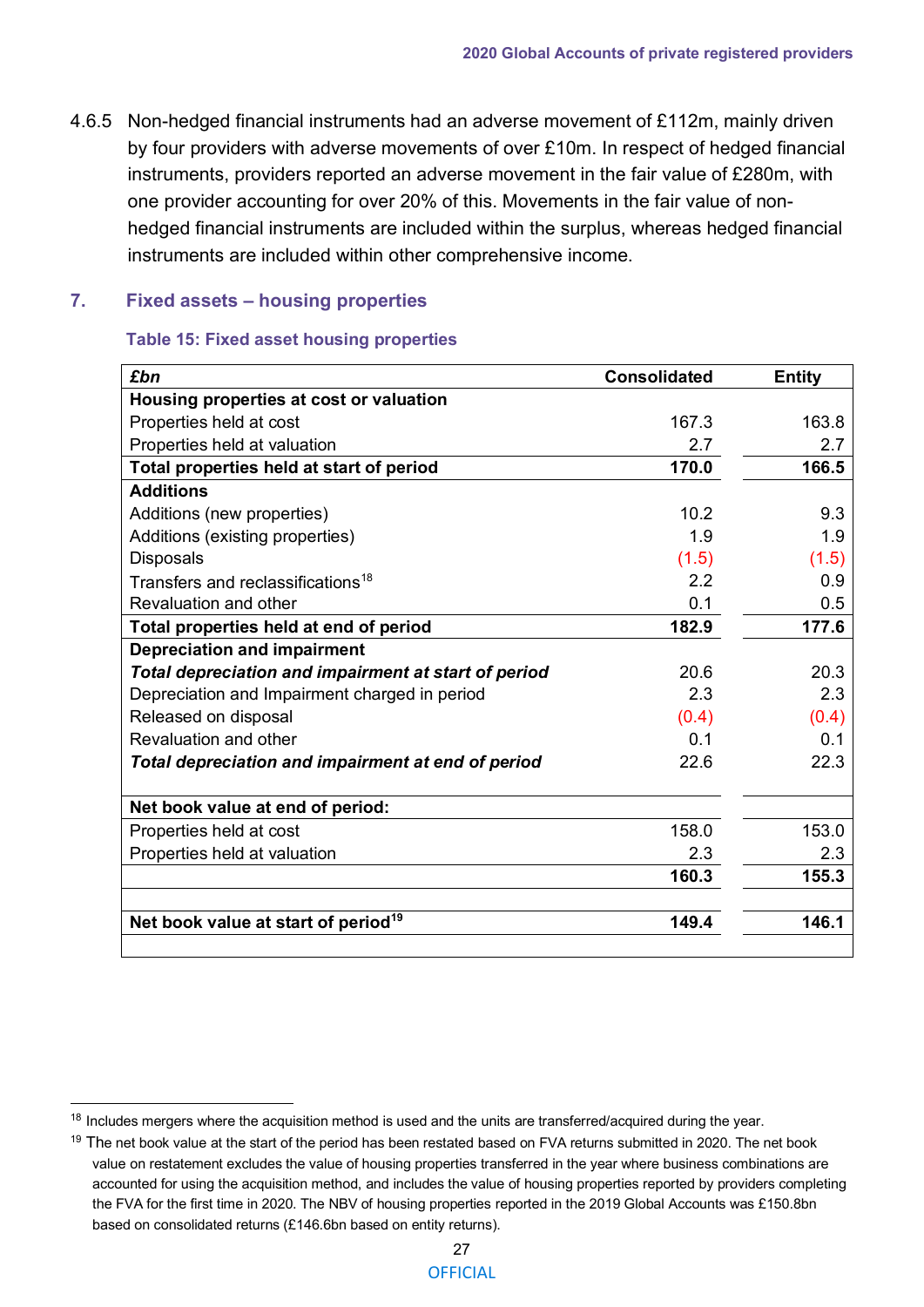4.6.5 Non-hedged financial instruments had an adverse movement of £112m, mainly driven by four providers with adverse movements of over £10m. In respect of hedged financial instruments, providers reported an adverse movement in the fair value of £280m, with one provider accounting for over 20% of this. Movements in the fair value of non-hedged financial instruments are included within the surplus, whereas hedged financial instruments are included within other comprehensive income.

## 7. Fixed assets – housing properties

### Table 15: Fixed asset housing properties

| *£bn* | Consolidated | Entity |
|---|---|---|
| **Housing properties at cost or valuation** | | |
| Properties held at cost | 167.3 | 163.8 |
| Properties held at valuation | 2.7 | 2.7 |
| **Total properties held at start of period** | **170.0** | **166.5** |
| **Additions** | | |
| Additions (new properties) | 10.2 | 9.3 |
| Additions (existing properties) | 1.9 | 1.9 |
| Disposals | (1.5) | (1.5) |
| Transfers and reclassifications[18] | 2.2 | 0.9 |
| Revaluation and other | 0.1 | 0.5 |
| **Total properties held at end of period** | **182.9** | **177.6** |
| **Depreciation and impairment** | | |
| ***Total depreciation and impairment at start of period*** | 20.6 | 20.3 |
| Depreciation and Impairment charged in period | 2.3 | 2.3 |
| Released on disposal | (0.4) | (0.4) |
| Revaluation and other | 0.1 | 0.1 |
| ***Total depreciation and impairment at end of period*** | 22.6 | 22.3 |
| | | |
| **Net book value at end of period:** | | |
| Properties held at cost | 158.0 | 153.0 |
| Properties held at valuation | 2.3 | 2.3 |
| | **160.3** | **155.3** |
| | | |
| **Net book value at start of period[19]** | **149.4** | **146.1** |

[18] Includes mergers where the acquisition method is used and the units are transferred/acquired during the year.

[19] The net book value at the start of the period has been restated based on FVA returns submitted in 2020. The net book value on restatement excludes the value of housing properties transferred in the year where business combinations are accounted for using the acquisition method, and includes the value of housing properties reported by providers completing the FVA for the first time in 2020. The NBV of housing properties reported in the 2019 Global Accounts was £150.8bn based on consolidated returns (£146.6bn based on entity returns).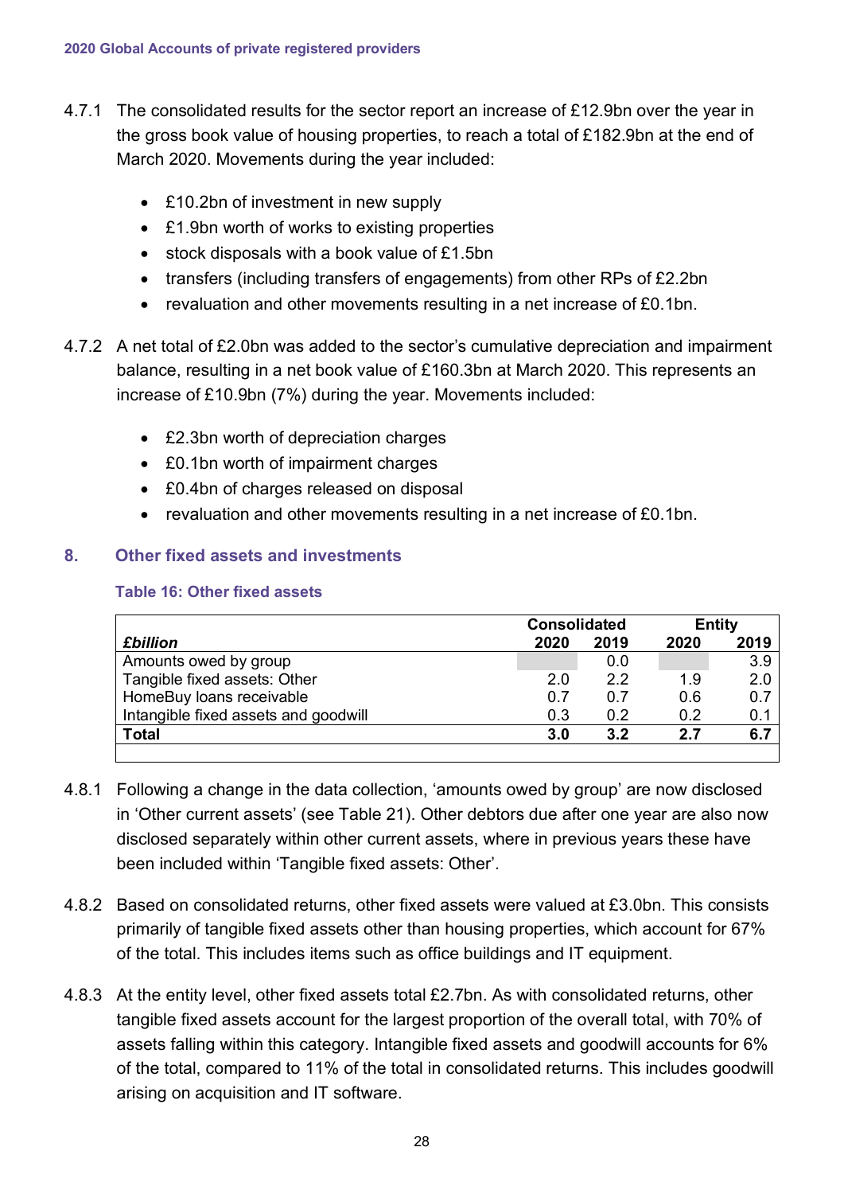4.7.1 The consolidated results for the sector report an increase of £12.9bn over the year in the gross book value of housing properties, to reach a total of £182.9bn at the end of March 2020. Movements during the year included:

- £10.2bn of investment in new supply
- £1.9bn worth of works to existing properties
- stock disposals with a book value of £1.5bn
- transfers (including transfers of engagements) from other RPs of £2.2bn
- revaluation and other movements resulting in a net increase of £0.1bn.

4.7.2 A net total of £2.0bn was added to the sector's cumulative depreciation and impairment balance, resulting in a net book value of £160.3bn at March 2020. This represents an increase of £10.9bn (7%) during the year. Movements included:

- £2.3bn worth of depreciation charges
- £0.1bn worth of impairment charges
- £0.4bn of charges released on disposal
- revaluation and other movements resulting in a net increase of £0.1bn.

## 8. Other fixed assets and investments

### Table 16: Other fixed assets

| | Consolidated | | Entity | |
|---|---|---|---|---|
| ***£billion*** | **2020** | **2019** | **2020** | **2019** |
| Amounts owed by group | | 0.0 | | 3.9 |
| Tangible fixed assets: Other | 2.0 | 2.2 | 1.9 | 2.0 |
| HomeBuy loans receivable | 0.7 | 0.7 | 0.6 | 0.7 |
| Intangible fixed assets and goodwill | 0.3 | 0.2 | 0.2 | 0.1 |
| **Total** | **3.0** | **3.2** | **2.7** | **6.7** |

4.8.1 Following a change in the data collection, 'amounts owed by group' are now disclosed in 'Other current assets' (see Table 21). Other debtors due after one year are also now disclosed separately within other current assets, where in previous years these have been included within 'Tangible fixed assets: Other'.

4.8.2 Based on consolidated returns, other fixed assets were valued at £3.0bn. This consists primarily of tangible fixed assets other than housing properties, which account for 67% of the total. This includes items such as office buildings and IT equipment.

4.8.3 At the entity level, other fixed assets total £2.7bn. As with consolidated returns, other tangible fixed assets account for the largest proportion of the overall total, with 70% of assets falling within this category. Intangible fixed assets and goodwill accounts for 6% of the total, compared to 11% of the total in consolidated returns. This includes goodwill arising on acquisition and IT software.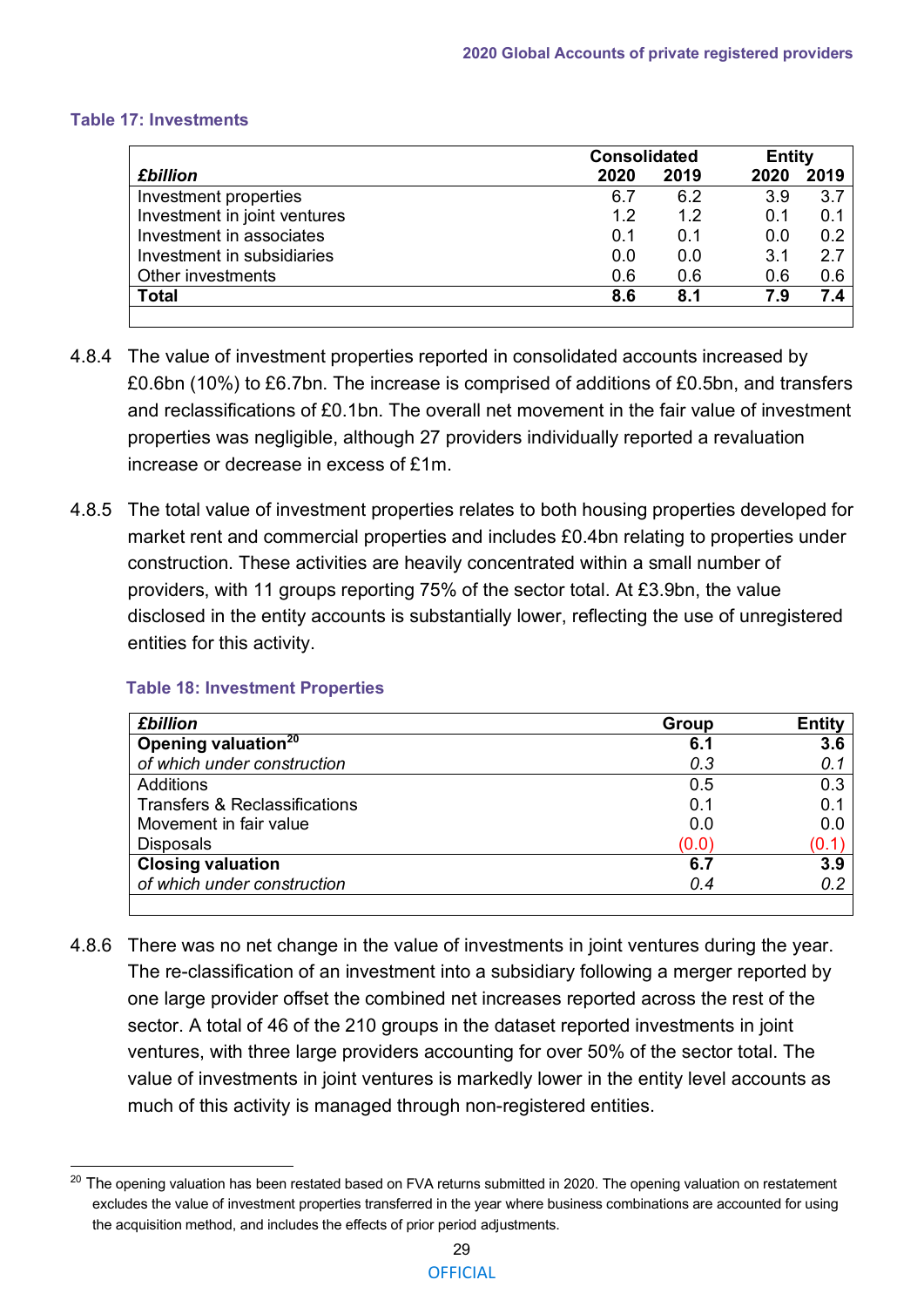**Table 17: Investments**

| £billion | Consolidated | | Entity | |
|---|---|---|---|---|
| | 2020 | 2019 | 2020 | 2019 |
| Investment properties | 6.7 | 6.2 | 3.9 | 3.7 |
| Investment in joint ventures | 1.2 | 1.2 | 0.1 | 0.1 |
| Investment in associates | 0.1 | 0.1 | 0.0 | 0.2 |
| Investment in subsidiaries | 0.0 | 0.0 | 3.1 | 2.7 |
| Other investments | 0.6 | 0.6 | 0.6 | 0.6 |
| **Total** | **8.6** | **8.1** | **7.9** | **7.4** |

4.8.4 The value of investment properties reported in consolidated accounts increased by £0.6bn (10%) to £6.7bn. The increase is comprised of additions of £0.5bn, and transfers and reclassifications of £0.1bn. The overall net movement in the fair value of investment properties was negligible, although 27 providers individually reported a revaluation increase or decrease in excess of £1m.

4.8.5 The total value of investment properties relates to both housing properties developed for market rent and commercial properties and includes £0.4bn relating to properties under construction. These activities are heavily concentrated within a small number of providers, with 11 groups reporting 75% of the sector total. At £3.9bn, the value disclosed in the entity accounts is substantially lower, reflecting the use of unregistered entities for this activity.

**Table 18: Investment Properties**

| £billion | Group | Entity |
|---|---|---|
| **Opening valuation**[20] | **6.1** | **3.6** |
| *of which under construction* | *0.3* | *0.1* |
| Additions | 0.5 | 0.3 |
| Transfers & Reclassifications | 0.1 | 0.1 |
| Movement in fair value | 0.0 | 0.0 |
| Disposals | (0.0) | (0.1) |
| **Closing valuation** | **6.7** | **3.9** |
| *of which under construction* | *0.4* | *0.2* |

4.8.6 There was no net change in the value of investments in joint ventures during the year. The re-classification of an investment into a subsidiary following a merger reported by one large provider offset the combined net increases reported across the rest of the sector. A total of 46 of the 210 groups in the dataset reported investments in joint ventures, with three large providers accounting for over 50% of the sector total. The value of investments in joint ventures is markedly lower in the entity level accounts as much of this activity is managed through non-registered entities.

[20] The opening valuation has been restated based on FVA returns submitted in 2020. The opening valuation on restatement excludes the value of investment properties transferred in the year where business combinations are accounted for using the acquisition method, and includes the effects of prior period adjustments.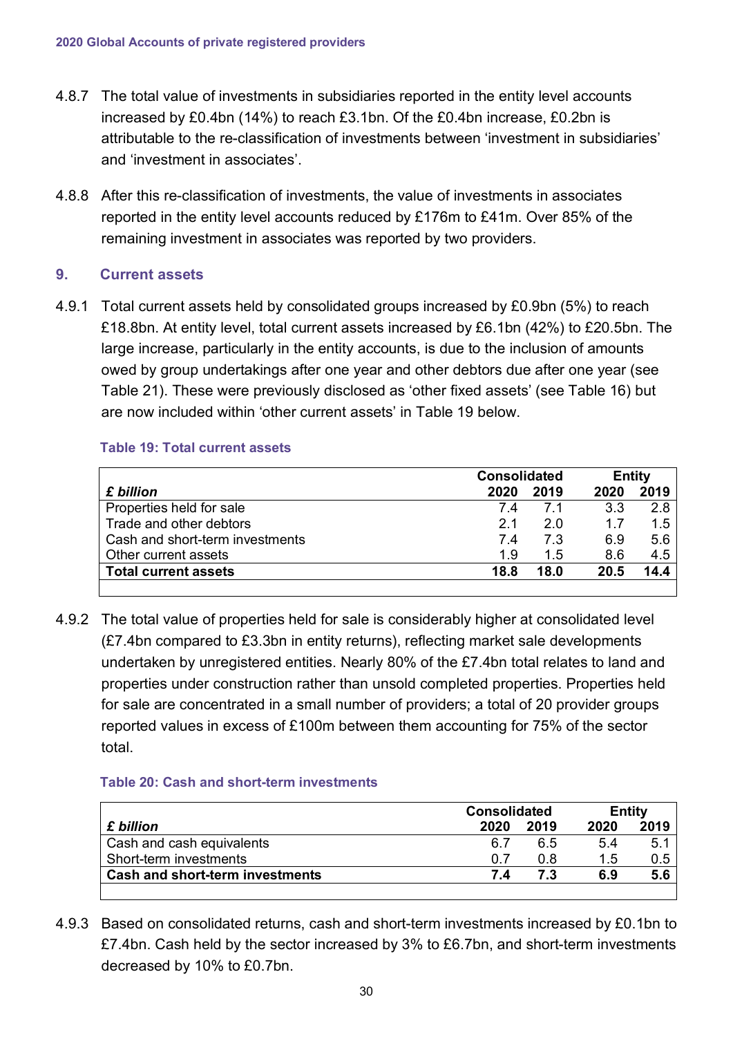4.8.7 The total value of investments in subsidiaries reported in the entity level accounts increased by £0.4bn (14%) to reach £3.1bn. Of the £0.4bn increase, £0.2bn is attributable to the re-classification of investments between 'investment in subsidiaries' and 'investment in associates'.

4.8.8 After this re-classification of investments, the value of investments in associates reported in the entity level accounts reduced by £176m to £41m. Over 85% of the remaining investment in associates was reported by two providers.

## 9. Current assets

4.9.1 Total current assets held by consolidated groups increased by £0.9bn (5%) to reach £18.8bn. At entity level, total current assets increased by £6.1bn (42%) to £20.5bn. The large increase, particularly in the entity accounts, is due to the inclusion of amounts owed by group undertakings after one year and other debtors due after one year (see Table 21). These were previously disclosed as 'other fixed assets' (see Table 16) but are now included within 'other current assets' in Table 19 below.

**Table 19: Total current assets**

| | Consolidated | | Entity | |
|---|---|---|---|---|
| ***£ billion*** | **2020** | **2019** | **2020** | **2019** |
| Properties held for sale | 7.4 | 7.1 | 3.3 | 2.8 |
| Trade and other debtors | 2.1 | 2.0 | 1.7 | 1.5 |
| Cash and short-term investments | 7.4 | 7.3 | 6.9 | 5.6 |
| Other current assets | 1.9 | 1.5 | 8.6 | 4.5 |
| **Total current assets** | **18.8** | **18.0** | **20.5** | **14.4** |

4.9.2 The total value of properties held for sale is considerably higher at consolidated level (£7.4bn compared to £3.3bn in entity returns), reflecting market sale developments undertaken by unregistered entities. Nearly 80% of the £7.4bn total relates to land and properties under construction rather than unsold completed properties. Properties held for sale are concentrated in a small number of providers; a total of 20 provider groups reported values in excess of £100m between them accounting for 75% of the sector total.

**Table 20: Cash and short-term investments**

| | Consolidated | | Entity | |
|---|---|---|---|---|
| ***£ billion*** | **2020** | **2019** | **2020** | **2019** |
| Cash and cash equivalents | 6.7 | 6.5 | 5.4 | 5.1 |
| Short-term investments | 0.7 | 0.8 | 1.5 | 0.5 |
| **Cash and short-term investments** | **7.4** | **7.3** | **6.9** | **5.6** |

4.9.3 Based on consolidated returns, cash and short-term investments increased by £0.1bn to £7.4bn. Cash held by the sector increased by 3% to £6.7bn, and short-term investments decreased by 10% to £0.7bn.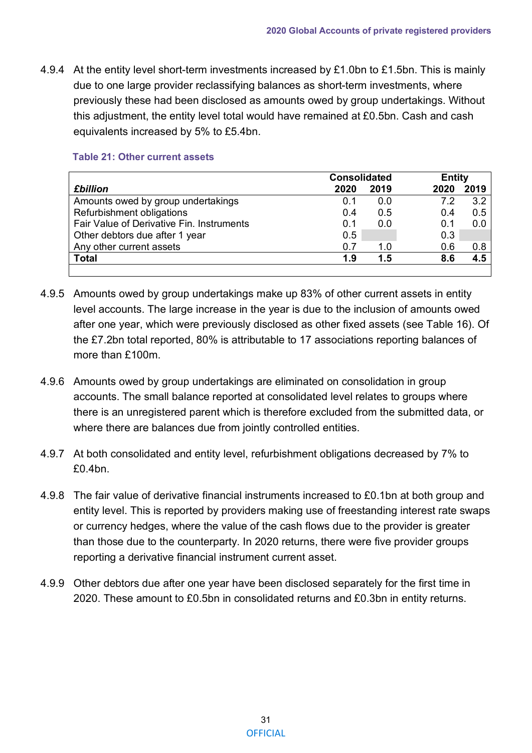4.9.4 At the entity level short-term investments increased by £1.0bn to £1.5bn. This is mainly due to one large provider reclassifying balances as short-term investments, where previously these had been disclosed as amounts owed by group undertakings. Without this adjustment, the entity level total would have remained at £0.5bn. Cash and cash equivalents increased by 5% to £5.4bn.

**Table 21: Other current assets**

| *£billion* | Consolidated 2020 | Consolidated 2019 | Entity 2020 | Entity 2019 |
|---|---|---|---|---|
| Amounts owed by group undertakings | 0.1 | 0.0 | 7.2 | 3.2 |
| Refurbishment obligations | 0.4 | 0.5 | 0.4 | 0.5 |
| Fair Value of Derivative Fin. Instruments | 0.1 | 0.0 | 0.1 | 0.0 |
| Other debtors due after 1 year | 0.5 | | 0.3 | |
| Any other current assets | 0.7 | 1.0 | 0.6 | 0.8 |
| **Total** | **1.9** | **1.5** | **8.6** | **4.5** |

4.9.5 Amounts owed by group undertakings make up 83% of other current assets in entity level accounts. The large increase in the year is due to the inclusion of amounts owed after one year, which were previously disclosed as other fixed assets (see Table 16). Of the £7.2bn total reported, 80% is attributable to 17 associations reporting balances of more than £100m.

4.9.6 Amounts owed by group undertakings are eliminated on consolidation in group accounts. The small balance reported at consolidated level relates to groups where there is an unregistered parent which is therefore excluded from the submitted data, or where there are balances due from jointly controlled entities.

4.9.7 At both consolidated and entity level, refurbishment obligations decreased by 7% to £0.4bn.

4.9.8 The fair value of derivative financial instruments increased to £0.1bn at both group and entity level. This is reported by providers making use of freestanding interest rate swaps or currency hedges, where the value of the cash flows due to the provider is greater than those due to the counterparty. In 2020 returns, there were five provider groups reporting a derivative financial instrument current asset.

4.9.9 Other debtors due after one year have been disclosed separately for the first time in 2020. These amount to £0.5bn in consolidated returns and £0.3bn in entity returns.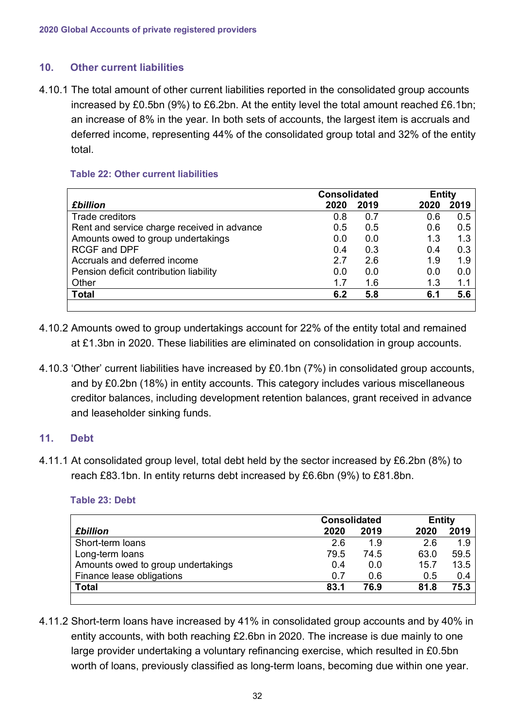## 10. Other current liabilities

4.10.1 The total amount of other current liabilities reported in the consolidated group accounts increased by £0.5bn (9%) to £6.2bn. At the entity level the total amount reached £6.1bn; an increase of 8% in the year. In both sets of accounts, the largest item is accruals and deferred income, representing 44% of the consolidated group total and 32% of the entity total.

**Table 22: Other current liabilities**

| *£billion* | Consolidated | | Entity | |
|---|---|---|---|---|
| | **2020** | **2019** | **2020** | **2019** |
| Trade creditors | 0.8 | 0.7 | 0.6 | 0.5 |
| Rent and service charge received in advance | 0.5 | 0.5 | 0.6 | 0.5 |
| Amounts owed to group undertakings | 0.0 | 0.0 | 1.3 | 1.3 |
| RCGF and DPF | 0.4 | 0.3 | 0.4 | 0.3 |
| Accruals and deferred income | 2.7 | 2.6 | 1.9 | 1.9 |
| Pension deficit contribution liability | 0.0 | 0.0 | 0.0 | 0.0 |
| Other | 1.7 | 1.6 | 1.3 | 1.1 |
| **Total** | **6.2** | **5.8** | **6.1** | **5.6** |

4.10.2 Amounts owed to group undertakings account for 22% of the entity total and remained at £1.3bn in 2020. These liabilities are eliminated on consolidation in group accounts.

4.10.3 'Other' current liabilities have increased by £0.1bn (7%) in consolidated group accounts, and by £0.2bn (18%) in entity accounts. This category includes various miscellaneous creditor balances, including development retention balances, grant received in advance and leaseholder sinking funds.

## 11. Debt

4.11.1 At consolidated group level, total debt held by the sector increased by £6.2bn (8%) to reach £83.1bn. In entity returns debt increased by £6.6bn (9%) to £81.8bn.

**Table 23: Debt**

| *£billion* | Consolidated | | Entity | |
|---|---|---|---|---|
| | **2020** | **2019** | **2020** | **2019** |
| Short-term loans | 2.6 | 1.9 | 2.6 | 1.9 |
| Long-term loans | 79.5 | 74.5 | 63.0 | 59.5 |
| Amounts owed to group undertakings | 0.4 | 0.0 | 15.7 | 13.5 |
| Finance lease obligations | 0.7 | 0.6 | 0.5 | 0.4 |
| **Total** | **83.1** | **76.9** | **81.8** | **75.3** |

4.11.2 Short-term loans have increased by 41% in consolidated group accounts and by 40% in entity accounts, with both reaching £2.6bn in 2020. The increase is due mainly to one large provider undertaking a voluntary refinancing exercise, which resulted in £0.5bn worth of loans, previously classified as long-term loans, becoming due within one year.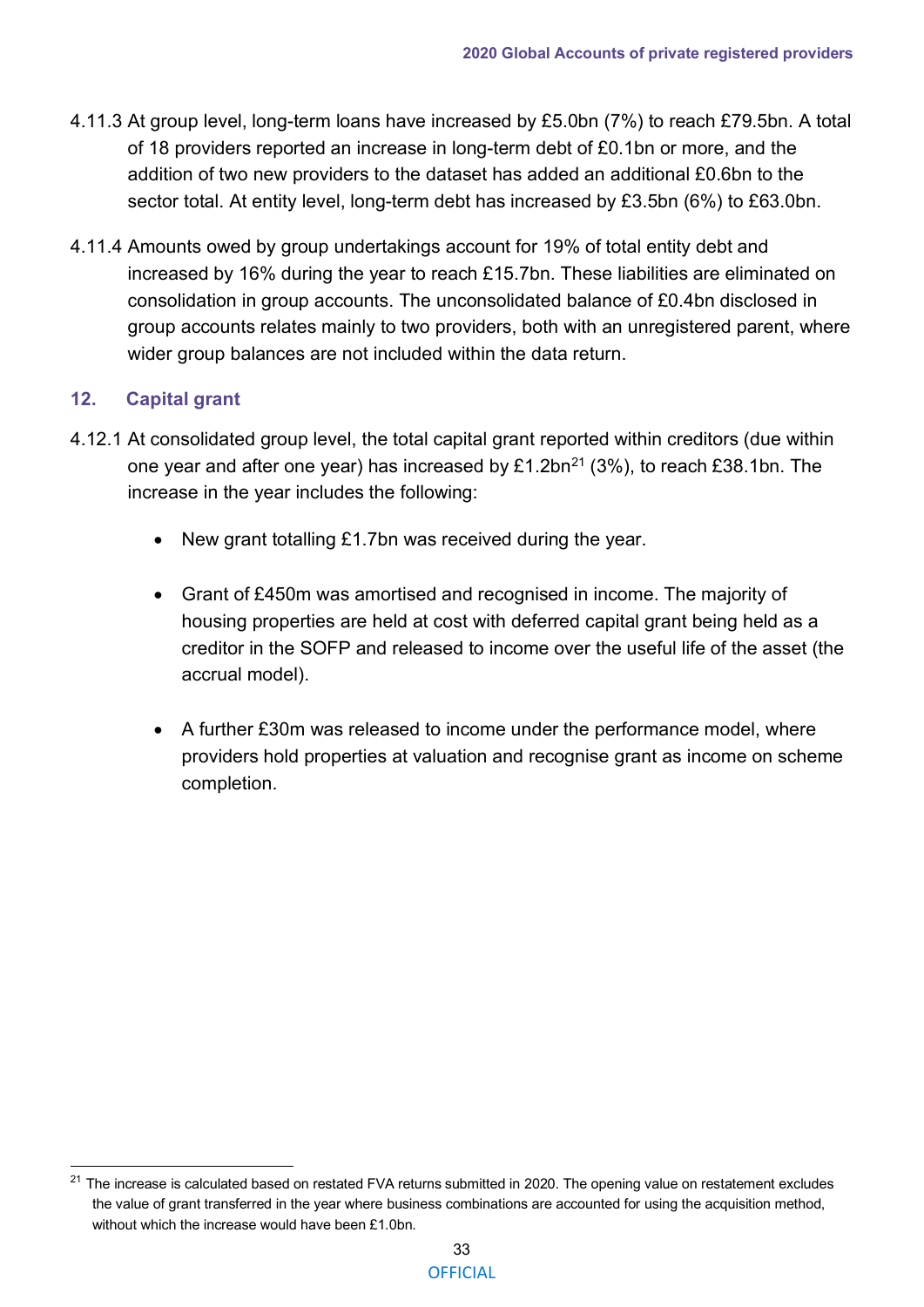4.11.3 At group level, long-term loans have increased by £5.0bn (7%) to reach £79.5bn. A total of 18 providers reported an increase in long-term debt of £0.1bn or more, and the addition of two new providers to the dataset has added an additional £0.6bn to the sector total. At entity level, long-term debt has increased by £3.5bn (6%) to £63.0bn.

4.11.4 Amounts owed by group undertakings account for 19% of total entity debt and increased by 16% during the year to reach £15.7bn. These liabilities are eliminated on consolidation in group accounts. The unconsolidated balance of £0.4bn disclosed in group accounts relates mainly to two providers, both with an unregistered parent, where wider group balances are not included within the data return.

## 12. Capital grant

4.12.1 At consolidated group level, the total capital grant reported within creditors (due within one year and after one year) has increased by £1.2bn[21] (3%), to reach £38.1bn. The increase in the year includes the following:

- New grant totalling £1.7bn was received during the year.
- Grant of £450m was amortised and recognised in income. The majority of housing properties are held at cost with deferred capital grant being held as a creditor in the SOFP and released to income over the useful life of the asset (the accrual model).
- A further £30m was released to income under the performance model, where providers hold properties at valuation and recognise grant as income on scheme completion.

[21] The increase is calculated based on restated FVA returns submitted in 2020. The opening value on restatement excludes the value of grant transferred in the year where business combinations are accounted for using the acquisition method, without which the increase would have been £1.0bn.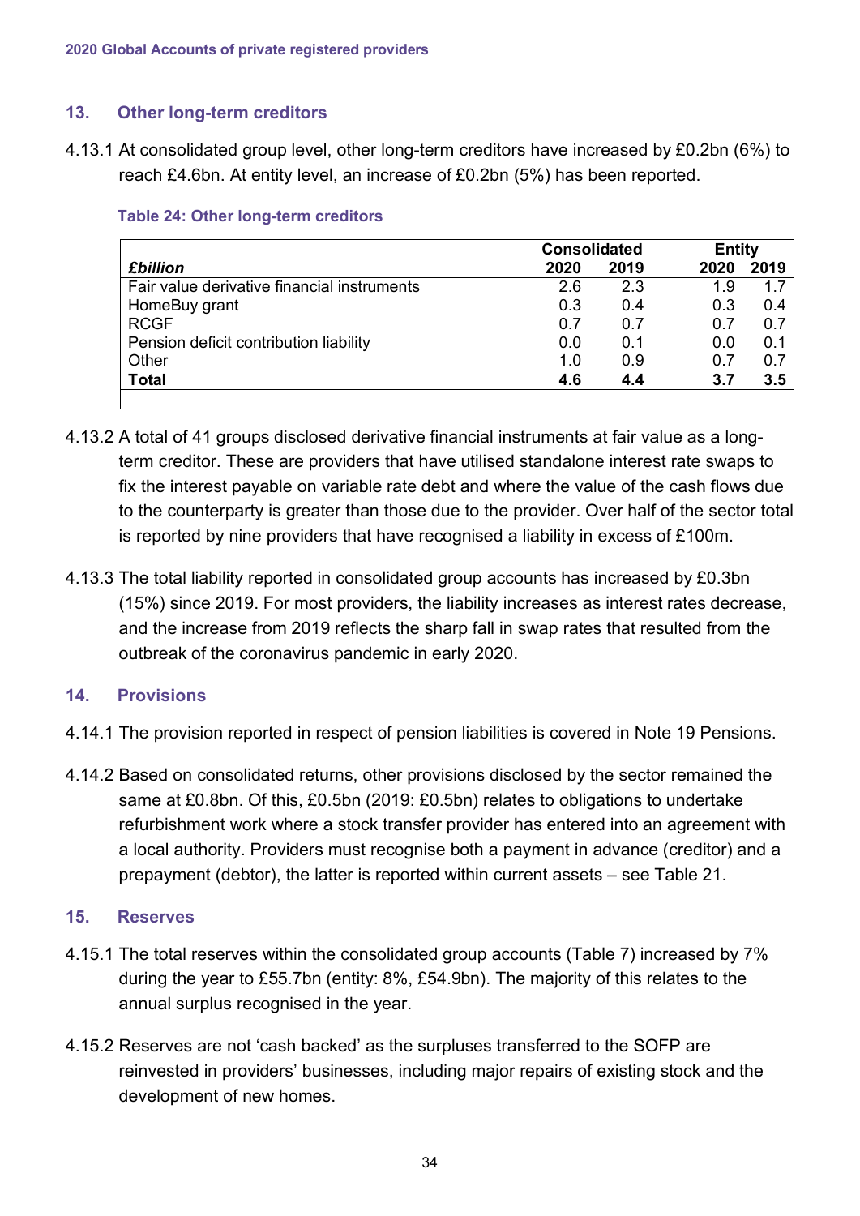## 13. Other long-term creditors

4.13.1 At consolidated group level, other long-term creditors have increased by £0.2bn (6%) to reach £4.6bn. At entity level, an increase of £0.2bn (5%) has been reported.

**Table 24: Other long-term creditors**

| *£billion* | Consolidated | | Entity | |
|---|---|---|---|---|
| | **2020** | **2019** | **2020** | **2019** |
| Fair value derivative financial instruments | 2.6 | 2.3 | 1.9 | 1.7 |
| HomeBuy grant | 0.3 | 0.4 | 0.3 | 0.4 |
| RCGF | 0.7 | 0.7 | 0.7 | 0.7 |
| Pension deficit contribution liability | 0.0 | 0.1 | 0.0 | 0.1 |
| Other | 1.0 | 0.9 | 0.7 | 0.7 |
| **Total** | **4.6** | **4.4** | **3.7** | **3.5** |

4.13.2 A total of 41 groups disclosed derivative financial instruments at fair value as a long-term creditor. These are providers that have utilised standalone interest rate swaps to fix the interest payable on variable rate debt and where the value of the cash flows due to the counterparty is greater than those due to the provider. Over half of the sector total is reported by nine providers that have recognised a liability in excess of £100m.

4.13.3 The total liability reported in consolidated group accounts has increased by £0.3bn (15%) since 2019. For most providers, the liability increases as interest rates decrease, and the increase from 2019 reflects the sharp fall in swap rates that resulted from the outbreak of the coronavirus pandemic in early 2020.

## 14. Provisions

4.14.1 The provision reported in respect of pension liabilities is covered in Note 19 Pensions.

4.14.2 Based on consolidated returns, other provisions disclosed by the sector remained the same at £0.8bn. Of this, £0.5bn (2019: £0.5bn) relates to obligations to undertake refurbishment work where a stock transfer provider has entered into an agreement with a local authority. Providers must recognise both a payment in advance (creditor) and a prepayment (debtor), the latter is reported within current assets – see Table 21.

## 15. Reserves

4.15.1 The total reserves within the consolidated group accounts (Table 7) increased by 7% during the year to £55.7bn (entity: 8%, £54.9bn). The majority of this relates to the annual surplus recognised in the year.

4.15.2 Reserves are not 'cash backed' as the surpluses transferred to the SOFP are reinvested in providers' businesses, including major repairs of existing stock and the development of new homes.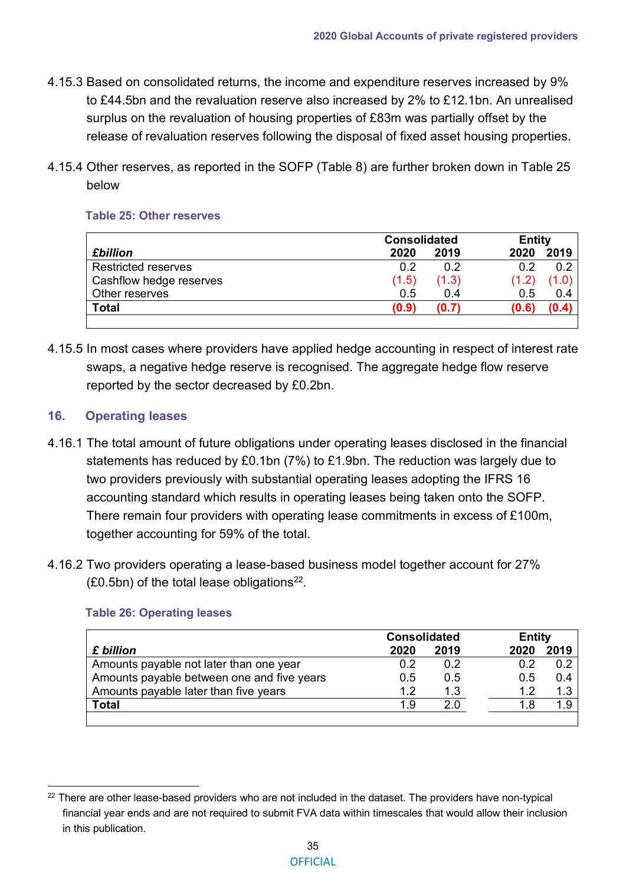4.15.3 Based on consolidated returns, the income and expenditure reserves increased by 9% to £44.5bn and the revaluation reserve also increased by 2% to £12.1bn. An unrealised surplus on the revaluation of housing properties of £83m was partially offset by the release of revaluation reserves following the disposal of fixed asset housing properties.

4.15.4 Other reserves, as reported in the SOFP (Table 8) are further broken down in Table 25 below

**Table 25: Other reserves**

| £billion | Consolidated 2020 | Consolidated 2019 | Entity 2020 | Entity 2019 |
|---|---|---|---|---|
| Restricted reserves | 0.2 | 0.2 | 0.2 | 0.2 |
| Cashflow hedge reserves | (1.5) | (1.3) | (1.2) | (1.0) |
| Other reserves | 0.5 | 0.4 | 0.5 | 0.4 |
| **Total** | **(0.9)** | **(0.7)** | **(0.6)** | **(0.4)** |

4.15.5 In most cases where providers have applied hedge accounting in respect of interest rate swaps, a negative hedge reserve is recognised. The aggregate hedge flow reserve reported by the sector decreased by £0.2bn.

## 16. Operating leases

4.16.1 The total amount of future obligations under operating leases disclosed in the financial statements has reduced by £0.1bn (7%) to £1.9bn. The reduction was largely due to two providers previously with substantial operating leases adopting the IFRS 16 accounting standard which results in operating leases being taken onto the SOFP. There remain four providers with operating lease commitments in excess of £100m, together accounting for 59% of the total.

4.16.2 Two providers operating a lease-based business model together account for 27% (£0.5bn) of the total lease obligations[22].

**Table 26: Operating leases**

| £ billion | Consolidated 2020 | Consolidated 2019 | Entity 2020 | Entity 2019 |
|---|---|---|---|---|
| Amounts payable not later than one year | 0.2 | 0.2 | 0.2 | 0.2 |
| Amounts payable between one and five years | 0.5 | 0.5 | 0.5 | 0.4 |
| Amounts payable later than five years | 1.2 | 1.3 | 1.2 | 1.3 |
| **Total** | 1.9 | 2.0 | 1.8 | 1.9 |

[22] There are other lease-based providers who are not included in the dataset. The providers have non-typical financial year ends and are not required to submit FVA data within timescales that would allow their inclusion in this publication.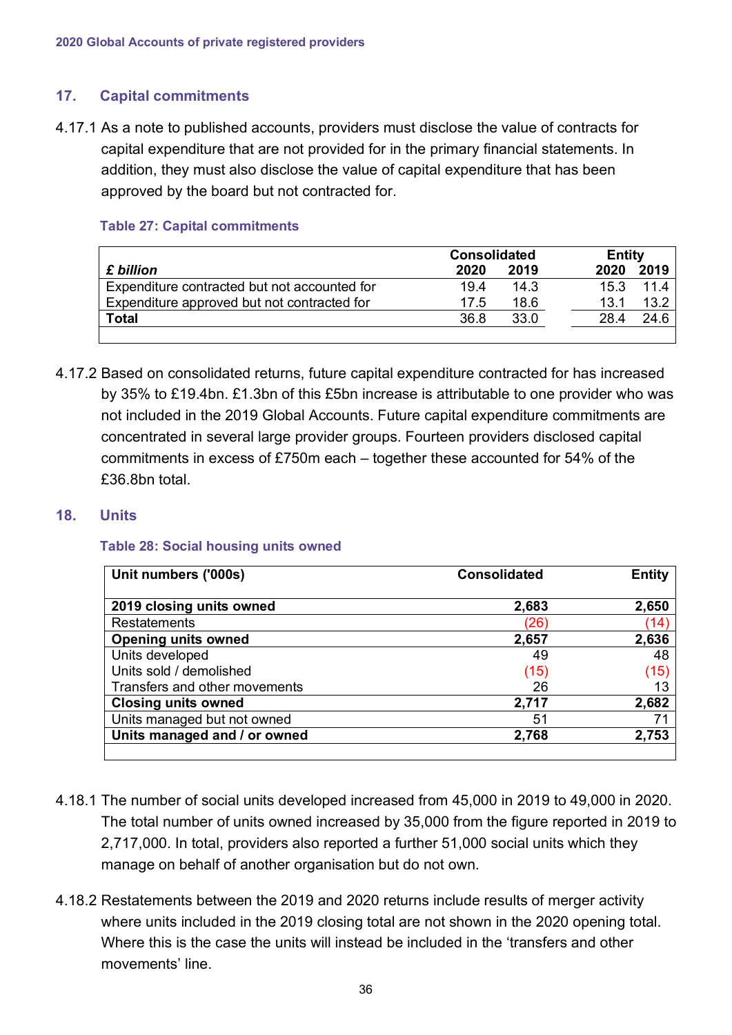## 17. Capital commitments

4.17.1 As a note to published accounts, providers must disclose the value of contracts for capital expenditure that are not provided for in the primary financial statements. In addition, they must also disclose the value of capital expenditure that has been approved by the board but not contracted for.

**Table 27: Capital commitments**

| *£ billion* | Consolidated 2020 | Consolidated 2019 | Entity 2020 | Entity 2019 |
|---|---|---|---|---|
| Expenditure contracted but not accounted for | 19.4 | 14.3 | 15.3 | 11.4 |
| Expenditure approved but not contracted for | 17.5 | 18.6 | 13.1 | 13.2 |
| **Total** | 36.8 | 33.0 | 28.4 | 24.6 |

4.17.2 Based on consolidated returns, future capital expenditure contracted for has increased by 35% to £19.4bn. £1.3bn of this £5bn increase is attributable to one provider who was not included in the 2019 Global Accounts. Future capital expenditure commitments are concentrated in several large provider groups. Fourteen providers disclosed capital commitments in excess of £750m each – together these accounted for 54% of the £36.8bn total.

## 18. Units

**Table 28: Social housing units owned**

| Unit numbers ('000s) | Consolidated | Entity |
|---|---|---|
| **2019 closing units owned** | **2,683** | **2,650** |
| Restatements | (26) | (14) |
| **Opening units owned** | **2,657** | **2,636** |
| Units developed | 49 | 48 |
| Units sold / demolished | (15) | (15) |
| Transfers and other movements | 26 | 13 |
| **Closing units owned** | **2,717** | **2,682** |
| Units managed but not owned | 51 | 71 |
| **Units managed and / or owned** | **2,768** | **2,753** |

4.18.1 The number of social units developed increased from 45,000 in 2019 to 49,000 in 2020. The total number of units owned increased by 35,000 from the figure reported in 2019 to 2,717,000. In total, providers also reported a further 51,000 social units which they manage on behalf of another organisation but do not own.

4.18.2 Restatements between the 2019 and 2020 returns include results of merger activity where units included in the 2019 closing total are not shown in the 2020 opening total. Where this is the case the units will instead be included in the 'transfers and other movements' line.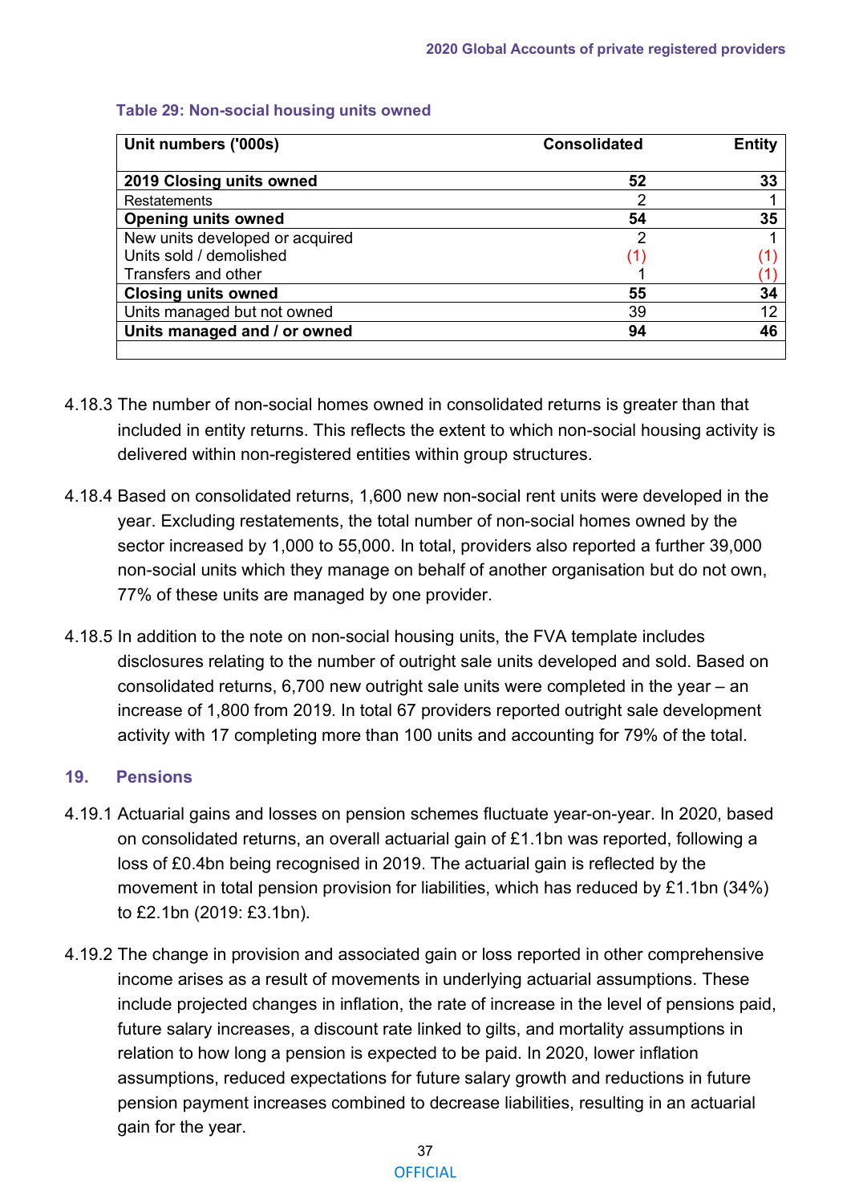**Table 29: Non-social housing units owned**

| Unit numbers ('000s) | Consolidated | Entity |
|---|---|---|
| **2019 Closing units owned** | **52** | **33** |
| Restatements | 2 | 1 |
| **Opening units owned** | **54** | **35** |
| New units developed or acquired | 2 | 1 |
| Units sold / demolished | (1) | (1) |
| Transfers and other | 1 | (1) |
| **Closing units owned** | **55** | **34** |
| Units managed but not owned | 39 | 12 |
| **Units managed and / or owned** | **94** | **46** |

4.18.3 The number of non-social homes owned in consolidated returns is greater than that included in entity returns. This reflects the extent to which non-social housing activity is delivered within non-registered entities within group structures.

4.18.4 Based on consolidated returns, 1,600 new non-social rent units were developed in the year. Excluding restatements, the total number of non-social homes owned by the sector increased by 1,000 to 55,000. In total, providers also reported a further 39,000 non-social units which they manage on behalf of another organisation but do not own, 77% of these units are managed by one provider.

4.18.5 In addition to the note on non-social housing units, the FVA template includes disclosures relating to the number of outright sale units developed and sold. Based on consolidated returns, 6,700 new outright sale units were completed in the year – an increase of 1,800 from 2019. In total 67 providers reported outright sale development activity with 17 completing more than 100 units and accounting for 79% of the total.

## 19. Pensions

4.19.1 Actuarial gains and losses on pension schemes fluctuate year-on-year. In 2020, based on consolidated returns, an overall actuarial gain of £1.1bn was reported, following a loss of £0.4bn being recognised in 2019. The actuarial gain is reflected by the movement in total pension provision for liabilities, which has reduced by £1.1bn (34%) to £2.1bn (2019: £3.1bn).

4.19.2 The change in provision and associated gain or loss reported in other comprehensive income arises as a result of movements in underlying actuarial assumptions. These include projected changes in inflation, the rate of increase in the level of pensions paid, future salary increases, a discount rate linked to gilts, and mortality assumptions in relation to how long a pension is expected to be paid. In 2020, lower inflation assumptions, reduced expectations for future salary growth and reductions in future pension payment increases combined to decrease liabilities, resulting in an actuarial gain for the year.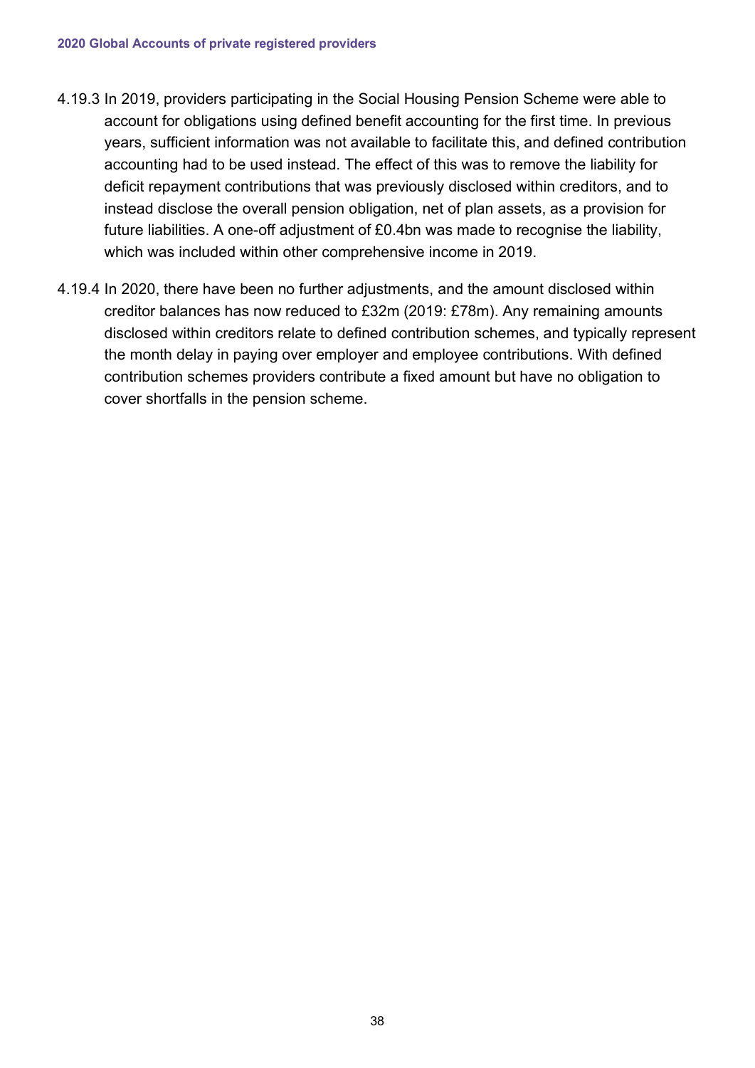4.19.3 In 2019, providers participating in the Social Housing Pension Scheme were able to account for obligations using defined benefit accounting for the first time. In previous years, sufficient information was not available to facilitate this, and defined contribution accounting had to be used instead. The effect of this was to remove the liability for deficit repayment contributions that was previously disclosed within creditors, and to instead disclose the overall pension obligation, net of plan assets, as a provision for future liabilities. A one-off adjustment of £0.4bn was made to recognise the liability, which was included within other comprehensive income in 2019.

4.19.4 In 2020, there have been no further adjustments, and the amount disclosed within creditor balances has now reduced to £32m (2019: £78m). Any remaining amounts disclosed within creditors relate to defined contribution schemes, and typically represent the month delay in paying over employer and employee contributions. With defined contribution schemes providers contribute a fixed amount but have no obligation to cover shortfalls in the pension scheme.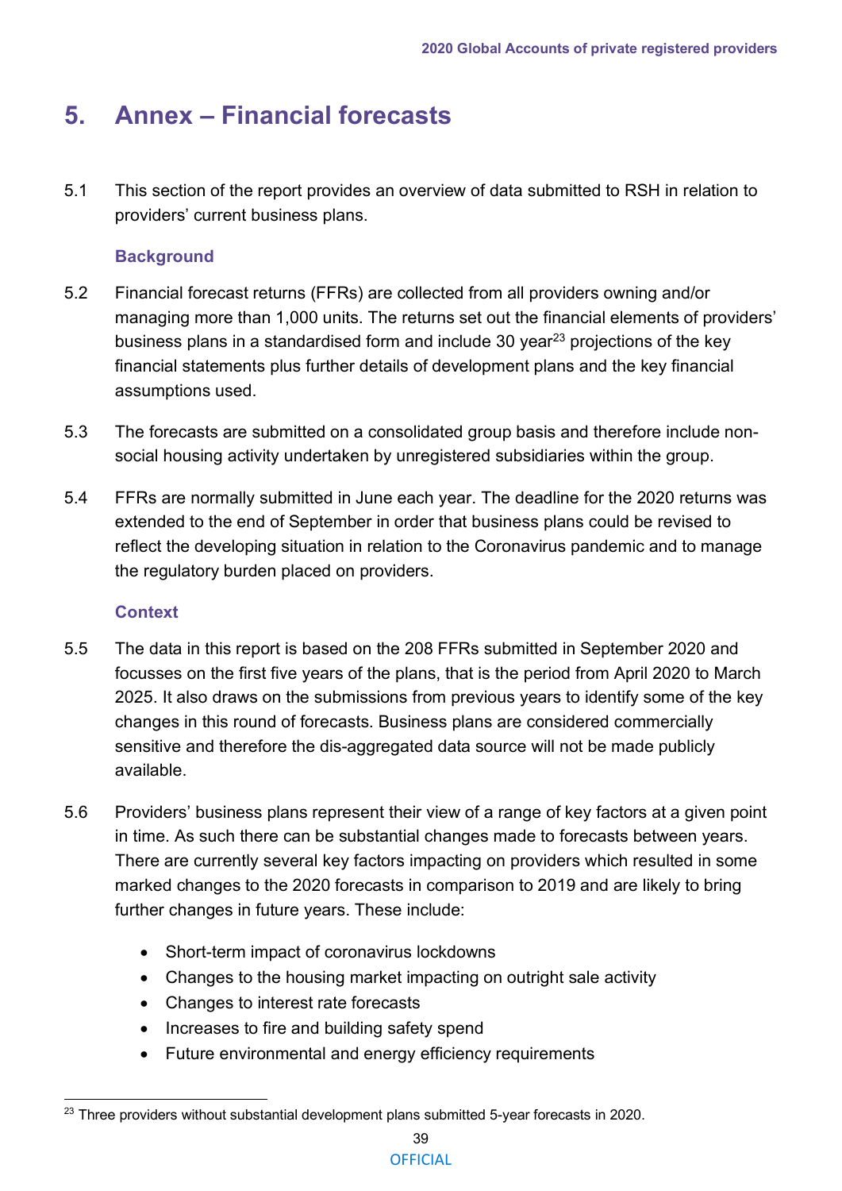# 5. Annex – Financial forecasts

5.1 This section of the report provides an overview of data submitted to RSH in relation to providers' current business plans.

### Background

5.2 Financial forecast returns (FFRs) are collected from all providers owning and/or managing more than 1,000 units. The returns set out the financial elements of providers' business plans in a standardised form and include 30 year[23] projections of the key financial statements plus further details of development plans and the key financial assumptions used.

5.3 The forecasts are submitted on a consolidated group basis and therefore include non-social housing activity undertaken by unregistered subsidiaries within the group.

5.4 FFRs are normally submitted in June each year. The deadline for the 2020 returns was extended to the end of September in order that business plans could be revised to reflect the developing situation in relation to the Coronavirus pandemic and to manage the regulatory burden placed on providers.

### Context

5.5 The data in this report is based on the 208 FFRs submitted in September 2020 and focusses on the first five years of the plans, that is the period from April 2020 to March 2025. It also draws on the submissions from previous years to identify some of the key changes in this round of forecasts. Business plans are considered commercially sensitive and therefore the dis-aggregated data source will not be made publicly available.

5.6 Providers' business plans represent their view of a range of key factors at a given point in time. As such there can be substantial changes made to forecasts between years. There are currently several key factors impacting on providers which resulted in some marked changes to the 2020 forecasts in comparison to 2019 and are likely to bring further changes in future years. These include:

- Short-term impact of coronavirus lockdowns
- Changes to the housing market impacting on outright sale activity
- Changes to interest rate forecasts
- Increases to fire and building safety spend
- Future environmental and energy efficiency requirements

[23] Three providers without substantial development plans submitted 5-year forecasts in 2020.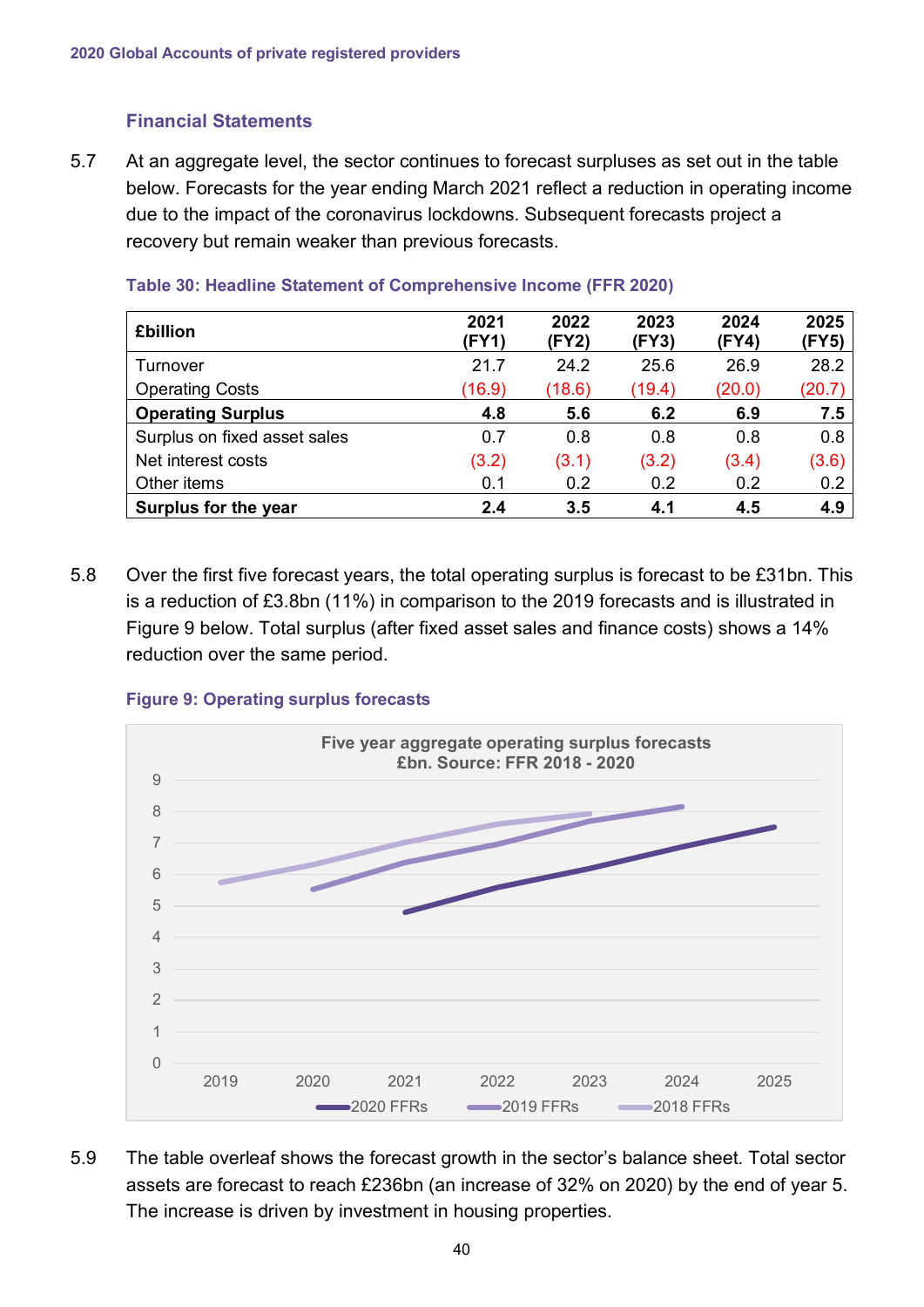### Financial Statements

5.7 At an aggregate level, the sector continues to forecast surpluses as set out in the table below. Forecasts for the year ending March 2021 reflect a reduction in operating income due to the impact of the coronavirus lockdowns. Subsequent forecasts project a recovery but remain weaker than previous forecasts.

**Table 30: Headline Statement of Comprehensive Income (FFR 2020)**

| £billion | 2021 (FY1) | 2022 (FY2) | 2023 (FY3) | 2024 (FY4) | 2025 (FY5) |
|---|---|---|---|---|---|
| Turnover | 21.7 | 24.2 | 25.6 | 26.9 | 28.2 |
| Operating Costs | (16.9) | (18.6) | (19.4) | (20.0) | (20.7) |
| **Operating Surplus** | **4.8** | **5.6** | **6.2** | **6.9** | **7.5** |
| Surplus on fixed asset sales | 0.7 | 0.8 | 0.8 | 0.8 | 0.8 |
| Net interest costs | (3.2) | (3.1) | (3.2) | (3.4) | (3.6) |
| Other items | 0.1 | 0.2 | 0.2 | 0.2 | 0.2 |
| **Surplus for the year** | **2.4** | **3.5** | **4.1** | **4.5** | **4.9** |

5.8 Over the first five forecast years, the total operating surplus is forecast to be £31bn. This is a reduction of £3.8bn (11%) in comparison to the 2019 forecasts and is illustrated in Figure 9 below. Total surplus (after fixed asset sales and finance costs) shows a 14% reduction over the same period.

**Figure 9: Operating surplus forecasts**

Five year aggregate operating surplus forecasts £bn. Source: FFR 2018 - 2020

5.9 The table overleaf shows the forecast growth in the sector's balance sheet. Total sector assets are forecast to reach £236bn (an increase of 32% on 2020) by the end of year 5. The increase is driven by investment in housing properties.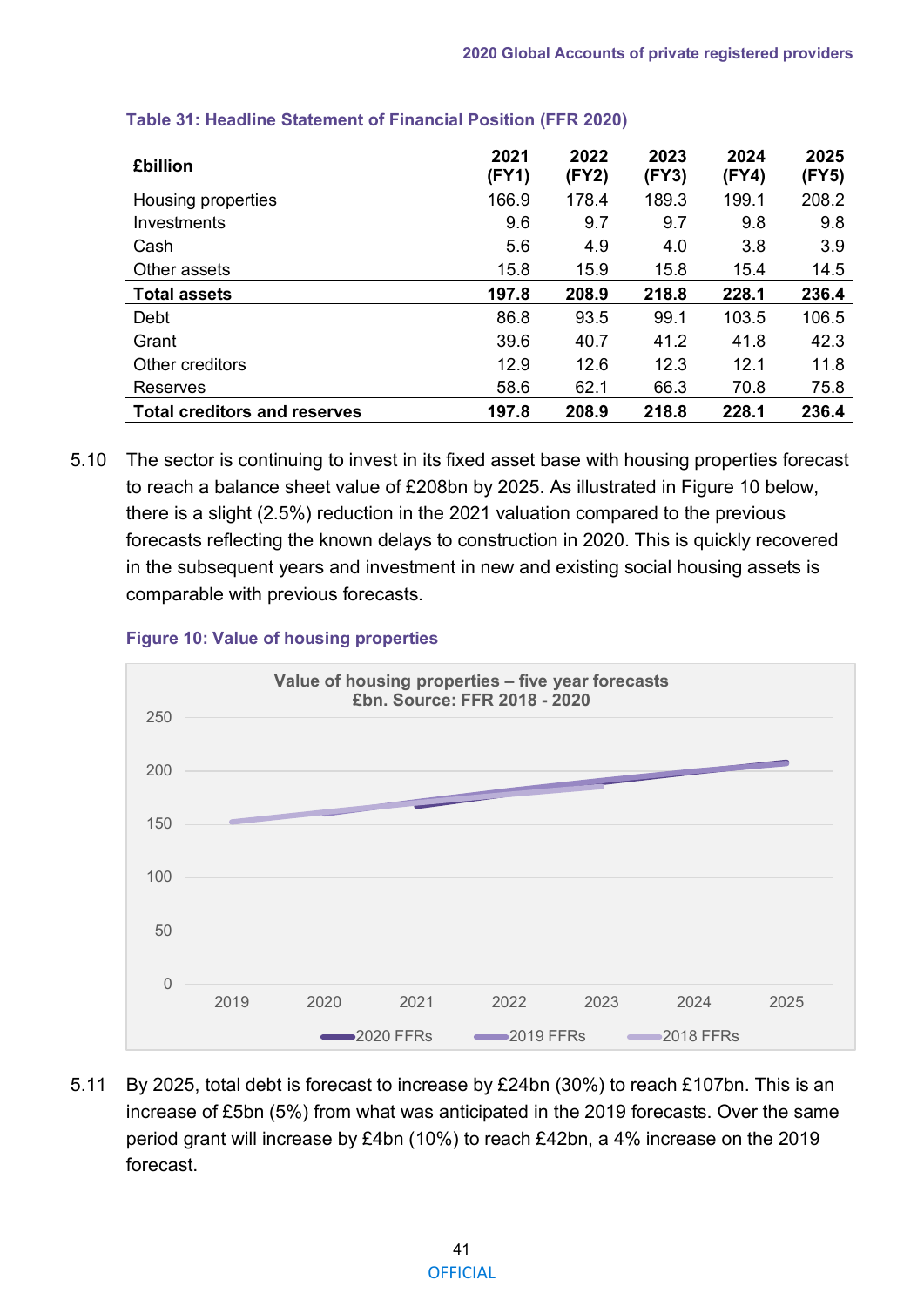**Table 31: Headline Statement of Financial Position (FFR 2020)**

| £billion | 2021 (FY1) | 2022 (FY2) | 2023 (FY3) | 2024 (FY4) | 2025 (FY5) |
|---|---|---|---|---|---|
| Housing properties | 166.9 | 178.4 | 189.3 | 199.1 | 208.2 |
| Investments | 9.6 | 9.7 | 9.7 | 9.8 | 9.8 |
| Cash | 5.6 | 4.9 | 4.0 | 3.8 | 3.9 |
| Other assets | 15.8 | 15.9 | 15.8 | 15.4 | 14.5 |
| **Total assets** | **197.8** | **208.9** | **218.8** | **228.1** | **236.4** |
| Debt | 86.8 | 93.5 | 99.1 | 103.5 | 106.5 |
| Grant | 39.6 | 40.7 | 41.2 | 41.8 | 42.3 |
| Other creditors | 12.9 | 12.6 | 12.3 | 12.1 | 11.8 |
| Reserves | 58.6 | 62.1 | 66.3 | 70.8 | 75.8 |
| **Total creditors and reserves** | **197.8** | **208.9** | **218.8** | **228.1** | **236.4** |

5.10 The sector is continuing to invest in its fixed asset base with housing properties forecast to reach a balance sheet value of £208bn by 2025. As illustrated in Figure 10 below, there is a slight (2.5%) reduction in the 2021 valuation compared to the previous forecasts reflecting the known delays to construction in 2020. This is quickly recovered in the subsequent years and investment in new and existing social housing assets is comparable with previous forecasts.

**Figure 10: Value of housing properties**

Value of housing properties – five year forecasts
£bn. Source: FFR 2018 - 2020

(Chart: y-axis 0–250; x-axis 2019–2025; series: 2020 FFRs, 2019 FFRs, 2018 FFRs)

5.11 By 2025, total debt is forecast to increase by £24bn (30%) to reach £107bn. This is an increase of £5bn (5%) from what was anticipated in the 2019 forecasts. Over the same period grant will increase by £4bn (10%) to reach £42bn, a 4% increase on the 2019 forecast.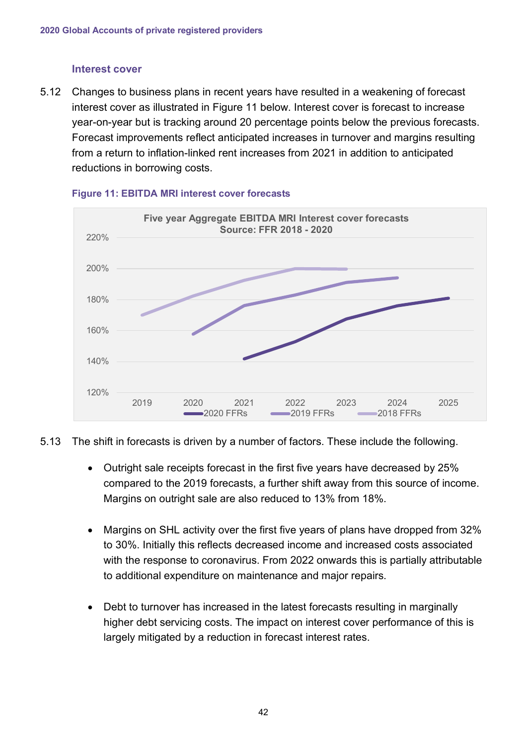### Interest cover

5.12 Changes to business plans in recent years have resulted in a weakening of forecast interest cover as illustrated in Figure 11 below. Interest cover is forecast to increase year-on-year but is tracking around 20 percentage points below the previous forecasts. Forecast improvements reflect anticipated increases in turnover and margins resulting from a return to inflation-linked rent increases from 2021 in addition to anticipated reductions in borrowing costs.

**Figure 11: EBITDA MRI interest cover forecasts**

Five year Aggregate EBITDA MRI Interest cover forecasts
Source: FFR 2018 - 2020

5.13 The shift in forecasts is driven by a number of factors. These include the following.

- Outright sale receipts forecast in the first five years have decreased by 25% compared to the 2019 forecasts, a further shift away from this source of income. Margins on outright sale are also reduced to 13% from 18%.

- Margins on SHL activity over the first five years of plans have dropped from 32% to 30%. Initially this reflects decreased income and increased costs associated with the response to coronavirus. From 2022 onwards this is partially attributable to additional expenditure on maintenance and major repairs.

- Debt to turnover has increased in the latest forecasts resulting in marginally higher debt servicing costs. The impact on interest cover performance of this is largely mitigated by a reduction in forecast interest rates.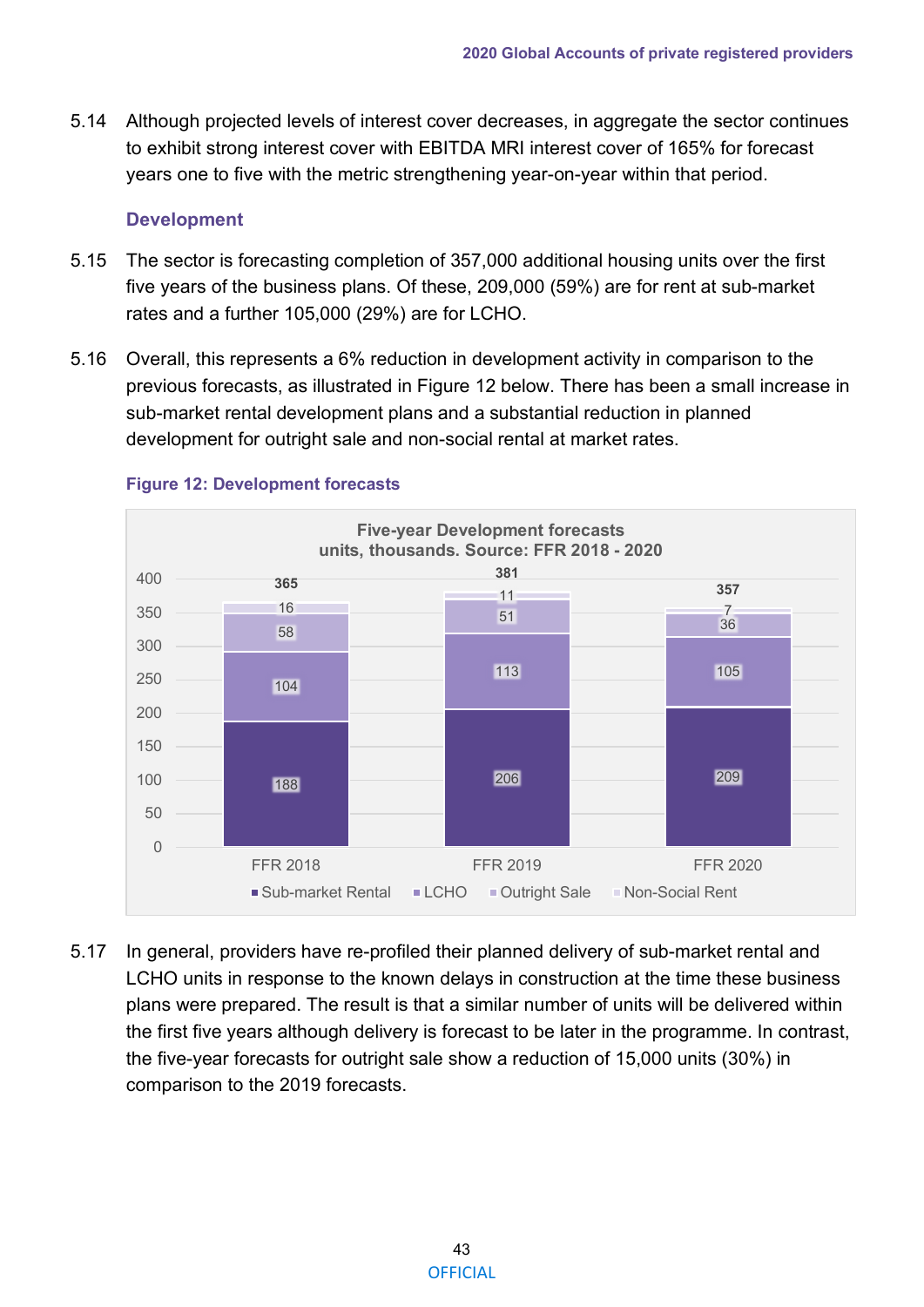5.14 Although projected levels of interest cover decreases, in aggregate the sector continues to exhibit strong interest cover with EBITDA MRI interest cover of 165% for forecast years one to five with the metric strengthening year-on-year within that period.

### Development

5.15 The sector is forecasting completion of 357,000 additional housing units over the first five years of the business plans. Of these, 209,000 (59%) are for rent at sub-market rates and a further 105,000 (29%) are for LCHO.

5.16 Overall, this represents a 6% reduction in development activity in comparison to the previous forecasts, as illustrated in Figure 12 below. There has been a small increase in sub-market rental development plans and a substantial reduction in planned development for outright sale and non-social rental at market rates.

**Figure 12: Development forecasts**

Five-year Development forecasts
units, thousands. Source: FFR 2018 - 2020

| | FFR 2018 | FFR 2019 | FFR 2020 |
|---|---|---|---|
| Sub-market Rental | 188 | 206 | 209 |
| LCHO | 104 | 113 | 105 |
| Outright Sale | 58 | 51 | 36 |
| Non-Social Rent | 16 | 11 | 7 |
| Total | 365 | 381 | 357 |

5.17 In general, providers have re-profiled their planned delivery of sub-market rental and LCHO units in response to the known delays in construction at the time these business plans were prepared. The result is that a similar number of units will be delivered within the first five years although delivery is forecast to be later in the programme. In contrast, the five-year forecasts for outright sale show a reduction of 15,000 units (30%) in comparison to the 2019 forecasts.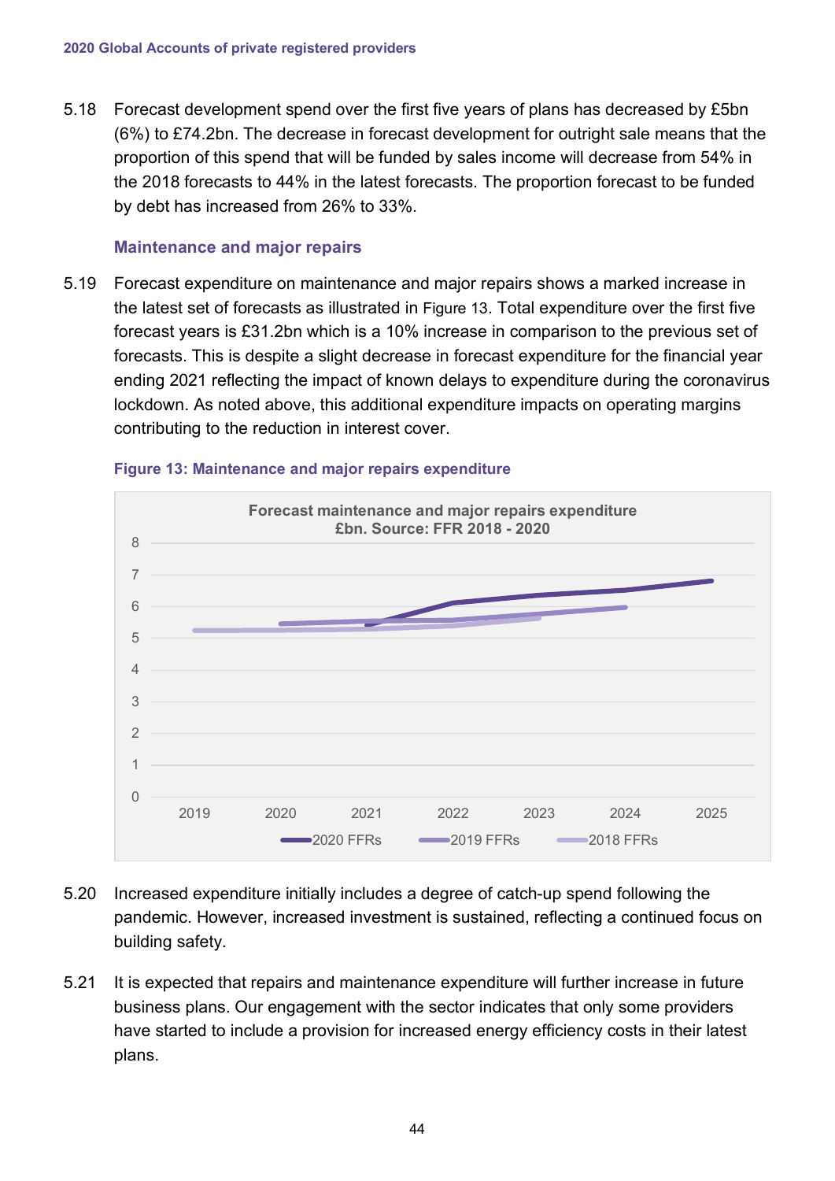5.18 Forecast development spend over the first five years of plans has decreased by £5bn (6%) to £74.2bn. The decrease in forecast development for outright sale means that the proportion of this spend that will be funded by sales income will decrease from 54% in the 2018 forecasts to 44% in the latest forecasts. The proportion forecast to be funded by debt has increased from 26% to 33%.

### Maintenance and major repairs

5.19 Forecast expenditure on maintenance and major repairs shows a marked increase in the latest set of forecasts as illustrated in Figure 13. Total expenditure over the first five forecast years is £31.2bn which is a 10% increase in comparison to the previous set of forecasts. This is despite a slight decrease in forecast expenditure for the financial year ending 2021 reflecting the impact of known delays to expenditure during the coronavirus lockdown. As noted above, this additional expenditure impacts on operating margins contributing to the reduction in interest cover.

**Figure 13: Maintenance and major repairs expenditure**

5.20 Increased expenditure initially includes a degree of catch-up spend following the pandemic. However, increased investment is sustained, reflecting a continued focus on building safety.

5.21 It is expected that repairs and maintenance expenditure will further increase in future business plans. Our engagement with the sector indicates that only some providers have started to include a provision for increased energy efficiency costs in their latest plans.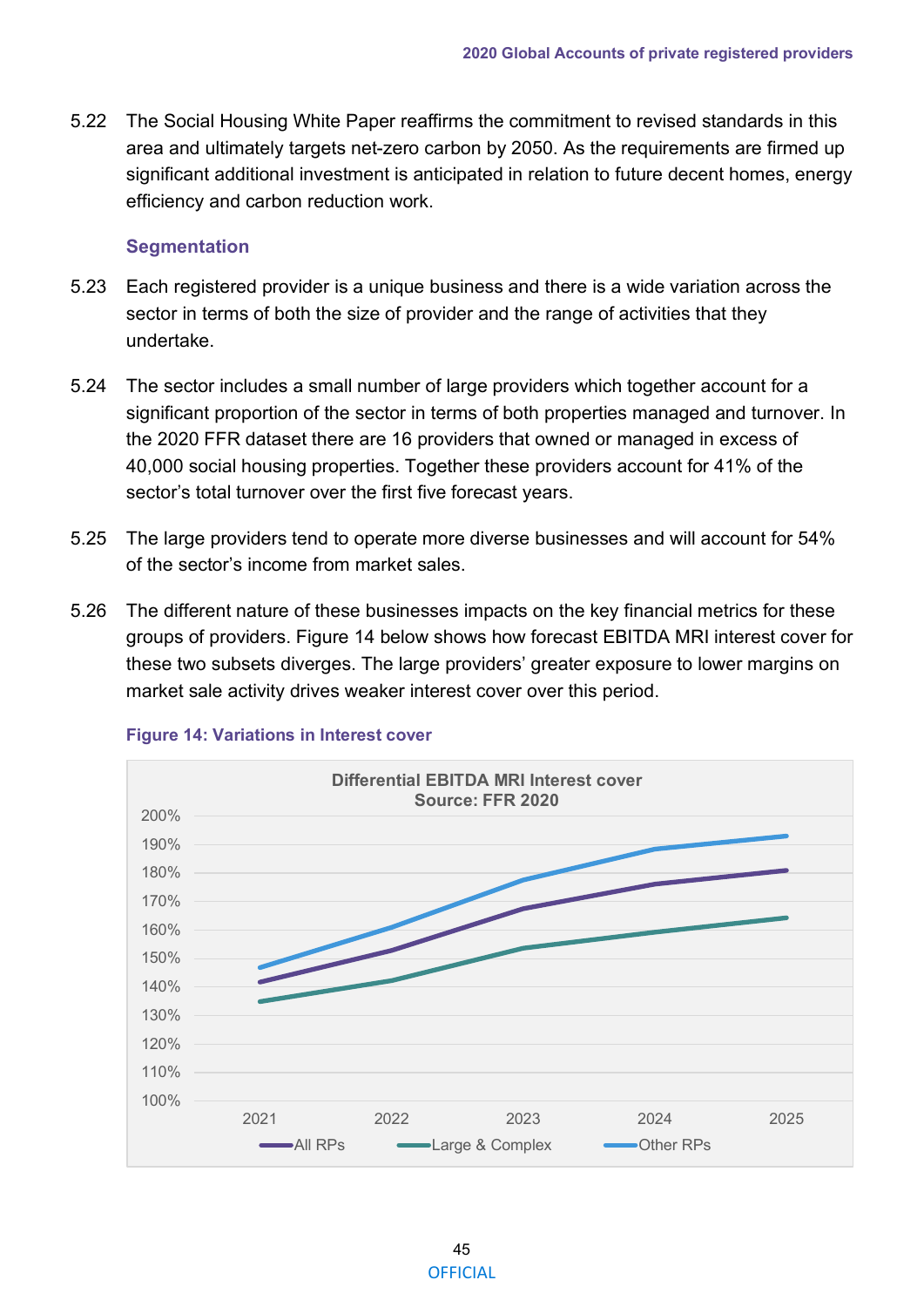5.22 The Social Housing White Paper reaffirms the commitment to revised standards in this area and ultimately targets net-zero carbon by 2050. As the requirements are firmed up significant additional investment is anticipated in relation to future decent homes, energy efficiency and carbon reduction work.

### Segmentation

5.23 Each registered provider is a unique business and there is a wide variation across the sector in terms of both the size of provider and the range of activities that they undertake.

5.24 The sector includes a small number of large providers which together account for a significant proportion of the sector in terms of both properties managed and turnover. In the 2020 FFR dataset there are 16 providers that owned or managed in excess of 40,000 social housing properties. Together these providers account for 41% of the sector's total turnover over the first five forecast years.

5.25 The large providers tend to operate more diverse businesses and will account for 54% of the sector's income from market sales.

5.26 The different nature of these businesses impacts on the key financial metrics for these groups of providers. Figure 14 below shows how forecast EBITDA MRI interest cover for these two subsets diverges. The large providers' greater exposure to lower margins on market sale activity drives weaker interest cover over this period.

**Figure 14: Variations in Interest cover**

Differential EBITDA MRI Interest cover
Source: FFR 2020

Legend: All RPs, Large & Complex, Other RPs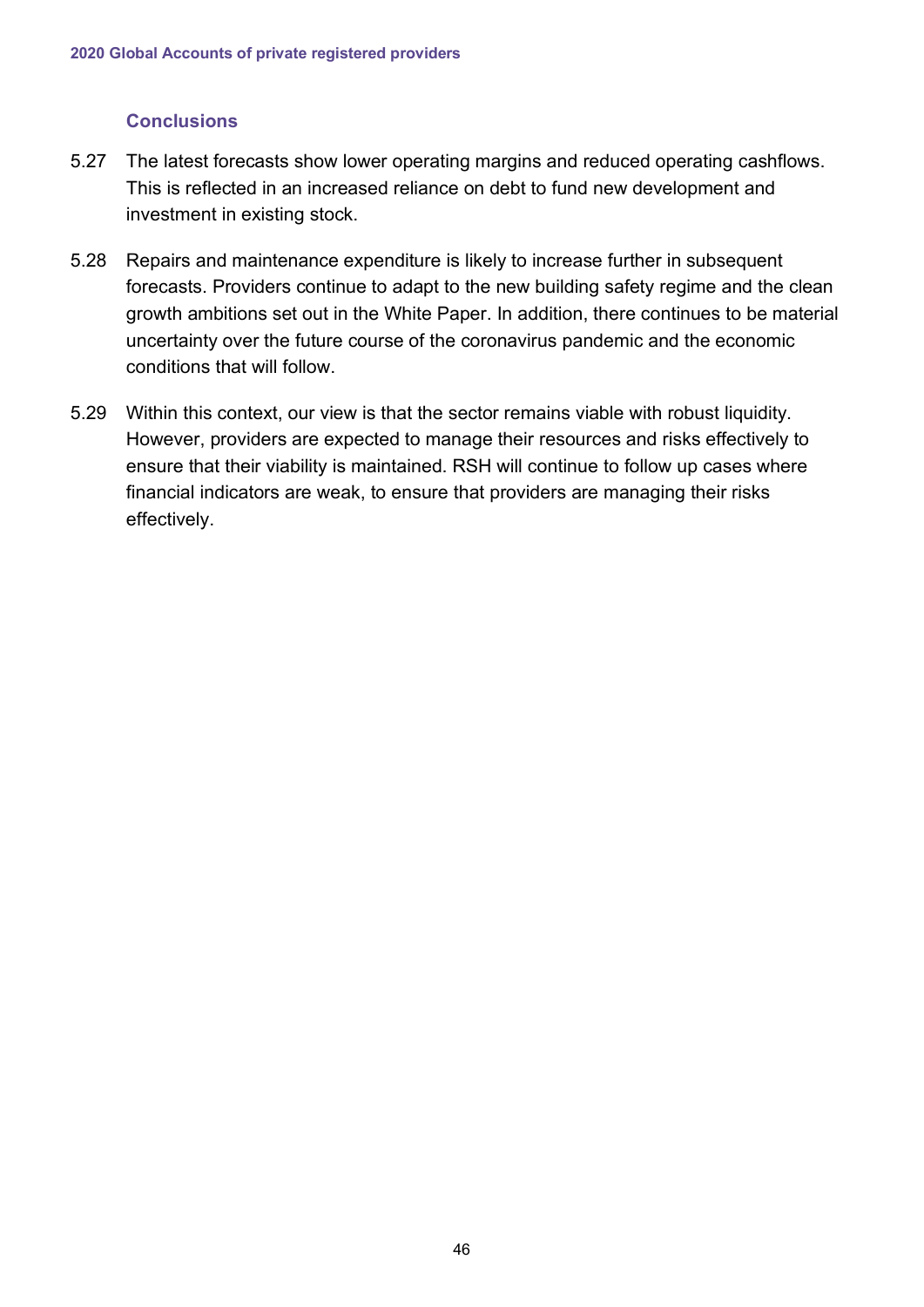### Conclusions

5.27 The latest forecasts show lower operating margins and reduced operating cashflows. This is reflected in an increased reliance on debt to fund new development and investment in existing stock.

5.28 Repairs and maintenance expenditure is likely to increase further in subsequent forecasts. Providers continue to adapt to the new building safety regime and the clean growth ambitions set out in the White Paper. In addition, there continues to be material uncertainty over the future course of the coronavirus pandemic and the economic conditions that will follow.

5.29 Within this context, our view is that the sector remains viable with robust liquidity. However, providers are expected to manage their resources and risks effectively to ensure that their viability is maintained. RSH will continue to follow up cases where financial indicators are weak, to ensure that providers are managing their risks effectively.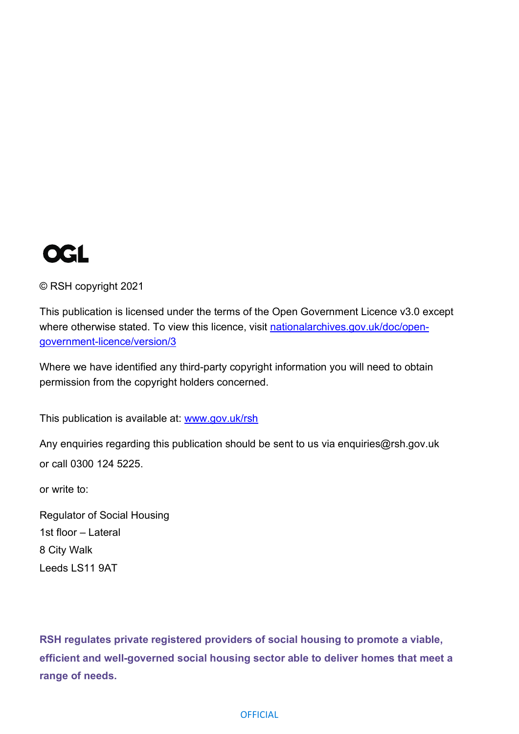OGL

© RSH copyright 2021

This publication is licensed under the terms of the Open Government Licence v3.0 except where otherwise stated. To view this licence, visit [nationalarchives.gov.uk/doc/open-government-licence/version/3](nationalarchives.gov.uk/doc/open-government-licence/version/3)

Where we have identified any third-party copyright information you will need to obtain permission from the copyright holders concerned.

This publication is available at: [www.gov.uk/rsh](www.gov.uk/rsh)

Any enquiries regarding this publication should be sent to us via enquiries@rsh.gov.uk

or call 0300 124 5225.

or write to:

Regulator of Social Housing
1st floor – Lateral
8 City Walk
Leeds LS11 9AT

**RSH regulates private registered providers of social housing to promote a viable, efficient and well-governed social housing sector able to deliver homes that meet a range of needs.**

OFFICIAL